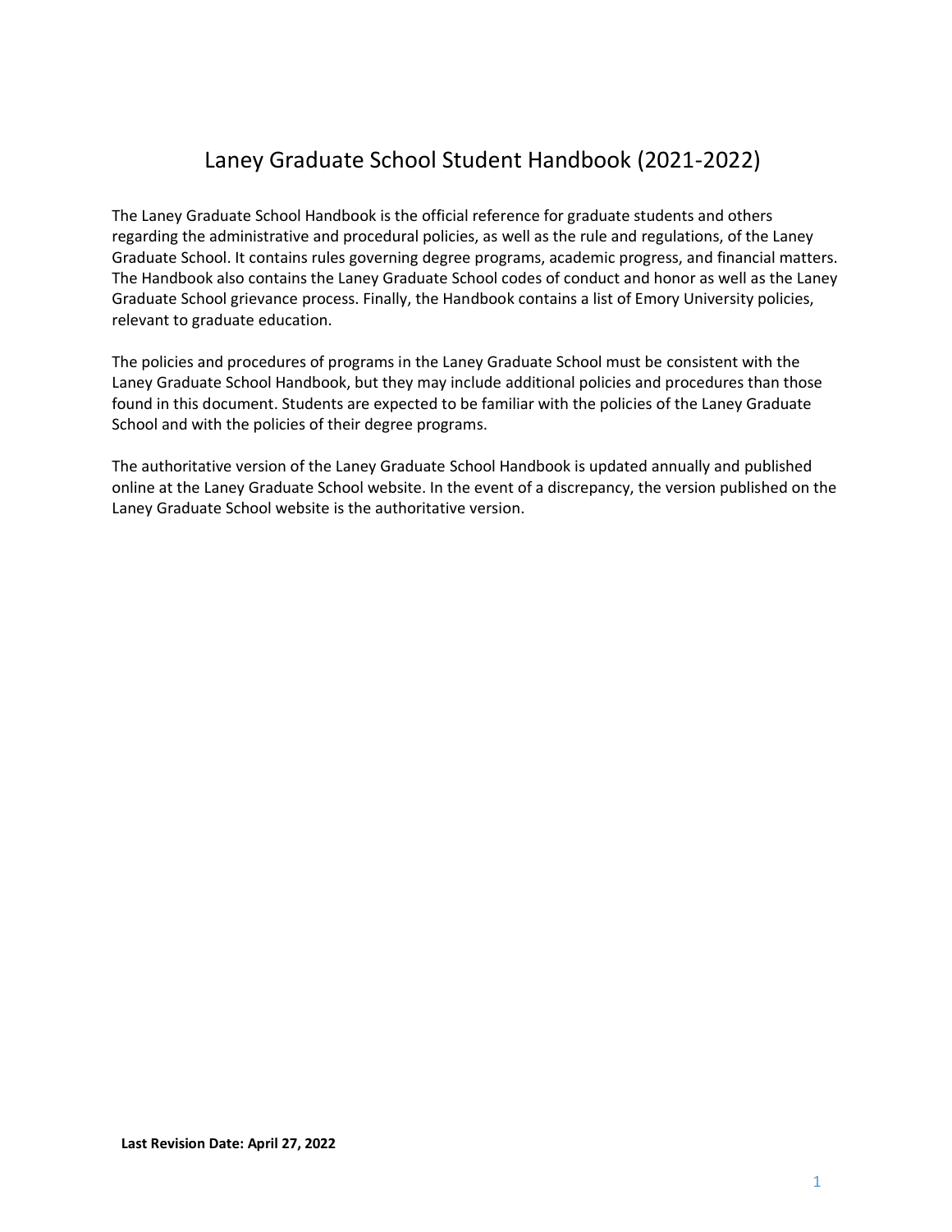# Laney Graduate School Student Handbook (2021-2022)

The Laney Graduate School Handbook is the official reference for graduate students and others regarding the administrative and procedural policies, as well as the rule and regulations, of the Laney Graduate School. It contains rules governing degree programs, academic progress, and financial matters. The Handbook also contains the Laney Graduate School codes of conduct and honor as well as the Laney Graduate School grievance process. Finally, the Handbook contains a list of Emory University policies, relevant to graduate education.

The policies and procedures of programs in the Laney Graduate School must be consistent with the Laney Graduate School Handbook, but they may include additional policies and procedures than those found in this document. Students are expected to be familiar with the policies of the Laney Graduate School and with the policies of their degree programs.

The authoritative version of the Laney Graduate School Handbook is updated annually and published online at the Laney Graduate School website. In the event of a discrepancy, the version published on the Laney Graduate School website is the authoritative version.

**Last Revision Date: April 27, 2022**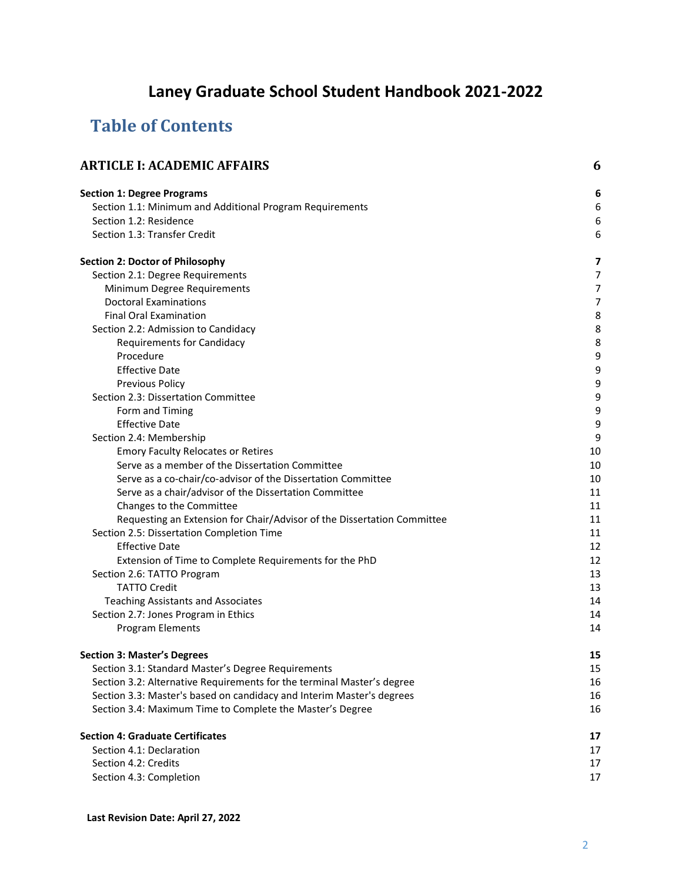# Laney Graduate School Student Handbook 2021-2022

## Table of Contents

**ARTICLE I: ACADEMIC AFFAIRS** 6

**Section 1: Degree Programs** 6
- Section 1.1: Minimum and Additional Program Requirements 6
- Section 1.2: Residence 6
- Section 1.3: Transfer Credit 6

**Section 2: Doctor of Philosophy** 7
- Section 2.1: Degree Requirements 7
  - Minimum Degree Requirements 7
  - Doctoral Examinations 7
  - Final Oral Examination 8
- Section 2.2: Admission to Candidacy 8
  - Requirements for Candidacy 8
  - Procedure 9
  - Effective Date 9
  - Previous Policy 9
- Section 2.3: Dissertation Committee 9
  - Form and Timing 9
  - Effective Date 9
- Section 2.4: Membership 9
  - Emory Faculty Relocates or Retires 10
  - Serve as a member of the Dissertation Committee 10
  - Serve as a co-chair/co-advisor of the Dissertation Committee 10
  - Serve as a chair/advisor of the Dissertation Committee 11
  - Changes to the Committee 11
  - Requesting an Extension for Chair/Advisor of the Dissertation Committee 11
- Section 2.5: Dissertation Completion Time 11
  - Effective Date 12
  - Extension of Time to Complete Requirements for the PhD 12
- Section 2.6: TATTO Program 13
  - TATTO Credit 13
  - Teaching Assistants and Associates 14
- Section 2.7: Jones Program in Ethics 14
  - Program Elements 14

**Section 3: Master's Degrees** 15
- Section 3.1: Standard Master's Degree Requirements 15
- Section 3.2: Alternative Requirements for the terminal Master's degree 16
- Section 3.3: Master's based on candidacy and Interim Master's degrees 16
- Section 3.4: Maximum Time to Complete the Master's Degree 16

**Section 4: Graduate Certificates** 17
- Section 4.1: Declaration 17
- Section 4.2: Credits 17
- Section 4.3: Completion 17

**Last Revision Date: April 27, 2022**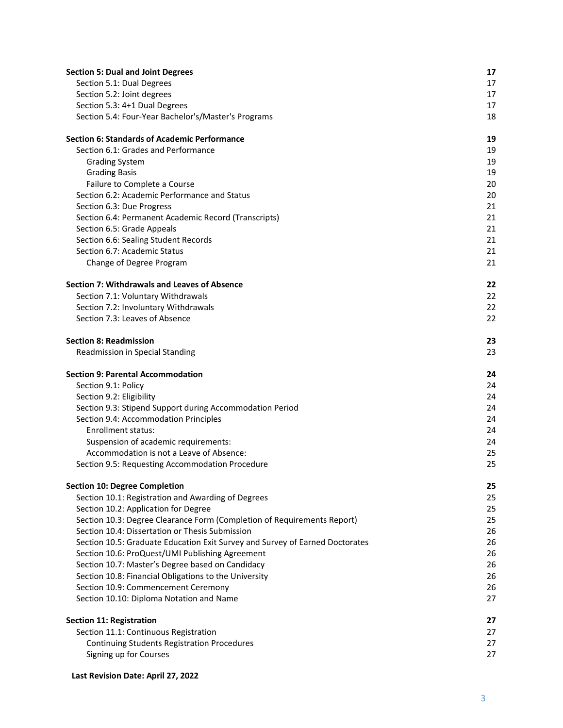| | |
|---|---|
| **Section 5: Dual and Joint Degrees** | **17** |
| Section 5.1: Dual Degrees | 17 |
| Section 5.2: Joint degrees | 17 |
| Section 5.3: 4+1 Dual Degrees | 17 |
| Section 5.4: Four-Year Bachelor's/Master's Programs | 18 |
| **Section 6: Standards of Academic Performance** | **19** |
| Section 6.1: Grades and Performance | 19 |
| Grading System | 19 |
| Grading Basis | 19 |
| Failure to Complete a Course | 20 |
| Section 6.2: Academic Performance and Status | 20 |
| Section 6.3: Due Progress | 21 |
| Section 6.4: Permanent Academic Record (Transcripts) | 21 |
| Section 6.5: Grade Appeals | 21 |
| Section 6.6: Sealing Student Records | 21 |
| Section 6.7: Academic Status | 21 |
| Change of Degree Program | 21 |
| **Section 7: Withdrawals and Leaves of Absence** | **22** |
| Section 7.1: Voluntary Withdrawals | 22 |
| Section 7.2: Involuntary Withdrawals | 22 |
| Section 7.3: Leaves of Absence | 22 |
| **Section 8: Readmission** | **23** |
| Readmission in Special Standing | 23 |
| **Section 9: Parental Accommodation** | **24** |
| Section 9.1: Policy | 24 |
| Section 9.2: Eligibility | 24 |
| Section 9.3: Stipend Support during Accommodation Period | 24 |
| Section 9.4: Accommodation Principles | 24 |
| Enrollment status: | 24 |
| Suspension of academic requirements: | 24 |
| Accommodation is not a Leave of Absence: | 25 |
| Section 9.5: Requesting Accommodation Procedure | 25 |
| **Section 10: Degree Completion** | **25** |
| Section 10.1: Registration and Awarding of Degrees | 25 |
| Section 10.2: Application for Degree | 25 |
| Section 10.3: Degree Clearance Form (Completion of Requirements Report) | 25 |
| Section 10.4: Dissertation or Thesis Submission | 26 |
| Section 10.5: Graduate Education Exit Survey and Survey of Earned Doctorates | 26 |
| Section 10.6: ProQuest/UMI Publishing Agreement | 26 |
| Section 10.7: Master's Degree based on Candidacy | 26 |
| Section 10.8: Financial Obligations to the University | 26 |
| Section 10.9: Commencement Ceremony | 26 |
| Section 10.10: Diploma Notation and Name | 27 |
| **Section 11: Registration** | **27** |
| Section 11.1: Continuous Registration | 27 |
| Continuing Students Registration Procedures | 27 |
| Signing up for Courses | 27 |

**Last Revision Date: April 27, 2022**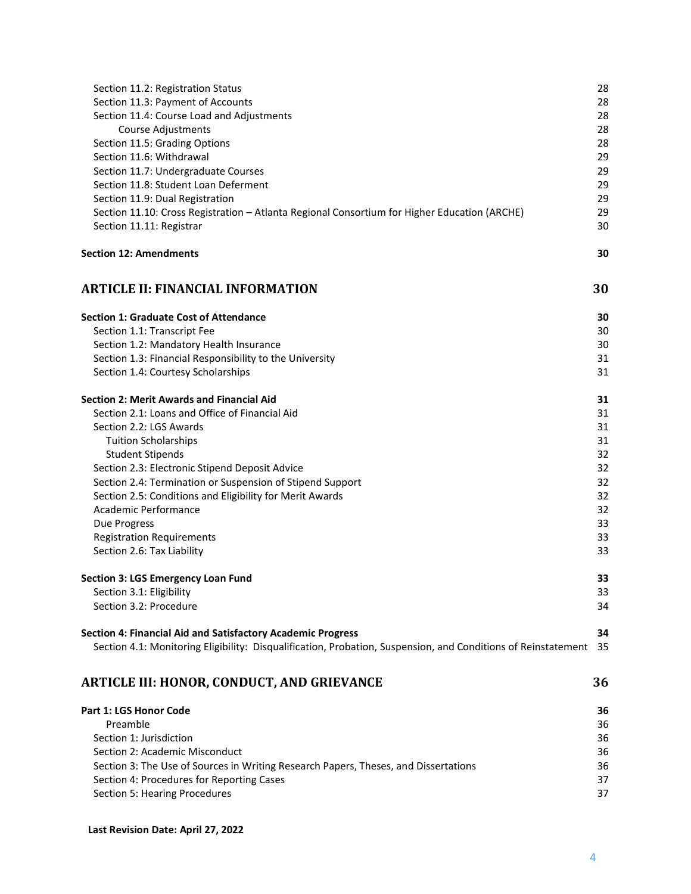Section 11.2: Registration Status 28
Section 11.3: Payment of Accounts 28
Section 11.4: Course Load and Adjustments 28
Course Adjustments 28
Section 11.5: Grading Options 28
Section 11.6: Withdrawal 29
Section 11.7: Undergraduate Courses 29
Section 11.8: Student Loan Deferment 29
Section 11.9: Dual Registration 29
Section 11.10: Cross Registration – Atlanta Regional Consortium for Higher Education (ARCHE) 29
Section 11.11: Registrar 30

**Section 12: Amendments 30**

## ARTICLE II: FINANCIAL INFORMATION 30

**Section 1: Graduate Cost of Attendance 30**
Section 1.1: Transcript Fee 30
Section 1.2: Mandatory Health Insurance 30
Section 1.3: Financial Responsibility to the University 31
Section 1.4: Courtesy Scholarships 31

**Section 2: Merit Awards and Financial Aid 31**
Section 2.1: Loans and Office of Financial Aid 31
Section 2.2: LGS Awards 31
Tuition Scholarships 31
Student Stipends 32
Section 2.3: Electronic Stipend Deposit Advice 32
Section 2.4: Termination or Suspension of Stipend Support 32
Section 2.5: Conditions and Eligibility for Merit Awards 32
Academic Performance 32
Due Progress 33
Registration Requirements 33
Section 2.6: Tax Liability 33

**Section 3: LGS Emergency Loan Fund 33**
Section 3.1: Eligibility 33
Section 3.2: Procedure 34

**Section 4: Financial Aid and Satisfactory Academic Progress 34**
Section 4.1: Monitoring Eligibility: Disqualification, Probation, Suspension, and Conditions of Reinstatement 35

## ARTICLE III: HONOR, CONDUCT, AND GRIEVANCE 36

**Part 1: LGS Honor Code 36**
Preamble 36
Section 1: Jurisdiction 36
Section 2: Academic Misconduct 36
Section 3: The Use of Sources in Writing Research Papers, Theses, and Dissertations 36
Section 4: Procedures for Reporting Cases 37
Section 5: Hearing Procedures 37

**Last Revision Date: April 27, 2022**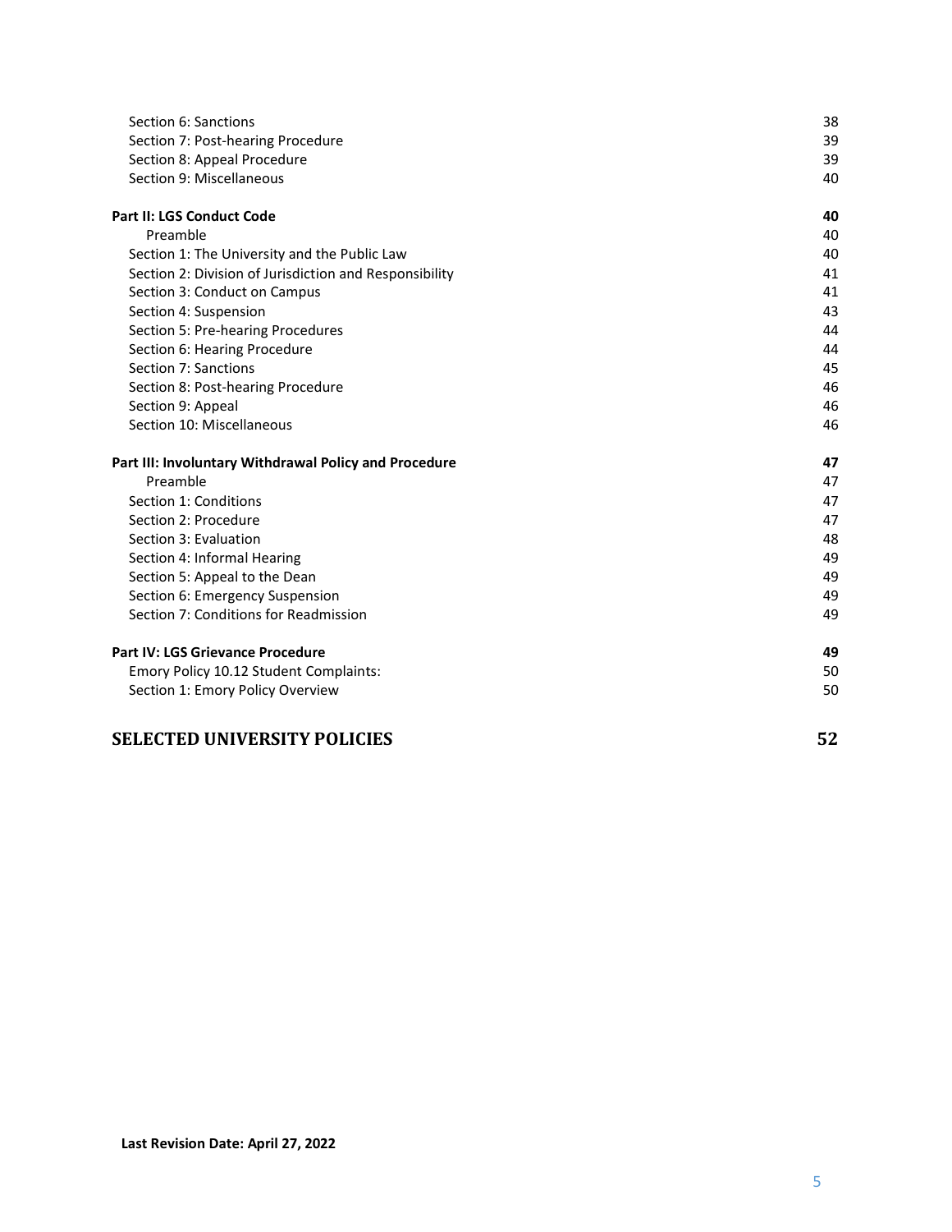| | |
|---|---|
| Section 6: Sanctions | 38 |
| Section 7: Post-hearing Procedure | 39 |
| Section 8: Appeal Procedure | 39 |
| Section 9: Miscellaneous | 40 |
| **Part II: LGS Conduct Code** | **40** |
| Preamble | 40 |
| Section 1: The University and the Public Law | 40 |
| Section 2: Division of Jurisdiction and Responsibility | 41 |
| Section 3: Conduct on Campus | 41 |
| Section 4: Suspension | 43 |
| Section 5: Pre-hearing Procedures | 44 |
| Section 6: Hearing Procedure | 44 |
| Section 7: Sanctions | 45 |
| Section 8: Post-hearing Procedure | 46 |
| Section 9: Appeal | 46 |
| Section 10: Miscellaneous | 46 |
| **Part III: Involuntary Withdrawal Policy and Procedure** | **47** |
| Preamble | 47 |
| Section 1: Conditions | 47 |
| Section 2: Procedure | 47 |
| Section 3: Evaluation | 48 |
| Section 4: Informal Hearing | 49 |
| Section 5: Appeal to the Dean | 49 |
| Section 6: Emergency Suspension | 49 |
| Section 7: Conditions for Readmission | 49 |
| **Part IV: LGS Grievance Procedure** | **49** |
| Emory Policy 10.12 Student Complaints: | 50 |
| Section 1: Emory Policy Overview | 50 |
| **SELECTED UNIVERSITY POLICIES** | **52** |

**Last Revision Date: April 27, 2022**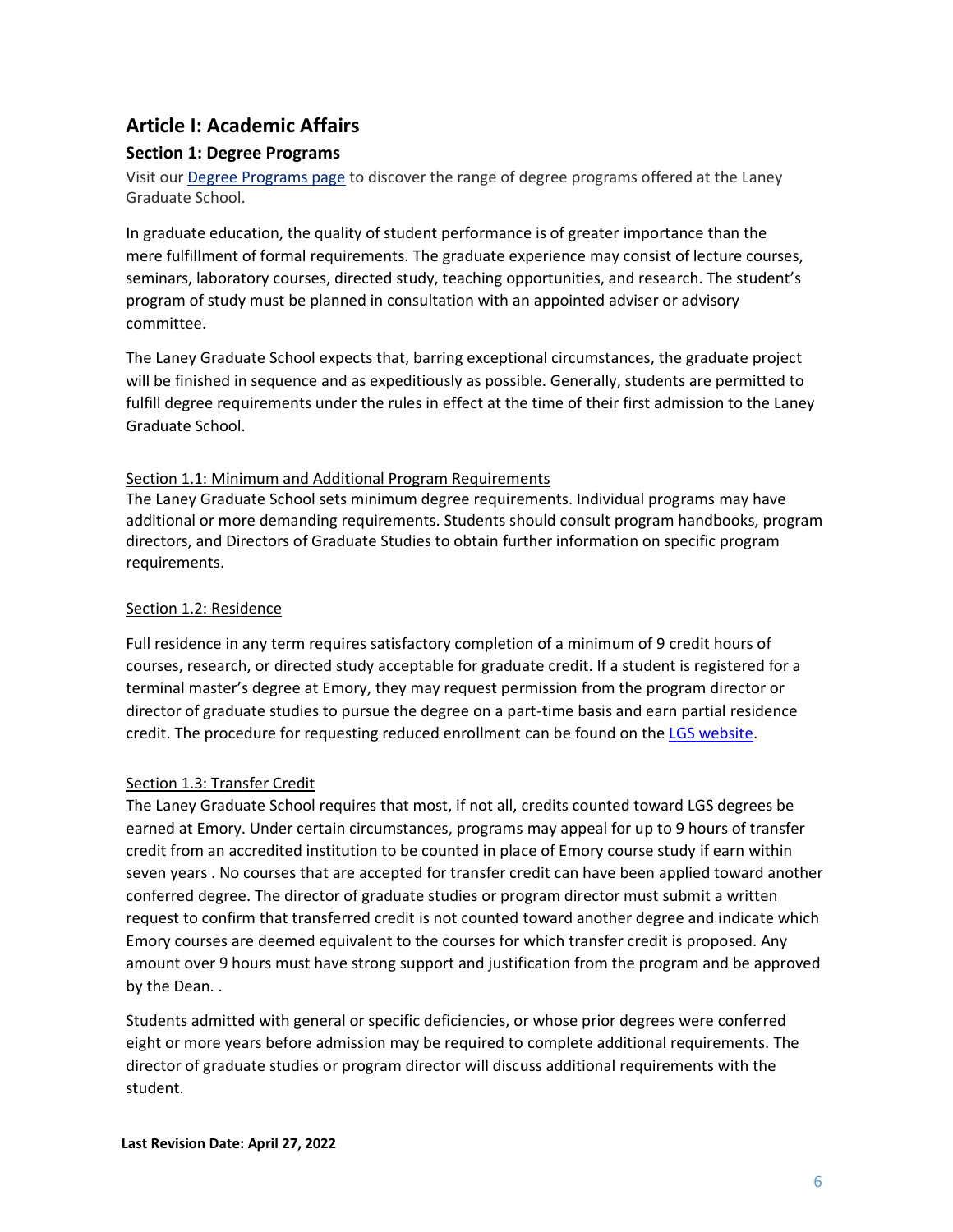## Article I: Academic Affairs

### Section 1: Degree Programs

Visit our [Degree Programs page](#) to discover the range of degree programs offered at the Laney Graduate School.

In graduate education, the quality of student performance is of greater importance than the mere fulfillment of formal requirements. The graduate experience may consist of lecture courses, seminars, laboratory courses, directed study, teaching opportunities, and research. The student's program of study must be planned in consultation with an appointed adviser or advisory committee.

The Laney Graduate School expects that, barring exceptional circumstances, the graduate project will be finished in sequence and as expeditiously as possible. Generally, students are permitted to fulfill degree requirements under the rules in effect at the time of their first admission to the Laney Graduate School.

#### Section 1.1: Minimum and Additional Program Requirements

The Laney Graduate School sets minimum degree requirements. Individual programs may have additional or more demanding requirements. Students should consult program handbooks, program directors, and Directors of Graduate Studies to obtain further information on specific program requirements.

#### Section 1.2: Residence

Full residence in any term requires satisfactory completion of a minimum of 9 credit hours of courses, research, or directed study acceptable for graduate credit. If a student is registered for a terminal master's degree at Emory, they may request permission from the program director or director of graduate studies to pursue the degree on a part-time basis and earn partial residence credit. The procedure for requesting reduced enrollment can be found on the [LGS website](#).

#### Section 1.3: Transfer Credit

The Laney Graduate School requires that most, if not all, credits counted toward LGS degrees be earned at Emory. Under certain circumstances, programs may appeal for up to 9 hours of transfer credit from an accredited institution to be counted in place of Emory course study if earn within seven years . No courses that are accepted for transfer credit can have been applied toward another conferred degree. The director of graduate studies or program director must submit a written request to confirm that transferred credit is not counted toward another degree and indicate which Emory courses are deemed equivalent to the courses for which transfer credit is proposed. Any amount over 9 hours must have strong support and justification from the program and be approved by the Dean. .

Students admitted with general or specific deficiencies, or whose prior degrees were conferred eight or more years before admission may be required to complete additional requirements. The director of graduate studies or program director will discuss additional requirements with the student.

**Last Revision Date: April 27, 2022**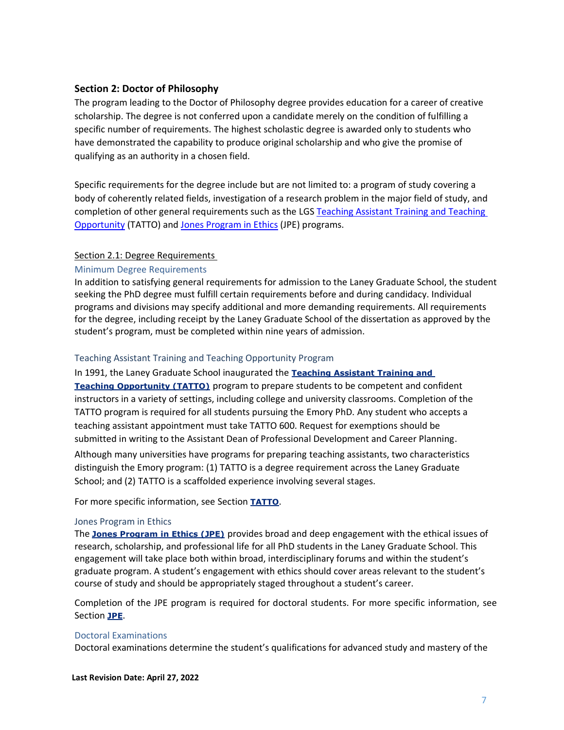## Section 2: Doctor of Philosophy

The program leading to the Doctor of Philosophy degree provides education for a career of creative scholarship. The degree is not conferred upon a candidate merely on the condition of fulfilling a specific number of requirements. The highest scholastic degree is awarded only to students who have demonstrated the capability to produce original scholarship and who give the promise of qualifying as an authority in a chosen field.

Specific requirements for the degree include but are not limited to: a program of study covering a body of coherently related fields, investigation of a research problem in the major field of study, and completion of other general requirements such as the LGS Teaching Assistant Training and Teaching Opportunity (TATTO) and Jones Program in Ethics (JPE) programs.

### Section 2.1: Degree Requirements

#### Minimum Degree Requirements

In addition to satisfying general requirements for admission to the Laney Graduate School, the student seeking the PhD degree must fulfill certain requirements before and during candidacy. Individual programs and divisions may specify additional and more demanding requirements. All requirements for the degree, including receipt by the Laney Graduate School of the dissertation as approved by the student's program, must be completed within nine years of admission.

#### Teaching Assistant Training and Teaching Opportunity Program

In 1991, the Laney Graduate School inaugurated the **Teaching Assistant Training and Teaching Opportunity (TATTO)** program to prepare students to be competent and confident instructors in a variety of settings, including college and university classrooms. Completion of the TATTO program is required for all students pursuing the Emory PhD. Any student who accepts a teaching assistant appointment must take TATTO 600. Request for exemptions should be submitted in writing to the Assistant Dean of Professional Development and Career Planning.

Although many universities have programs for preparing teaching assistants, two characteristics distinguish the Emory program: (1) TATTO is a degree requirement across the Laney Graduate School; and (2) TATTO is a scaffolded experience involving several stages.

For more specific information, see Section **TATTO**.

#### Jones Program in Ethics

The **Jones Program in Ethics (JPE)** provides broad and deep engagement with the ethical issues of research, scholarship, and professional life for all PhD students in the Laney Graduate School. This engagement will take place both within broad, interdisciplinary forums and within the student's graduate program. A student's engagement with ethics should cover areas relevant to the student's course of study and should be appropriately staged throughout a student's career.

Completion of the JPE program is required for doctoral students. For more specific information, see Section **JPE**.

#### Doctoral Examinations

Doctoral examinations determine the student's qualifications for advanced study and mastery of the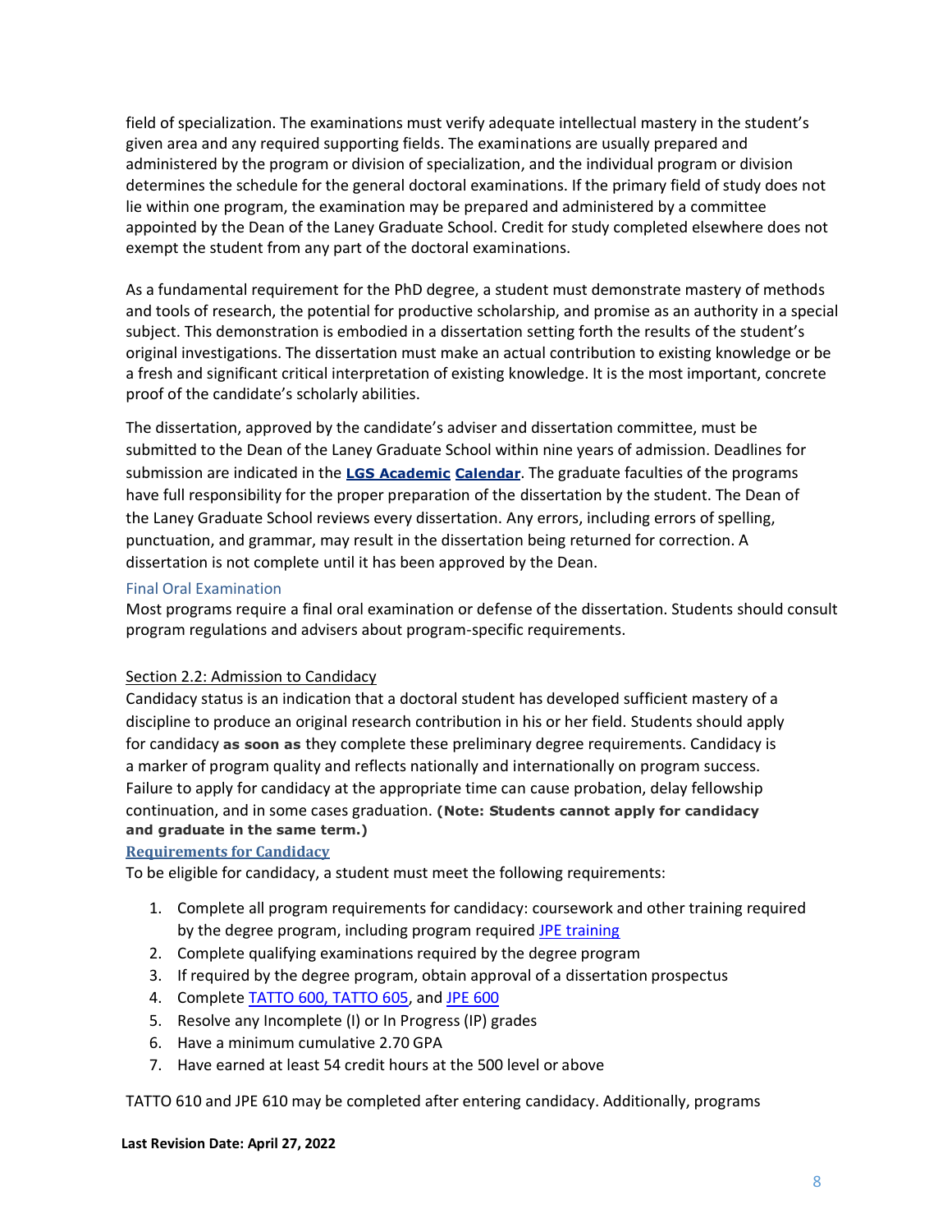field of specialization. The examinations must verify adequate intellectual mastery in the student's given area and any required supporting fields. The examinations are usually prepared and administered by the program or division of specialization, and the individual program or division determines the schedule for the general doctoral examinations. If the primary field of study does not lie within one program, the examination may be prepared and administered by a committee appointed by the Dean of the Laney Graduate School. Credit for study completed elsewhere does not exempt the student from any part of the doctoral examinations.

As a fundamental requirement for the PhD degree, a student must demonstrate mastery of methods and tools of research, the potential for productive scholarship, and promise as an authority in a special subject. This demonstration is embodied in a dissertation setting forth the results of the student's original investigations. The dissertation must make an actual contribution to existing knowledge or be a fresh and significant critical interpretation of existing knowledge. It is the most important, concrete proof of the candidate's scholarly abilities.

The dissertation, approved by the candidate's adviser and dissertation committee, must be submitted to the Dean of the Laney Graduate School within nine years of admission. Deadlines for submission are indicated in the **LGS Academic Calendar**. The graduate faculties of the programs have full responsibility for the proper preparation of the dissertation by the student. The Dean of the Laney Graduate School reviews every dissertation. Any errors, including errors of spelling, punctuation, and grammar, may result in the dissertation being returned for correction. A dissertation is not complete until it has been approved by the Dean.

### Final Oral Examination

Most programs require a final oral examination or defense of the dissertation. Students should consult program regulations and advisers about program-specific requirements.

## Section 2.2: Admission to Candidacy

Candidacy status is an indication that a doctoral student has developed sufficient mastery of a discipline to produce an original research contribution in his or her field. Students should apply for candidacy **as soon as** they complete these preliminary degree requirements. Candidacy is a marker of program quality and reflects nationally and internationally on program success. Failure to apply for candidacy at the appropriate time can cause probation, delay fellowship continuation, and in some cases graduation. **(Note: Students cannot apply for candidacy and graduate in the same term.)**

### Requirements for Candidacy

To be eligible for candidacy, a student must meet the following requirements:

1. Complete all program requirements for candidacy: coursework and other training required by the degree program, including program required JPE training
2. Complete qualifying examinations required by the degree program
3. If required by the degree program, obtain approval of a dissertation prospectus
4. Complete TATTO 600, TATTO 605, and JPE 600
5. Resolve any Incomplete (I) or In Progress (IP) grades
6. Have a minimum cumulative 2.70 GPA
7. Have earned at least 54 credit hours at the 500 level or above

TATTO 610 and JPE 610 may be completed after entering candidacy. Additionally, programs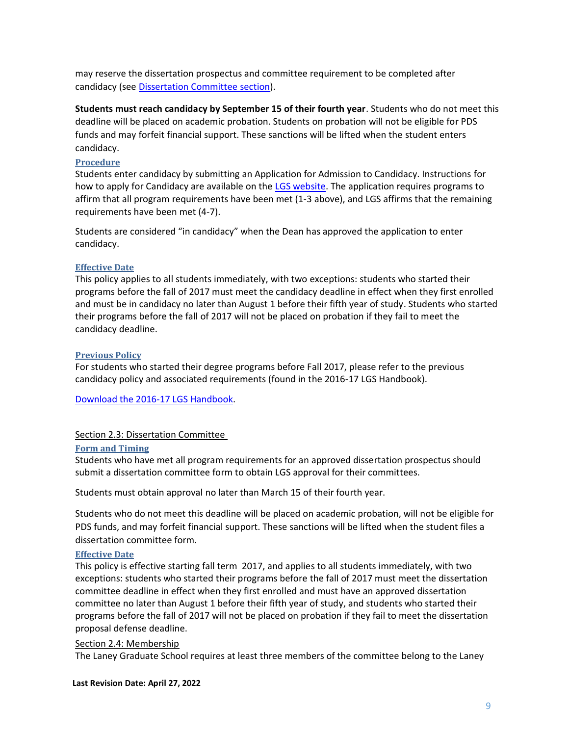may reserve the dissertation prospectus and committee requirement to be completed after candidacy (see [Dissertation Committee section](#)).

**Students must reach candidacy by September 15 of their fourth year**. Students who do not meet this deadline will be placed on academic probation. Students on probation will not be eligible for PDS funds and may forfeit financial support. These sanctions will be lifted when the student enters candidacy.

#### Procedure

Students enter candidacy by submitting an Application for Admission to Candidacy. Instructions for how to apply for Candidacy are available on the [LGS website](#). The application requires programs to affirm that all program requirements have been met (1-3 above), and LGS affirms that the remaining requirements have been met (4-7).

Students are considered "in candidacy" when the Dean has approved the application to enter candidacy.

#### Effective Date

This policy applies to all students immediately, with two exceptions: students who started their programs before the fall of 2017 must meet the candidacy deadline in effect when they first enrolled and must be in candidacy no later than August 1 before their fifth year of study. Students who started their programs before the fall of 2017 will not be placed on probation if they fail to meet the candidacy deadline.

#### Previous Policy

For students who started their degree programs before Fall 2017, please refer to the previous candidacy policy and associated requirements (found in the 2016-17 LGS Handbook).

[Download the 2016-17 LGS Handbook](#).

### Section 2.3: Dissertation Committee

#### Form and Timing

Students who have met all program requirements for an approved dissertation prospectus should submit a dissertation committee form to obtain LGS approval for their committees.

Students must obtain approval no later than March 15 of their fourth year.

Students who do not meet this deadline will be placed on academic probation, will not be eligible for PDS funds, and may forfeit financial support. These sanctions will be lifted when the student files a dissertation committee form.

#### Effective Date

This policy is effective starting fall term 2017, and applies to all students immediately, with two exceptions: students who started their programs before the fall of 2017 must meet the dissertation committee deadline in effect when they first enrolled and must have an approved dissertation committee no later than August 1 before their fifth year of study, and students who started their programs before the fall of 2017 will not be placed on probation if they fail to meet the dissertation proposal defense deadline.

### Section 2.4: Membership

The Laney Graduate School requires at least three members of the committee belong to the Laney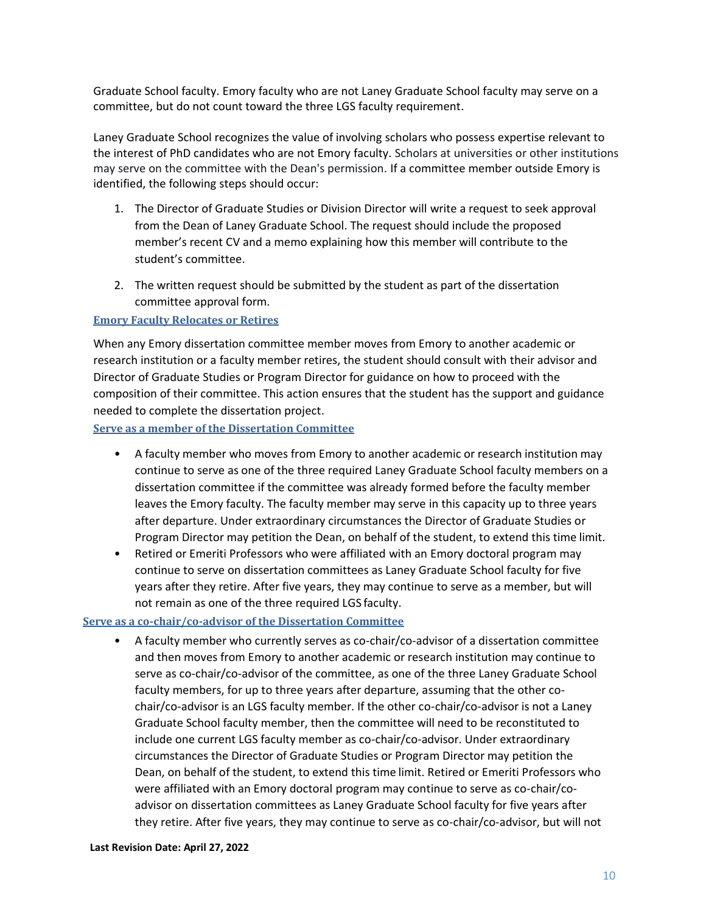Graduate School faculty. Emory faculty who are not Laney Graduate School faculty may serve on a committee, but do not count toward the three LGS faculty requirement.

Laney Graduate School recognizes the value of involving scholars who possess expertise relevant to the interest of PhD candidates who are not Emory faculty. Scholars at universities or other institutions may serve on the committee with the Dean's permission. If a committee member outside Emory is identified, the following steps should occur:

1. The Director of Graduate Studies or Division Director will write a request to seek approval from the Dean of Laney Graduate School. The request should include the proposed member's recent CV and a memo explaining how this member will contribute to the student's committee.
2. The written request should be submitted by the student as part of the dissertation committee approval form.

### Emory Faculty Relocates or Retires

When any Emory dissertation committee member moves from Emory to another academic or research institution or a faculty member retires, the student should consult with their advisor and Director of Graduate Studies or Program Director for guidance on how to proceed with the composition of their committee. This action ensures that the student has the support and guidance needed to complete the dissertation project.

#### Serve as a member of the Dissertation Committee

- A faculty member who moves from Emory to another academic or research institution may continue to serve as one of the three required Laney Graduate School faculty members on a dissertation committee if the committee was already formed before the faculty member leaves the Emory faculty. The faculty member may serve in this capacity up to three years after departure. Under extraordinary circumstances the Director of Graduate Studies or Program Director may petition the Dean, on behalf of the student, to extend this time limit.
- Retired or Emeriti Professors who were affiliated with an Emory doctoral program may continue to serve on dissertation committees as Laney Graduate School faculty for five years after they retire. After five years, they may continue to serve as a member, but will not remain as one of the three required LGS faculty.

#### Serve as a co-chair/co-advisor of the Dissertation Committee

- A faculty member who currently serves as co-chair/co-advisor of a dissertation committee and then moves from Emory to another academic or research institution may continue to serve as co-chair/co-advisor of the committee, as one of the three Laney Graduate School faculty members, for up to three years after departure, assuming that the other co-chair/co-advisor is an LGS faculty member. If the other co-chair/co-advisor is not a Laney Graduate School faculty member, then the committee will need to be reconstituted to include one current LGS faculty member as co-chair/co-advisor. Under extraordinary circumstances the Director of Graduate Studies or Program Director may petition the Dean, on behalf of the student, to extend this time limit. Retired or Emeriti Professors who were affiliated with an Emory doctoral program may continue to serve as co-chair/co-advisor on dissertation committees as Laney Graduate School faculty for five years after they retire. After five years, they may continue to serve as co-chair/co-advisor, but will not

**Last Revision Date: April 27, 2022**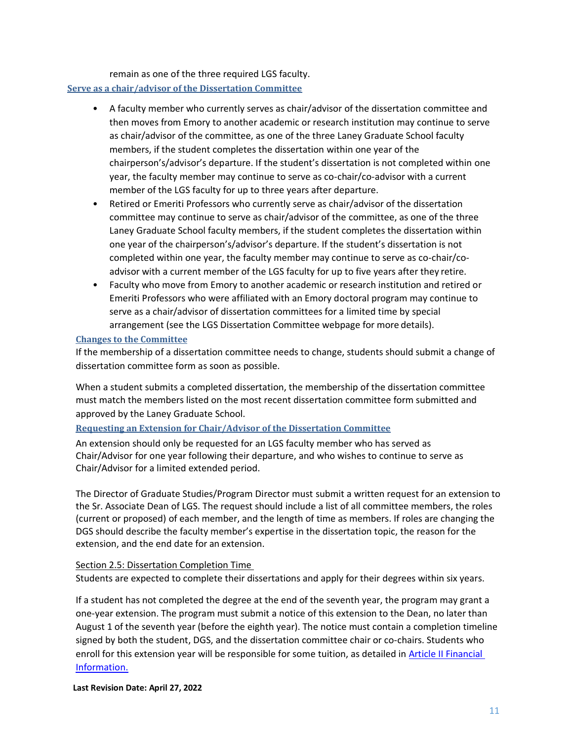remain as one of the three required LGS faculty.

### Serve as a chair/advisor of the Dissertation Committee

- A faculty member who currently serves as chair/advisor of the dissertation committee and then moves from Emory to another academic or research institution may continue to serve as chair/advisor of the committee, as one of the three Laney Graduate School faculty members, if the student completes the dissertation within one year of the chairperson's/advisor's departure. If the student's dissertation is not completed within one year, the faculty member may continue to serve as co-chair/co-advisor with a current member of the LGS faculty for up to three years after departure.
- Retired or Emeriti Professors who currently serve as chair/advisor of the dissertation committee may continue to serve as chair/advisor of the committee, as one of the three Laney Graduate School faculty members, if the student completes the dissertation within one year of the chairperson's/advisor's departure. If the student's dissertation is not completed within one year, the faculty member may continue to serve as co-chair/co-advisor with a current member of the LGS faculty for up to five years after they retire.
- Faculty who move from Emory to another academic or research institution and retired or Emeriti Professors who were affiliated with an Emory doctoral program may continue to serve as a chair/advisor of dissertation committees for a limited time by special arrangement (see the LGS Dissertation Committee webpage for more details).

### Changes to the Committee

If the membership of a dissertation committee needs to change, students should submit a change of dissertation committee form as soon as possible.

When a student submits a completed dissertation, the membership of the dissertation committee must match the members listed on the most recent dissertation committee form submitted and approved by the Laney Graduate School.

### Requesting an Extension for Chair/Advisor of the Dissertation Committee

An extension should only be requested for an LGS faculty member who has served as Chair/Advisor for one year following their departure, and who wishes to continue to serve as Chair/Advisor for a limited extended period.

The Director of Graduate Studies/Program Director must submit a written request for an extension to the Sr. Associate Dean of LGS. The request should include a list of all committee members, the roles (current or proposed) of each member, and the length of time as members. If roles are changing the DGS should describe the faculty member's expertise in the dissertation topic, the reason for the extension, and the end date for an extension.

## Section 2.5: Dissertation Completion Time

Students are expected to complete their dissertations and apply for their degrees within six years.

If a student has not completed the degree at the end of the seventh year, the program may grant a one-year extension. The program must submit a notice of this extension to the Dean, no later than August 1 of the seventh year (before the eighth year). The notice must contain a completion timeline signed by both the student, DGS, and the dissertation committee chair or co-chairs. Students who enroll for this extension year will be responsible for some tuition, as detailed in Article II Financial Information.

**Last Revision Date: April 27, 2022**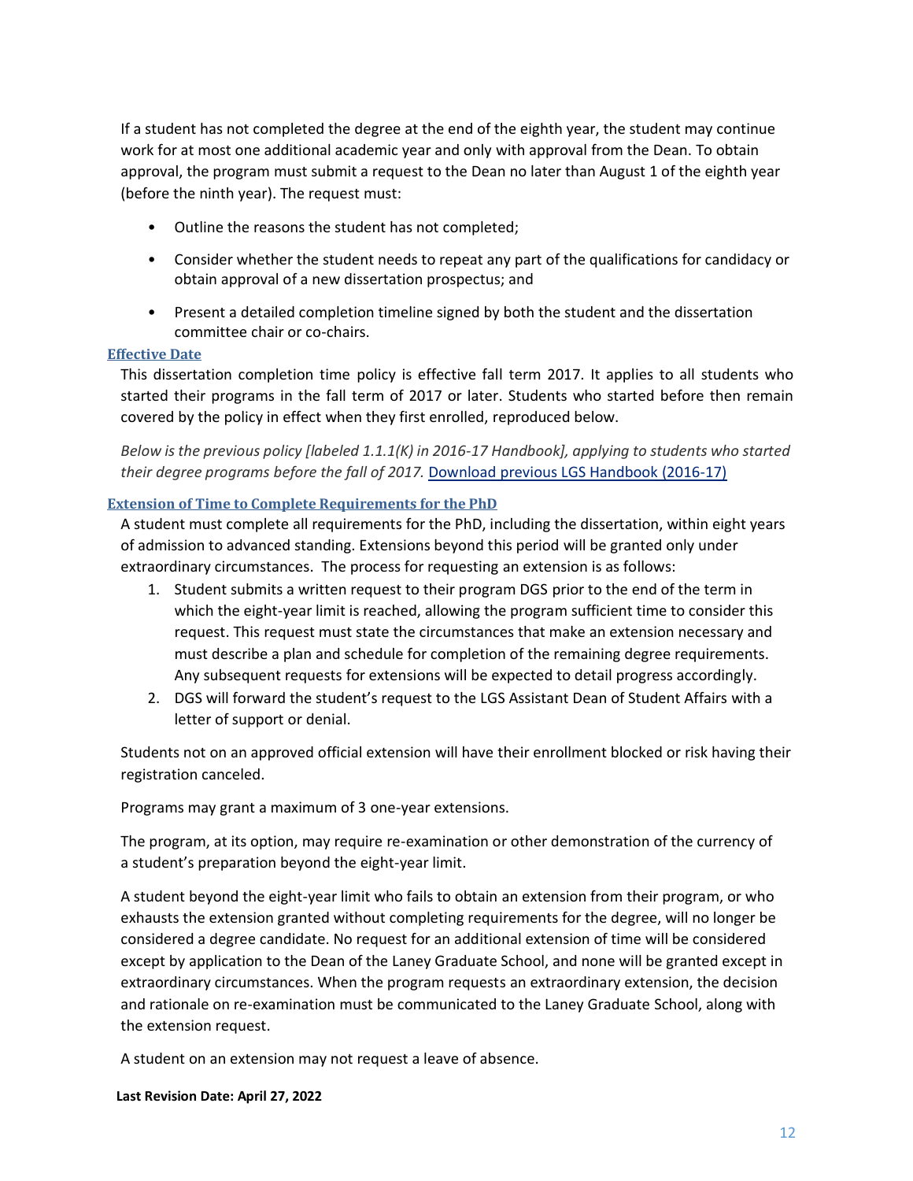If a student has not completed the degree at the end of the eighth year, the student may continue work for at most one additional academic year and only with approval from the Dean. To obtain approval, the program must submit a request to the Dean no later than August 1 of the eighth year (before the ninth year). The request must:

- Outline the reasons the student has not completed;
- Consider whether the student needs to repeat any part of the qualifications for candidacy or obtain approval of a new dissertation prospectus; and
- Present a detailed completion timeline signed by both the student and the dissertation committee chair or co-chairs.

### Effective Date

This dissertation completion time policy is effective fall term 2017. It applies to all students who started their programs in the fall term of 2017 or later. Students who started before then remain covered by the policy in effect when they first enrolled, reproduced below.

*Below is the previous policy [labeled 1.1.1(K) in 2016-17 Handbook], applying to students who started their degree programs before the fall of 2017.* Download previous LGS Handbook (2016-17)

### Extension of Time to Complete Requirements for the PhD

A student must complete all requirements for the PhD, including the dissertation, within eight years of admission to advanced standing. Extensions beyond this period will be granted only under extraordinary circumstances. The process for requesting an extension is as follows:

1. Student submits a written request to their program DGS prior to the end of the term in which the eight-year limit is reached, allowing the program sufficient time to consider this request. This request must state the circumstances that make an extension necessary and must describe a plan and schedule for completion of the remaining degree requirements. Any subsequent requests for extensions will be expected to detail progress accordingly.
2. DGS will forward the student's request to the LGS Assistant Dean of Student Affairs with a letter of support or denial.

Students not on an approved official extension will have their enrollment blocked or risk having their registration canceled.

Programs may grant a maximum of 3 one-year extensions.

The program, at its option, may require re-examination or other demonstration of the currency of a student's preparation beyond the eight-year limit.

A student beyond the eight-year limit who fails to obtain an extension from their program, or who exhausts the extension granted without completing requirements for the degree, will no longer be considered a degree candidate. No request for an additional extension of time will be considered except by application to the Dean of the Laney Graduate School, and none will be granted except in extraordinary circumstances. When the program requests an extraordinary extension, the decision and rationale on re-examination must be communicated to the Laney Graduate School, along with the extension request.

A student on an extension may not request a leave of absence.

**Last Revision Date: April 27, 2022**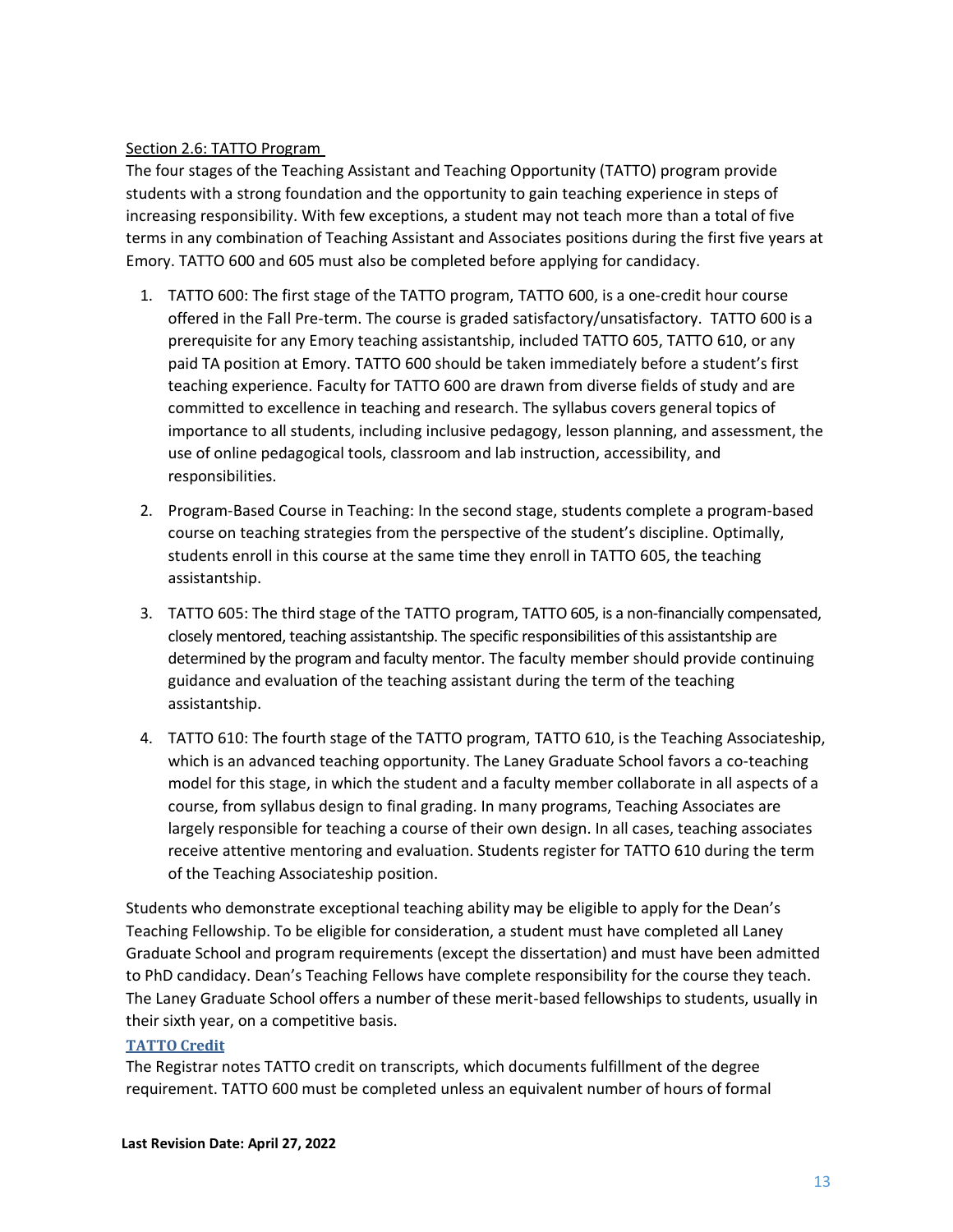## Section 2.6: TATTO Program

The four stages of the Teaching Assistant and Teaching Opportunity (TATTO) program provide students with a strong foundation and the opportunity to gain teaching experience in steps of increasing responsibility. With few exceptions, a student may not teach more than a total of five terms in any combination of Teaching Assistant and Associates positions during the first five years at Emory. TATTO 600 and 605 must also be completed before applying for candidacy.

1. TATTO 600: The first stage of the TATTO program, TATTO 600, is a one-credit hour course offered in the Fall Pre-term. The course is graded satisfactory/unsatisfactory. TATTO 600 is a prerequisite for any Emory teaching assistantship, included TATTO 605, TATTO 610, or any paid TA position at Emory. TATTO 600 should be taken immediately before a student's first teaching experience. Faculty for TATTO 600 are drawn from diverse fields of study and are committed to excellence in teaching and research. The syllabus covers general topics of importance to all students, including inclusive pedagogy, lesson planning, and assessment, the use of online pedagogical tools, classroom and lab instruction, accessibility, and responsibilities.

2. Program-Based Course in Teaching: In the second stage, students complete a program-based course on teaching strategies from the perspective of the student's discipline. Optimally, students enroll in this course at the same time they enroll in TATTO 605, the teaching assistantship.

3. TATTO 605: The third stage of the TATTO program, TATTO 605, is a non-financially compensated, closely mentored, teaching assistantship. The specific responsibilities of this assistantship are determined by the program and faculty mentor. The faculty member should provide continuing guidance and evaluation of the teaching assistant during the term of the teaching assistantship.

4. TATTO 610: The fourth stage of the TATTO program, TATTO 610, is the Teaching Associateship, which is an advanced teaching opportunity. The Laney Graduate School favors a co-teaching model for this stage, in which the student and a faculty member collaborate in all aspects of a course, from syllabus design to final grading. In many programs, Teaching Associates are largely responsible for teaching a course of their own design. In all cases, teaching associates receive attentive mentoring and evaluation. Students register for TATTO 610 during the term of the Teaching Associateship position.

Students who demonstrate exceptional teaching ability may be eligible to apply for the Dean's Teaching Fellowship. To be eligible for consideration, a student must have completed all Laney Graduate School and program requirements (except the dissertation) and must have been admitted to PhD candidacy. Dean's Teaching Fellows have complete responsibility for the course they teach. The Laney Graduate School offers a number of these merit-based fellowships to students, usually in their sixth year, on a competitive basis.

### TATTO Credit

The Registrar notes TATTO credit on transcripts, which documents fulfillment of the degree requirement. TATTO 600 must be completed unless an equivalent number of hours of formal

**Last Revision Date: April 27, 2022**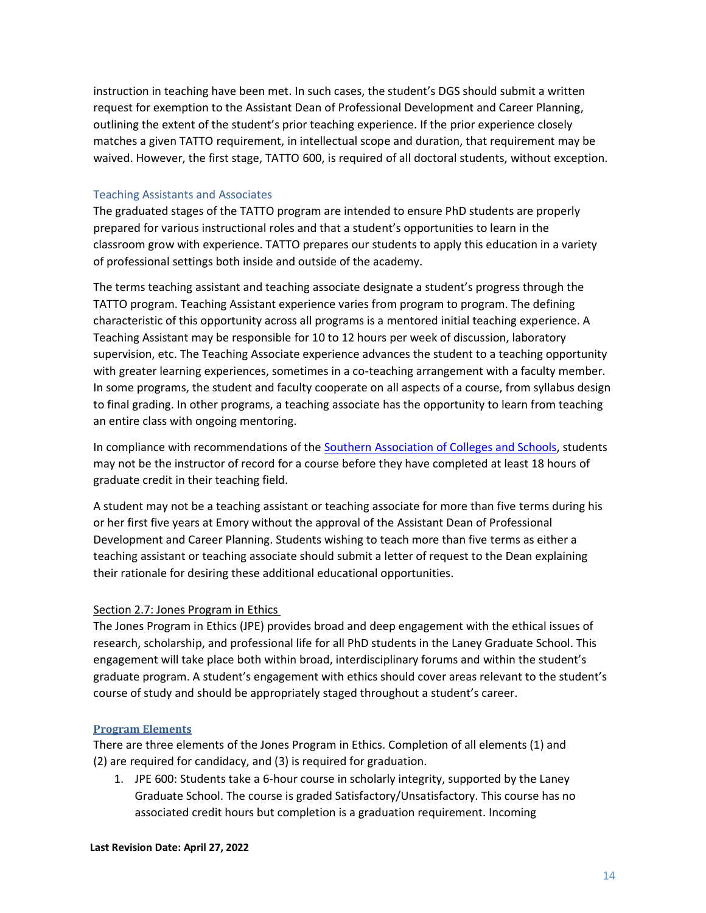instruction in teaching have been met. In such cases, the student's DGS should submit a written request for exemption to the Assistant Dean of Professional Development and Career Planning, outlining the extent of the student's prior teaching experience. If the prior experience closely matches a given TATTO requirement, in intellectual scope and duration, that requirement may be waived. However, the first stage, TATTO 600, is required of all doctoral students, without exception.

### Teaching Assistants and Associates

The graduated stages of the TATTO program are intended to ensure PhD students are properly prepared for various instructional roles and that a student's opportunities to learn in the classroom grow with experience. TATTO prepares our students to apply this education in a variety of professional settings both inside and outside of the academy.

The terms teaching assistant and teaching associate designate a student's progress through the TATTO program. Teaching Assistant experience varies from program to program. The defining characteristic of this opportunity across all programs is a mentored initial teaching experience. A Teaching Assistant may be responsible for 10 to 12 hours per week of discussion, laboratory supervision, etc. The Teaching Associate experience advances the student to a teaching opportunity with greater learning experiences, sometimes in a co-teaching arrangement with a faculty member. In some programs, the student and faculty cooperate on all aspects of a course, from syllabus design to final grading. In other programs, a teaching associate has the opportunity to learn from teaching an entire class with ongoing mentoring.

In compliance with recommendations of the Southern Association of Colleges and Schools, students may not be the instructor of record for a course before they have completed at least 18 hours of graduate credit in their teaching field.

A student may not be a teaching assistant or teaching associate for more than five terms during his or her first five years at Emory without the approval of the Assistant Dean of Professional Development and Career Planning. Students wishing to teach more than five terms as either a teaching assistant or teaching associate should submit a letter of request to the Dean explaining their rationale for desiring these additional educational opportunities.

## Section 2.7: Jones Program in Ethics

The Jones Program in Ethics (JPE) provides broad and deep engagement with the ethical issues of research, scholarship, and professional life for all PhD students in the Laney Graduate School. This engagement will take place both within broad, interdisciplinary forums and within the student's graduate program. A student's engagement with ethics should cover areas relevant to the student's course of study and should be appropriately staged throughout a student's career.

### Program Elements

There are three elements of the Jones Program in Ethics. Completion of all elements (1) and (2) are required for candidacy, and (3) is required for graduation.

1. JPE 600: Students take a 6-hour course in scholarly integrity, supported by the Laney Graduate School. The course is graded Satisfactory/Unsatisfactory. This course has no associated credit hours but completion is a graduation requirement. Incoming

**Last Revision Date: April 27, 2022**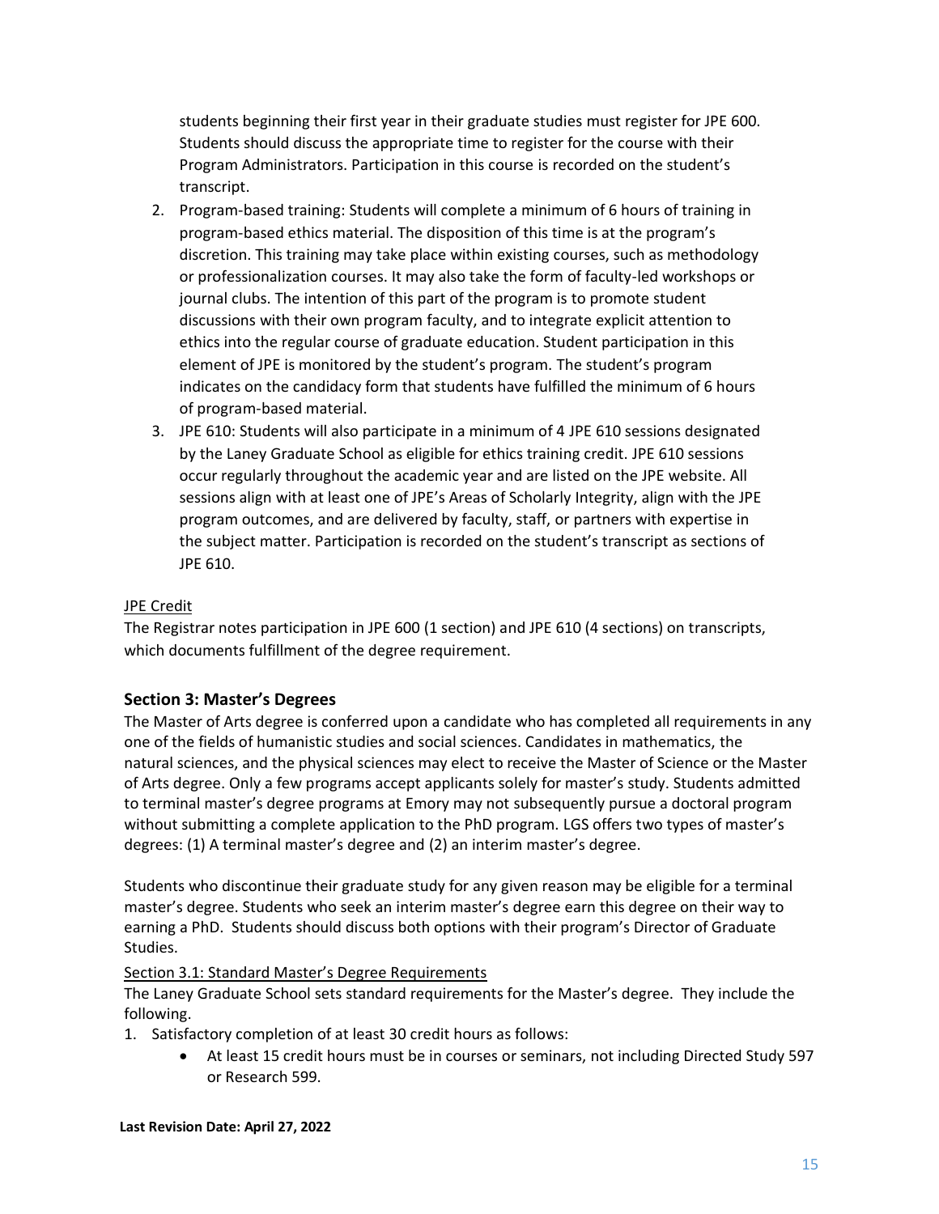students beginning their first year in their graduate studies must register for JPE 600. Students should discuss the appropriate time to register for the course with their Program Administrators. Participation in this course is recorded on the student's transcript.

2. Program-based training: Students will complete a minimum of 6 hours of training in program-based ethics material. The disposition of this time is at the program's discretion. This training may take place within existing courses, such as methodology or professionalization courses. It may also take the form of faculty-led workshops or journal clubs. The intention of this part of the program is to promote student discussions with their own program faculty, and to integrate explicit attention to ethics into the regular course of graduate education. Student participation in this element of JPE is monitored by the student's program. The student's program indicates on the candidacy form that students have fulfilled the minimum of 6 hours of program-based material.
3. JPE 610: Students will also participate in a minimum of 4 JPE 610 sessions designated by the Laney Graduate School as eligible for ethics training credit. JPE 610 sessions occur regularly throughout the academic year and are listed on the JPE website. All sessions align with at least one of JPE's Areas of Scholarly Integrity, align with the JPE program outcomes, and are delivered by faculty, staff, or partners with expertise in the subject matter. Participation is recorded on the student's transcript as sections of JPE 610.

<u>JPE Credit</u>

The Registrar notes participation in JPE 600 (1 section) and JPE 610 (4 sections) on transcripts, which documents fulfillment of the degree requirement.

## Section 3: Master's Degrees

The Master of Arts degree is conferred upon a candidate who has completed all requirements in any one of the fields of humanistic studies and social sciences. Candidates in mathematics, the natural sciences, and the physical sciences may elect to receive the Master of Science or the Master of Arts degree. Only a few programs accept applicants solely for master's study. Students admitted to terminal master's degree programs at Emory may not subsequently pursue a doctoral program without submitting a complete application to the PhD program. LGS offers two types of master's degrees: (1) A terminal master's degree and (2) an interim master's degree.

Students who discontinue their graduate study for any given reason may be eligible for a terminal master's degree. Students who seek an interim master's degree earn this degree on their way to earning a PhD. Students should discuss both options with their program's Director of Graduate Studies.

<u>Section 3.1: Standard Master's Degree Requirements</u>

The Laney Graduate School sets standard requirements for the Master's degree. They include the following.

1. Satisfactory completion of at least 30 credit hours as follows:
   - At least 15 credit hours must be in courses or seminars, not including Directed Study 597 or Research 599.

**Last Revision Date: April 27, 2022**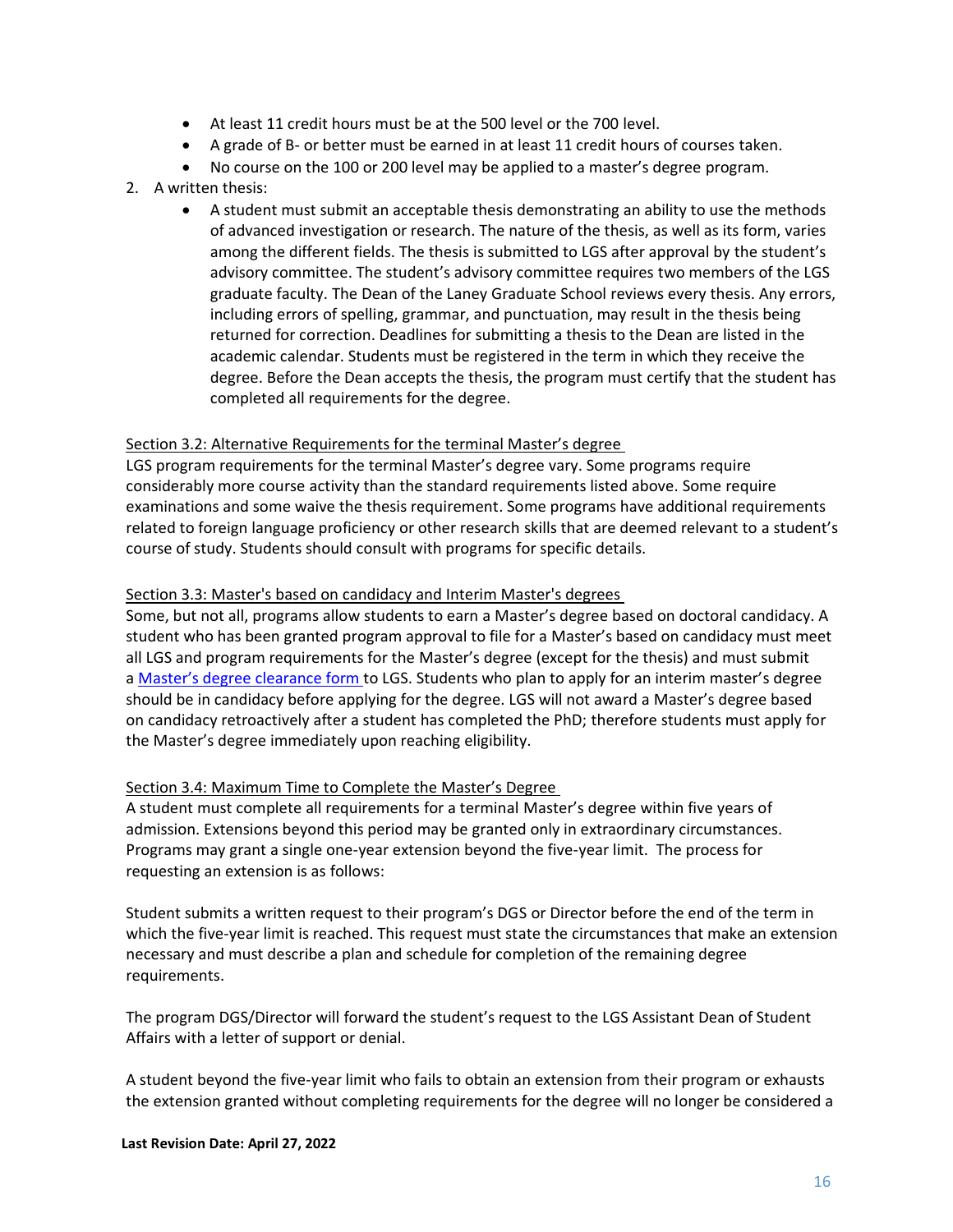- At least 11 credit hours must be at the 500 level or the 700 level.
- A grade of B- or better must be earned in at least 11 credit hours of courses taken.
- No course on the 100 or 200 level may be applied to a master's degree program.

2. A written thesis:
   - A student must submit an acceptable thesis demonstrating an ability to use the methods of advanced investigation or research. The nature of the thesis, as well as its form, varies among the different fields. The thesis is submitted to LGS after approval by the student's advisory committee. The student's advisory committee requires two members of the LGS graduate faculty. The Dean of the Laney Graduate School reviews every thesis. Any errors, including errors of spelling, grammar, and punctuation, may result in the thesis being returned for correction. Deadlines for submitting a thesis to the Dean are listed in the academic calendar. Students must be registered in the term in which they receive the degree. Before the Dean accepts the thesis, the program must certify that the student has completed all requirements for the degree.

## Section 3.2: Alternative Requirements for the terminal Master's degree

LGS program requirements for the terminal Master's degree vary. Some programs require considerably more course activity than the standard requirements listed above. Some require examinations and some waive the thesis requirement. Some programs have additional requirements related to foreign language proficiency or other research skills that are deemed relevant to a student's course of study. Students should consult with programs for specific details.

## Section 3.3: Master's based on candidacy and Interim Master's degrees

Some, but not all, programs allow students to earn a Master's degree based on doctoral candidacy. A student who has been granted program approval to file for a Master's based on candidacy must meet all LGS and program requirements for the Master's degree (except for the thesis) and must submit a Master's degree clearance form to LGS. Students who plan to apply for an interim master's degree should be in candidacy before applying for the degree. LGS will not award a Master's degree based on candidacy retroactively after a student has completed the PhD; therefore students must apply for the Master's degree immediately upon reaching eligibility.

## Section 3.4: Maximum Time to Complete the Master's Degree

A student must complete all requirements for a terminal Master's degree within five years of admission. Extensions beyond this period may be granted only in extraordinary circumstances. Programs may grant a single one-year extension beyond the five-year limit. The process for requesting an extension is as follows:

Student submits a written request to their program's DGS or Director before the end of the term in which the five-year limit is reached. This request must state the circumstances that make an extension necessary and must describe a plan and schedule for completion of the remaining degree requirements.

The program DGS/Director will forward the student's request to the LGS Assistant Dean of Student Affairs with a letter of support or denial.

A student beyond the five-year limit who fails to obtain an extension from their program or exhausts the extension granted without completing requirements for the degree will no longer be considered a

**Last Revision Date: April 27, 2022**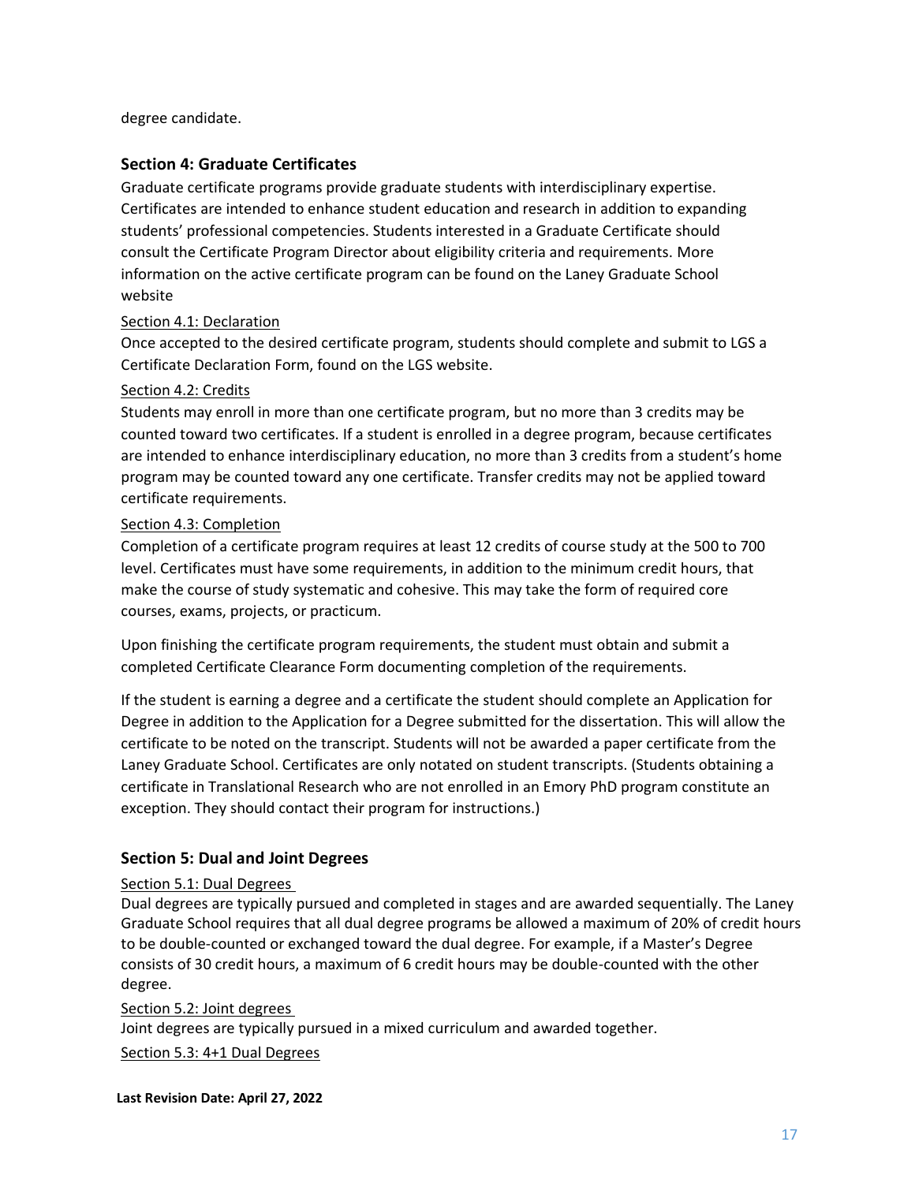degree candidate.

## Section 4: Graduate Certificates

Graduate certificate programs provide graduate students with interdisciplinary expertise. Certificates are intended to enhance student education and research in addition to expanding students' professional competencies. Students interested in a Graduate Certificate should consult the Certificate Program Director about eligibility criteria and requirements. More information on the active certificate program can be found on the Laney Graduate School website

### Section 4.1: Declaration

Once accepted to the desired certificate program, students should complete and submit to LGS a Certificate Declaration Form, found on the LGS website.

### Section 4.2: Credits

Students may enroll in more than one certificate program, but no more than 3 credits may be counted toward two certificates. If a student is enrolled in a degree program, because certificates are intended to enhance interdisciplinary education, no more than 3 credits from a student's home program may be counted toward any one certificate. Transfer credits may not be applied toward certificate requirements.

### Section 4.3: Completion

Completion of a certificate program requires at least 12 credits of course study at the 500 to 700 level. Certificates must have some requirements, in addition to the minimum credit hours, that make the course of study systematic and cohesive. This may take the form of required core courses, exams, projects, or practicum.

Upon finishing the certificate program requirements, the student must obtain and submit a completed Certificate Clearance Form documenting completion of the requirements.

If the student is earning a degree and a certificate the student should complete an Application for Degree in addition to the Application for a Degree submitted for the dissertation. This will allow the certificate to be noted on the transcript. Students will not be awarded a paper certificate from the Laney Graduate School. Certificates are only notated on student transcripts. (Students obtaining a certificate in Translational Research who are not enrolled in an Emory PhD program constitute an exception. They should contact their program for instructions.)

## Section 5: Dual and Joint Degrees

### Section 5.1: Dual Degrees

Dual degrees are typically pursued and completed in stages and are awarded sequentially. The Laney Graduate School requires that all dual degree programs be allowed a maximum of 20% of credit hours to be double-counted or exchanged toward the dual degree. For example, if a Master's Degree consists of 30 credit hours, a maximum of 6 credit hours may be double-counted with the other degree.

### Section 5.2: Joint degrees

Joint degrees are typically pursued in a mixed curriculum and awarded together.

### Section 5.3: 4+1 Dual Degrees

**Last Revision Date: April 27, 2022**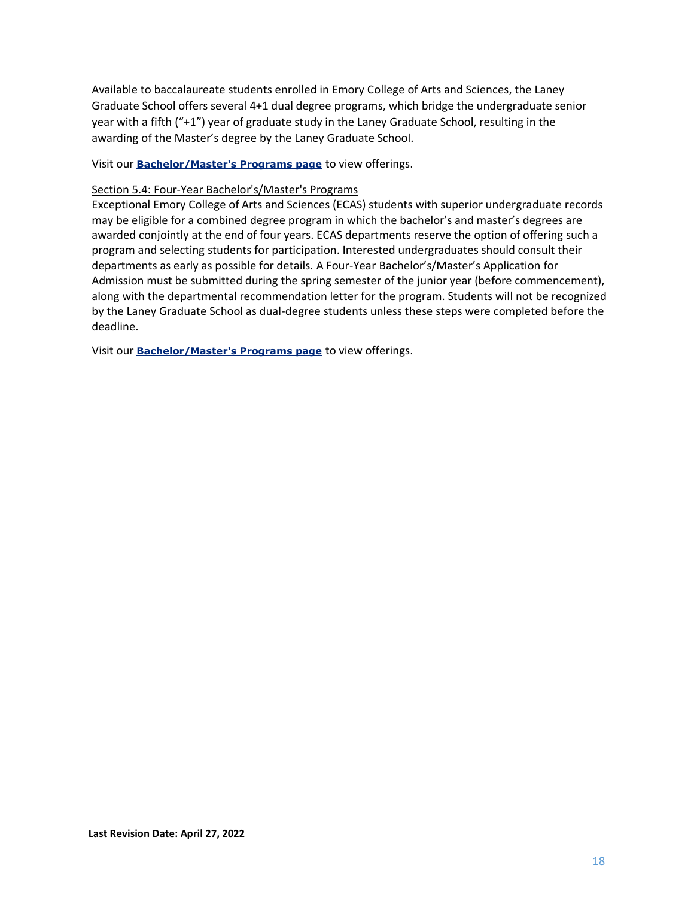Available to baccalaureate students enrolled in Emory College of Arts and Sciences, the Laney Graduate School offers several 4+1 dual degree programs, which bridge the undergraduate senior year with a fifth ("+1") year of graduate study in the Laney Graduate School, resulting in the awarding of the Master's degree by the Laney Graduate School.

Visit our **Bachelor/Master's Programs page** to view offerings.

## Section 5.4: Four-Year Bachelor's/Master's Programs

Exceptional Emory College of Arts and Sciences (ECAS) students with superior undergraduate records may be eligible for a combined degree program in which the bachelor's and master's degrees are awarded conjointly at the end of four years. ECAS departments reserve the option of offering such a program and selecting students for participation. Interested undergraduates should consult their departments as early as possible for details. A Four-Year Bachelor's/Master's Application for Admission must be submitted during the spring semester of the junior year (before commencement), along with the departmental recommendation letter for the program. Students will not be recognized by the Laney Graduate School as dual-degree students unless these steps were completed before the deadline.

Visit our **Bachelor/Master's Programs page** to view offerings.

**Last Revision Date: April 27, 2022**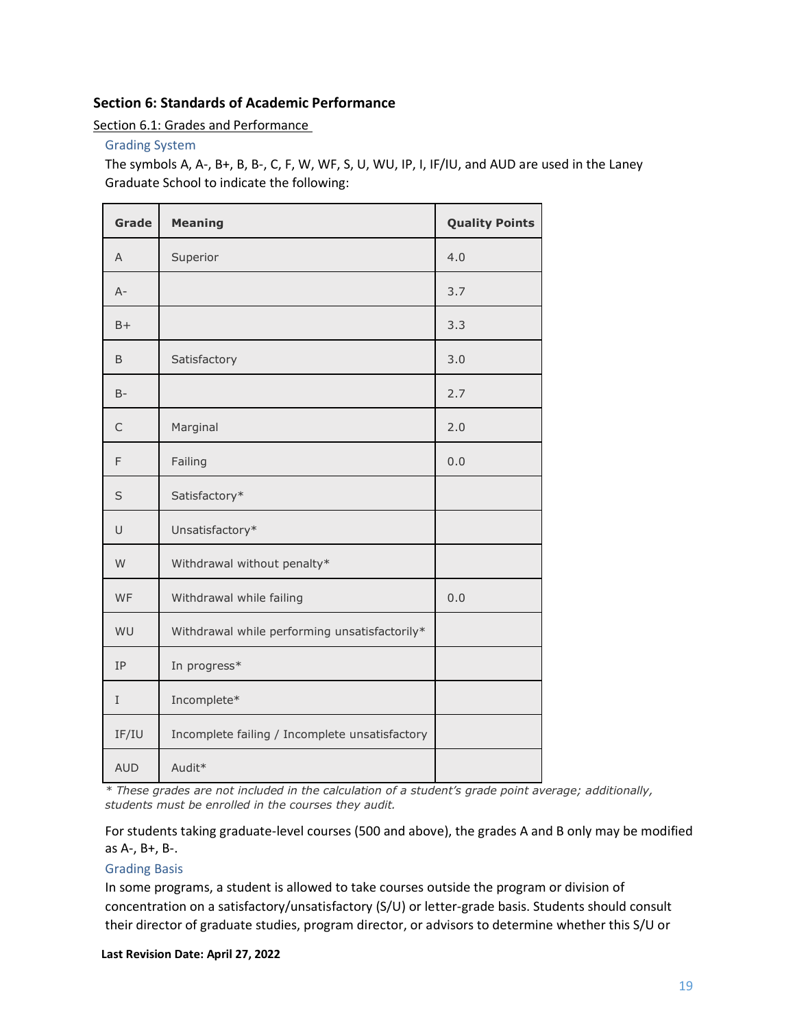## Section 6: Standards of Academic Performance

<u>Section 6.1: Grades and Performance</u>

### Grading System

The symbols A, A-, B+, B, B-, C, F, W, WF, S, U, WU, IP, I, IF/IU, and AUD are used in the Laney Graduate School to indicate the following:

| Grade | Meaning | Quality Points |
|---|---|---|
| A | Superior | 4.0 |
| A- | | 3.7 |
| B+ | | 3.3 |
| B | Satisfactory | 3.0 |
| B- | | 2.7 |
| C | Marginal | 2.0 |
| F | Failing | 0.0 |
| S | Satisfactory* | |
| U | Unsatisfactory* | |
| W | Withdrawal without penalty* | |
| WF | Withdrawal while failing | 0.0 |
| WU | Withdrawal while performing unsatisfactorily* | |
| IP | In progress* | |
| I | Incomplete* | |
| IF/IU | Incomplete failing / Incomplete unsatisfactory | |
| AUD | Audit* | |

*\* These grades are not included in the calculation of a student's grade point average; additionally, students must be enrolled in the courses they audit.*

For students taking graduate-level courses (500 and above), the grades A and B only may be modified as A-, B+, B-.

### Grading Basis

In some programs, a student is allowed to take courses outside the program or division of concentration on a satisfactory/unsatisfactory (S/U) or letter-grade basis. Students should consult their director of graduate studies, program director, or advisors to determine whether this S/U or

**Last Revision Date: April 27, 2022**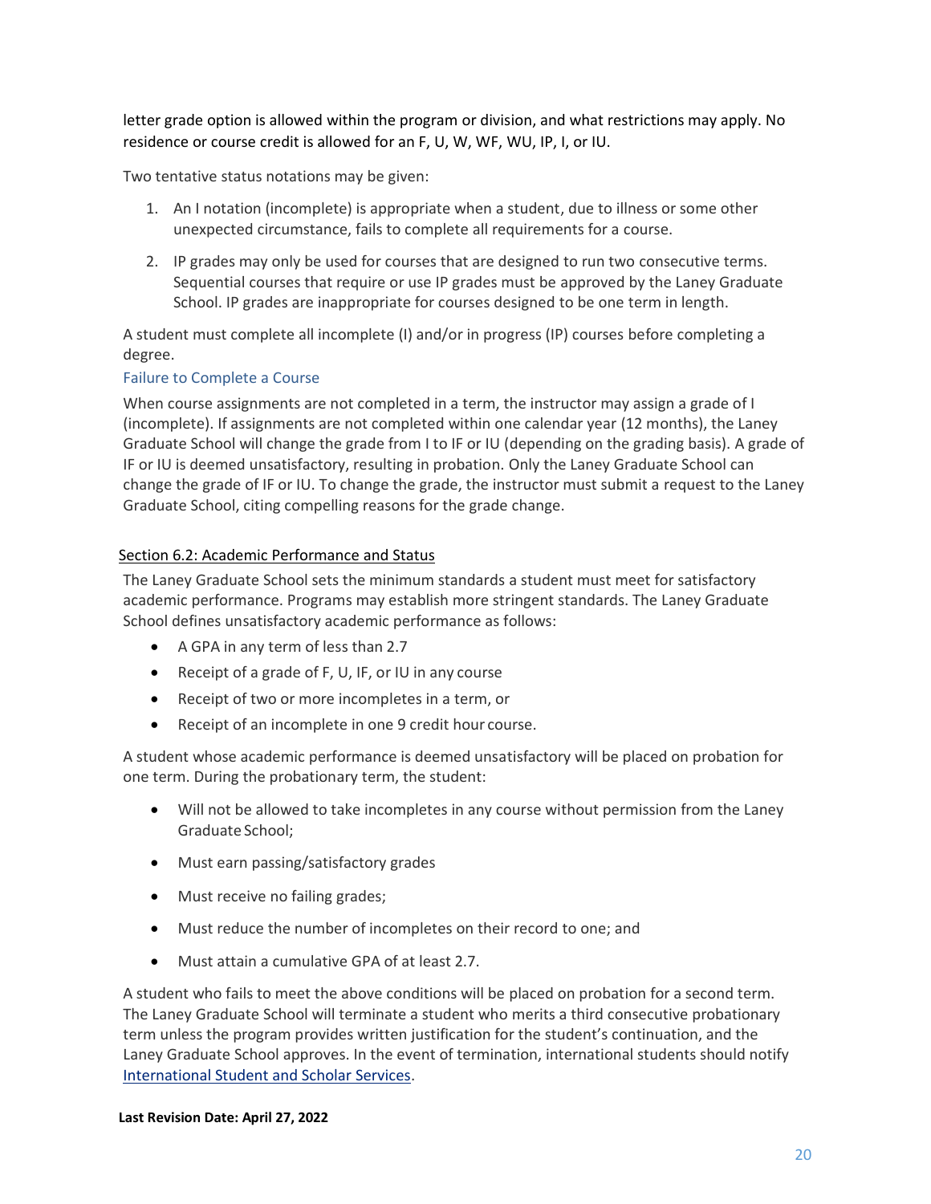letter grade option is allowed within the program or division, and what restrictions may apply. No residence or course credit is allowed for an F, U, W, WF, WU, IP, I, or IU.

Two tentative status notations may be given:

1. An I notation (incomplete) is appropriate when a student, due to illness or some other unexpected circumstance, fails to complete all requirements for a course.
2. IP grades may only be used for courses that are designed to run two consecutive terms. Sequential courses that require or use IP grades must be approved by the Laney Graduate School. IP grades are inappropriate for courses designed to be one term in length.

A student must complete all incomplete (I) and/or in progress (IP) courses before completing a degree.

### Failure to Complete a Course

When course assignments are not completed in a term, the instructor may assign a grade of I (incomplete). If assignments are not completed within one calendar year (12 months), the Laney Graduate School will change the grade from I to IF or IU (depending on the grading basis). A grade of IF or IU is deemed unsatisfactory, resulting in probation. Only the Laney Graduate School can change the grade of IF or IU. To change the grade, the instructor must submit a request to the Laney Graduate School, citing compelling reasons for the grade change.

## Section 6.2: Academic Performance and Status

The Laney Graduate School sets the minimum standards a student must meet for satisfactory academic performance. Programs may establish more stringent standards. The Laney Graduate School defines unsatisfactory academic performance as follows:

- A GPA in any term of less than 2.7
- Receipt of a grade of F, U, IF, or IU in any course
- Receipt of two or more incompletes in a term, or
- Receipt of an incomplete in one 9 credit hour course.

A student whose academic performance is deemed unsatisfactory will be placed on probation for one term. During the probationary term, the student:

- Will not be allowed to take incompletes in any course without permission from the Laney Graduate School;
- Must earn passing/satisfactory grades
- Must receive no failing grades;
- Must reduce the number of incompletes on their record to one; and
- Must attain a cumulative GPA of at least 2.7.

A student who fails to meet the above conditions will be placed on probation for a second term. The Laney Graduate School will terminate a student who merits a third consecutive probationary term unless the program provides written justification for the student's continuation, and the Laney Graduate School approves. In the event of termination, international students should notify International Student and Scholar Services.

**Last Revision Date: April 27, 2022**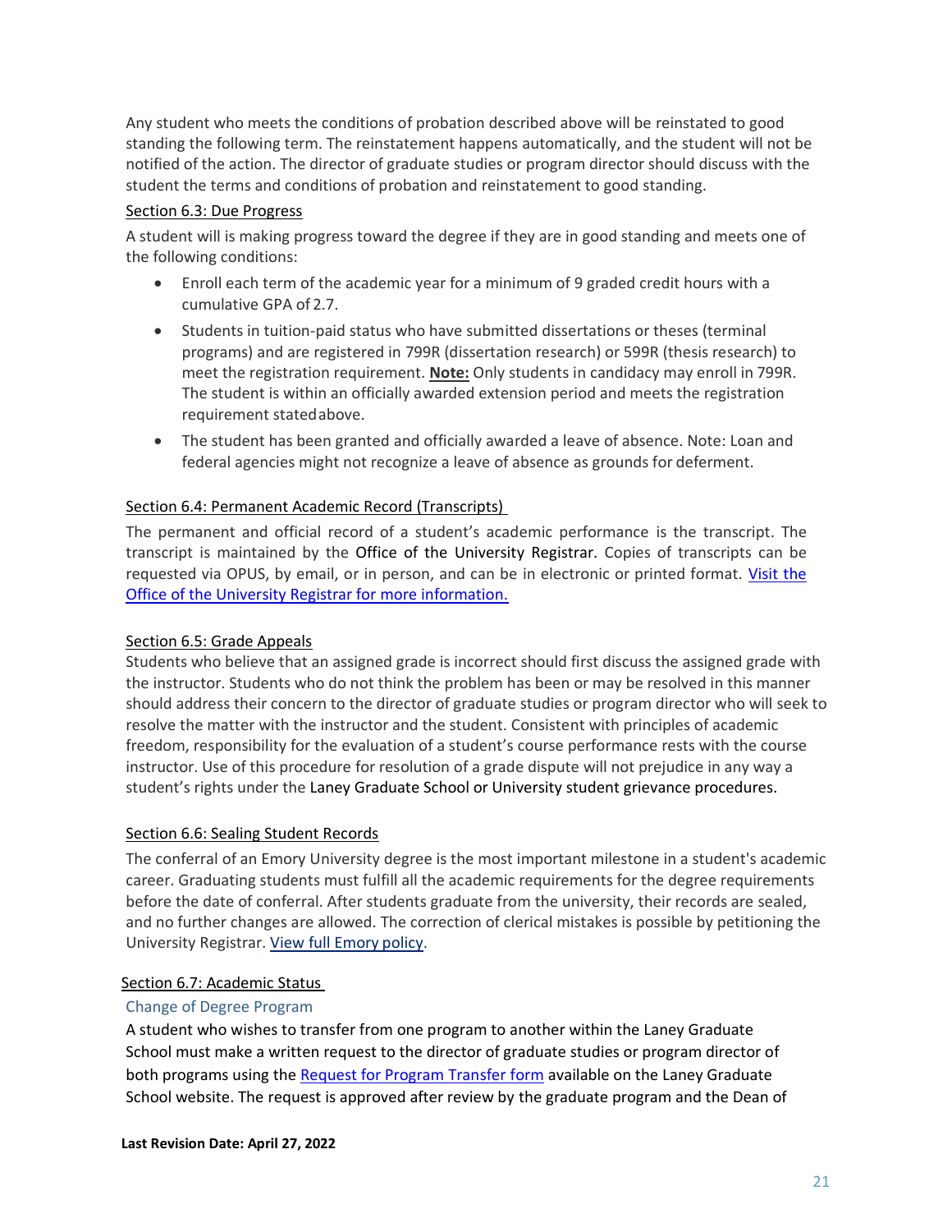Any student who meets the conditions of probation described above will be reinstated to good standing the following term. The reinstatement happens automatically, and the student will not be notified of the action. The director of graduate studies or program director should discuss with the student the terms and conditions of probation and reinstatement to good standing.

## Section 6.3: Due Progress

A student will is making progress toward the degree if they are in good standing and meets one of the following conditions:

- Enroll each term of the academic year for a minimum of 9 graded credit hours with a cumulative GPA of 2.7.
- Students in tuition-paid status who have submitted dissertations or theses (terminal programs) and are registered in 799R (dissertation research) or 599R (thesis research) to meet the registration requirement. **Note:** Only students in candidacy may enroll in 799R. The student is within an officially awarded extension period and meets the registration requirement stated above.
- The student has been granted and officially awarded a leave of absence. Note: Loan and federal agencies might not recognize a leave of absence as grounds for deferment.

## Section 6.4: Permanent Academic Record (Transcripts)

The permanent and official record of a student's academic performance is the transcript. The transcript is maintained by the Office of the University Registrar. Copies of transcripts can be requested via OPUS, by email, or in person, and can be in electronic or printed format. Visit the Office of the University Registrar for more information.

## Section 6.5: Grade Appeals

Students who believe that an assigned grade is incorrect should first discuss the assigned grade with the instructor. Students who do not think the problem has been or may be resolved in this manner should address their concern to the director of graduate studies or program director who will seek to resolve the matter with the instructor and the student. Consistent with principles of academic freedom, responsibility for the evaluation of a student's course performance rests with the course instructor. Use of this procedure for resolution of a grade dispute will not prejudice in any way a student's rights under the Laney Graduate School or University student grievance procedures.

## Section 6.6: Sealing Student Records

The conferral of an Emory University degree is the most important milestone in a student's academic career. Graduating students must fulfill all the academic requirements for the degree requirements before the date of conferral. After students graduate from the university, their records are sealed, and no further changes are allowed. The correction of clerical mistakes is possible by petitioning the University Registrar. View full Emory policy.

## Section 6.7: Academic Status

### Change of Degree Program

A student who wishes to transfer from one program to another within the Laney Graduate School must make a written request to the director of graduate studies or program director of both programs using the Request for Program Transfer form available on the Laney Graduate School website. The request is approved after review by the graduate program and the Dean of

**Last Revision Date: April 27, 2022**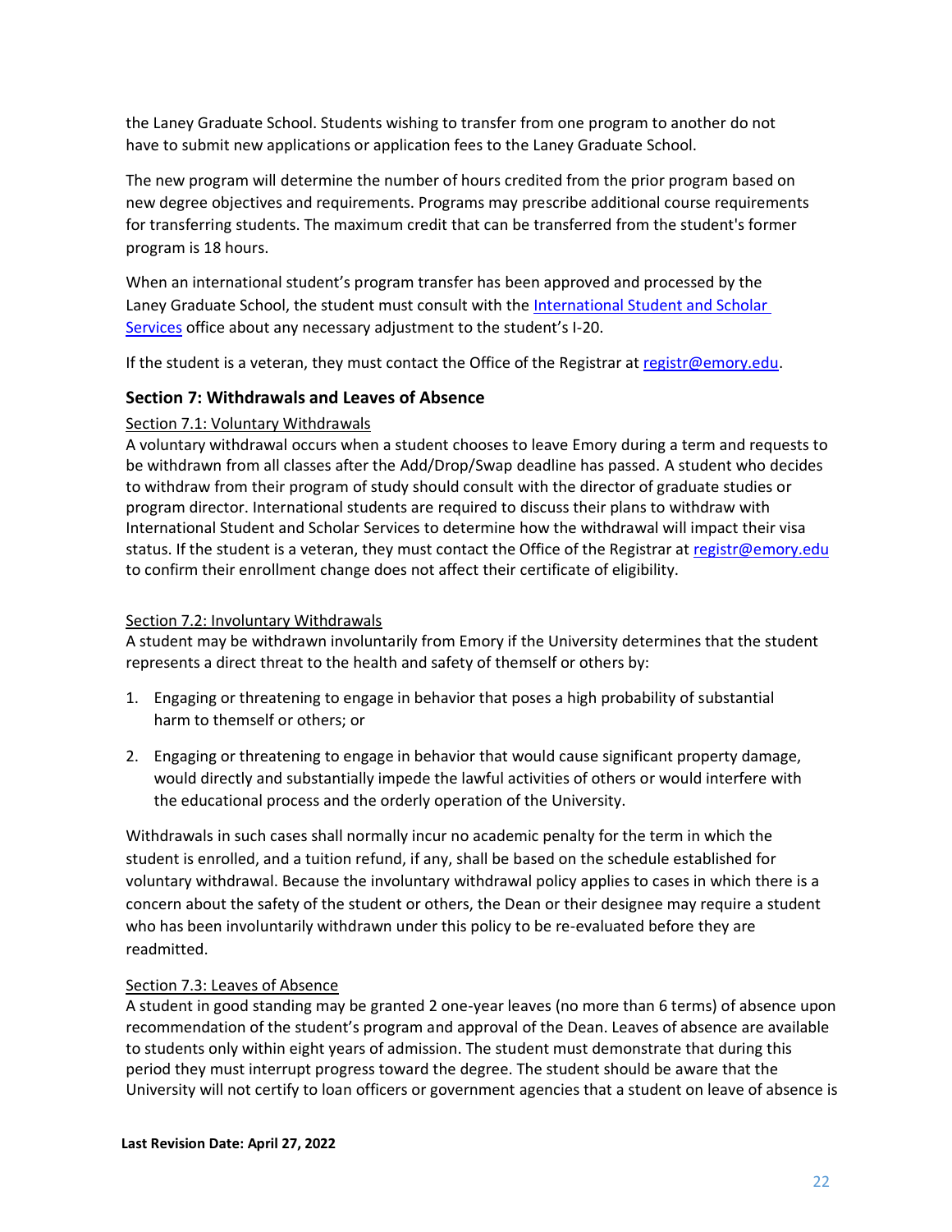the Laney Graduate School. Students wishing to transfer from one program to another do not have to submit new applications or application fees to the Laney Graduate School.

The new program will determine the number of hours credited from the prior program based on new degree objectives and requirements. Programs may prescribe additional course requirements for transferring students. The maximum credit that can be transferred from the student's former program is 18 hours.

When an international student's program transfer has been approved and processed by the Laney Graduate School, the student must consult with the International Student and Scholar Services office about any necessary adjustment to the student's I-20.

If the student is a veteran, they must contact the Office of the Registrar at registr@emory.edu.

## Section 7: Withdrawals and Leaves of Absence

### Section 7.1: Voluntary Withdrawals

A voluntary withdrawal occurs when a student chooses to leave Emory during a term and requests to be withdrawn from all classes after the Add/Drop/Swap deadline has passed. A student who decides to withdraw from their program of study should consult with the director of graduate studies or program director. International students are required to discuss their plans to withdraw with International Student and Scholar Services to determine how the withdrawal will impact their visa status. If the student is a veteran, they must contact the Office of the Registrar at registr@emory.edu to confirm their enrollment change does not affect their certificate of eligibility.

### Section 7.2: Involuntary Withdrawals

A student may be withdrawn involuntarily from Emory if the University determines that the student represents a direct threat to the health and safety of themself or others by:

1. Engaging or threatening to engage in behavior that poses a high probability of substantial harm to themself or others; or
2. Engaging or threatening to engage in behavior that would cause significant property damage, would directly and substantially impede the lawful activities of others or would interfere with the educational process and the orderly operation of the University.

Withdrawals in such cases shall normally incur no academic penalty for the term in which the student is enrolled, and a tuition refund, if any, shall be based on the schedule established for voluntary withdrawal. Because the involuntary withdrawal policy applies to cases in which there is a concern about the safety of the student or others, the Dean or their designee may require a student who has been involuntarily withdrawn under this policy to be re-evaluated before they are readmitted.

### Section 7.3: Leaves of Absence

A student in good standing may be granted 2 one-year leaves (no more than 6 terms) of absence upon recommendation of the student's program and approval of the Dean. Leaves of absence are available to students only within eight years of admission. The student must demonstrate that during this period they must interrupt progress toward the degree. The student should be aware that the University will not certify to loan officers or government agencies that a student on leave of absence is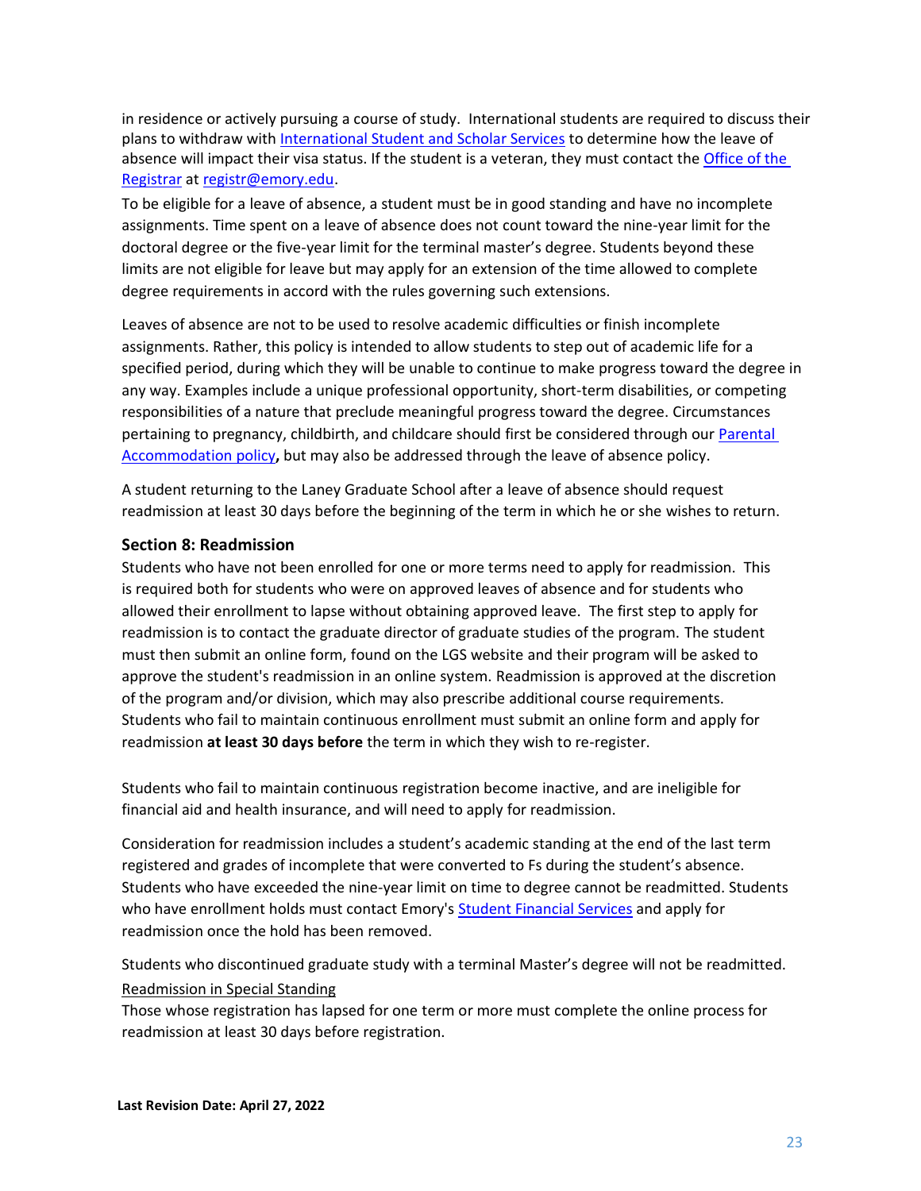in residence or actively pursuing a course of study. International students are required to discuss their plans to withdraw with [International Student and Scholar Services](#) to determine how the leave of absence will impact their visa status. If the student is a veteran, they must contact the [Office of the Registrar](#) at [registr@emory.edu](mailto:registr@emory.edu).

To be eligible for a leave of absence, a student must be in good standing and have no incomplete assignments. Time spent on a leave of absence does not count toward the nine-year limit for the doctoral degree or the five-year limit for the terminal master's degree. Students beyond these limits are not eligible for leave but may apply for an extension of the time allowed to complete degree requirements in accord with the rules governing such extensions.

Leaves of absence are not to be used to resolve academic difficulties or finish incomplete assignments. Rather, this policy is intended to allow students to step out of academic life for a specified period, during which they will be unable to continue to make progress toward the degree in any way. Examples include a unique professional opportunity, short-term disabilities, or competing responsibilities of a nature that preclude meaningful progress toward the degree. Circumstances pertaining to pregnancy, childbirth, and childcare should first be considered through our [Parental Accommodation policy](#)**,** but may also be addressed through the leave of absence policy.

A student returning to the Laney Graduate School after a leave of absence should request readmission at least 30 days before the beginning of the term in which he or she wishes to return.

### Section 8: Readmission

Students who have not been enrolled for one or more terms need to apply for readmission. This is required both for students who were on approved leaves of absence and for students who allowed their enrollment to lapse without obtaining approved leave. The first step to apply for readmission is to contact the graduate director of graduate studies of the program. The student must then submit an online form, found on the LGS website and their program will be asked to approve the student's readmission in an online system. Readmission is approved at the discretion of the program and/or division, which may also prescribe additional course requirements. Students who fail to maintain continuous enrollment must submit an online form and apply for readmission **at least 30 days before** the term in which they wish to re-register.

Students who fail to maintain continuous registration become inactive, and are ineligible for financial aid and health insurance, and will need to apply for readmission.

Consideration for readmission includes a student's academic standing at the end of the last term registered and grades of incomplete that were converted to Fs during the student's absence. Students who have exceeded the nine-year limit on time to degree cannot be readmitted. Students who have enrollment holds must contact Emory's [Student Financial Services](#) and apply for readmission once the hold has been removed.

Students who discontinued graduate study with a terminal Master's degree will not be readmitted.

<u>Readmission in Special Standing</u>

Those whose registration has lapsed for one term or more must complete the online process for readmission at least 30 days before registration.

**Last Revision Date: April 27, 2022**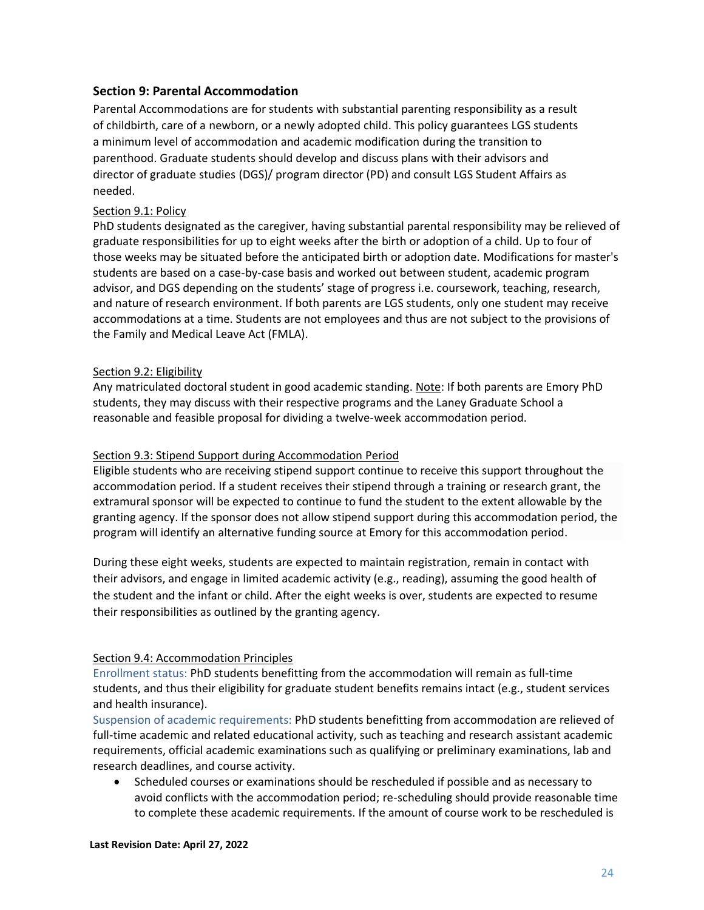## Section 9: Parental Accommodation

Parental Accommodations are for students with substantial parenting responsibility as a result of childbirth, care of a newborn, or a newly adopted child. This policy guarantees LGS students a minimum level of accommodation and academic modification during the transition to parenthood. Graduate students should develop and discuss plans with their advisors and director of graduate studies (DGS)/ program director (PD) and consult LGS Student Affairs as needed.

### Section 9.1: Policy

PhD students designated as the caregiver, having substantial parental responsibility may be relieved of graduate responsibilities for up to eight weeks after the birth or adoption of a child. Up to four of those weeks may be situated before the anticipated birth or adoption date. Modifications for master's students are based on a case-by-case basis and worked out between student, academic program advisor, and DGS depending on the students' stage of progress i.e. coursework, teaching, research, and nature of research environment. If both parents are LGS students, only one student may receive accommodations at a time. Students are not employees and thus are not subject to the provisions of the Family and Medical Leave Act (FMLA).

### Section 9.2: Eligibility

Any matriculated doctoral student in good academic standing. Note: If both parents are Emory PhD students, they may discuss with their respective programs and the Laney Graduate School a reasonable and feasible proposal for dividing a twelve-week accommodation period.

### Section 9.3: Stipend Support during Accommodation Period

Eligible students who are receiving stipend support continue to receive this support throughout the accommodation period. If a student receives their stipend through a training or research grant, the extramural sponsor will be expected to continue to fund the student to the extent allowable by the granting agency. If the sponsor does not allow stipend support during this accommodation period, the program will identify an alternative funding source at Emory for this accommodation period.

During these eight weeks, students are expected to maintain registration, remain in contact with their advisors, and engage in limited academic activity (e.g., reading), assuming the good health of the student and the infant or child. After the eight weeks is over, students are expected to resume their responsibilities as outlined by the granting agency.

### Section 9.4: Accommodation Principles

Enrollment status: PhD students benefitting from the accommodation will remain as full-time students, and thus their eligibility for graduate student benefits remains intact (e.g., student services and health insurance).

Suspension of academic requirements: PhD students benefitting from accommodation are relieved of full-time academic and related educational activity, such as teaching and research assistant academic requirements, official academic examinations such as qualifying or preliminary examinations, lab and research deadlines, and course activity.

- Scheduled courses or examinations should be rescheduled if possible and as necessary to avoid conflicts with the accommodation period; re-scheduling should provide reasonable time to complete these academic requirements. If the amount of course work to be rescheduled is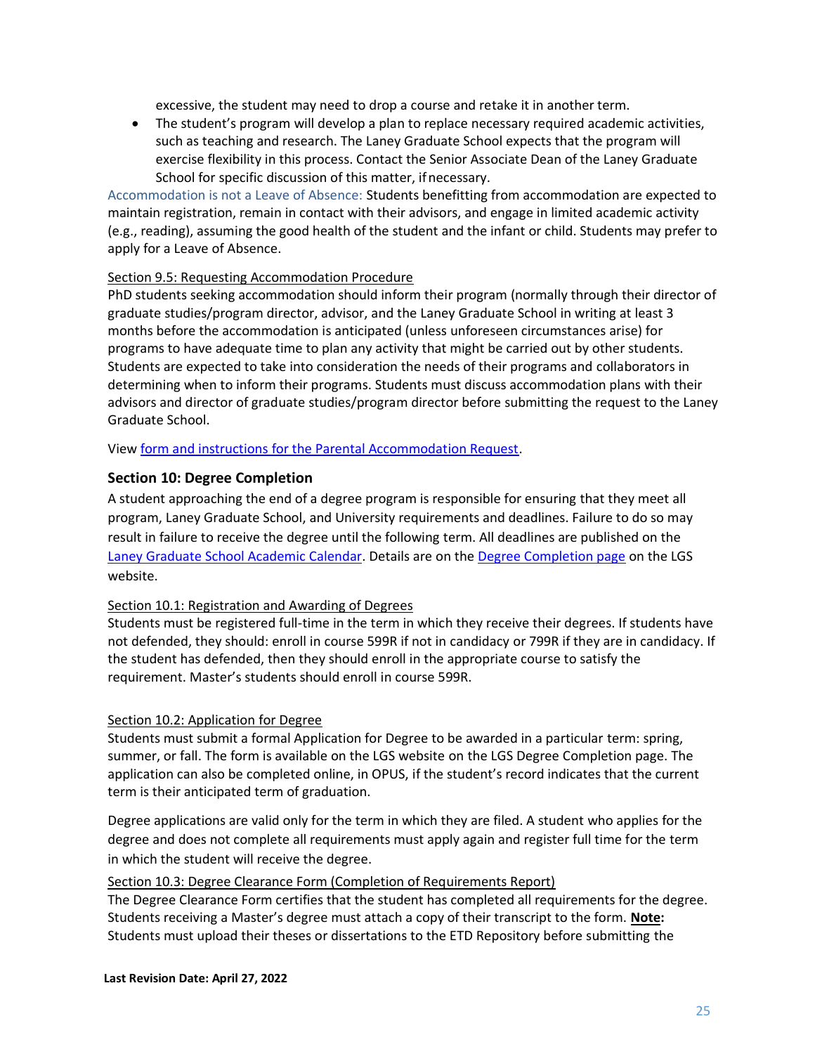excessive, the student may need to drop a course and retake it in another term.

- The student's program will develop a plan to replace necessary required academic activities, such as teaching and research. The Laney Graduate School expects that the program will exercise flexibility in this process. Contact the Senior Associate Dean of the Laney Graduate School for specific discussion of this matter, if necessary.

Accommodation is not a Leave of Absence: Students benefitting from accommodation are expected to maintain registration, remain in contact with their advisors, and engage in limited academic activity (e.g., reading), assuming the good health of the student and the infant or child. Students may prefer to apply for a Leave of Absence.

Section 9.5: Requesting Accommodation Procedure

PhD students seeking accommodation should inform their program (normally through their director of graduate studies/program director, advisor, and the Laney Graduate School in writing at least 3 months before the accommodation is anticipated (unless unforeseen circumstances arise) for programs to have adequate time to plan any activity that might be carried out by other students. Students are expected to take into consideration the needs of their programs and collaborators in determining when to inform their programs. Students must discuss accommodation plans with their advisors and director of graduate studies/program director before submitting the request to the Laney Graduate School.

View form and instructions for the Parental Accommodation Request.

### Section 10: Degree Completion

A student approaching the end of a degree program is responsible for ensuring that they meet all program, Laney Graduate School, and University requirements and deadlines. Failure to do so may result in failure to receive the degree until the following term. All deadlines are published on the Laney Graduate School Academic Calendar. Details are on the Degree Completion page on the LGS website.

Section 10.1: Registration and Awarding of Degrees

Students must be registered full-time in the term in which they receive their degrees. If students have not defended, they should: enroll in course 599R if not in candidacy or 799R if they are in candidacy. If the student has defended, then they should enroll in the appropriate course to satisfy the requirement. Master's students should enroll in course 599R.

Section 10.2: Application for Degree

Students must submit a formal Application for Degree to be awarded in a particular term: spring, summer, or fall. The form is available on the LGS website on the LGS Degree Completion page. The application can also be completed online, in OPUS, if the student's record indicates that the current term is their anticipated term of graduation.

Degree applications are valid only for the term in which they are filed. A student who applies for the degree and does not complete all requirements must apply again and register full time for the term in which the student will receive the degree.

Section 10.3: Degree Clearance Form (Completion of Requirements Report)

The Degree Clearance Form certifies that the student has completed all requirements for the degree. Students receiving a Master's degree must attach a copy of their transcript to the form. **Note:** Students must upload their theses or dissertations to the ETD Repository before submitting the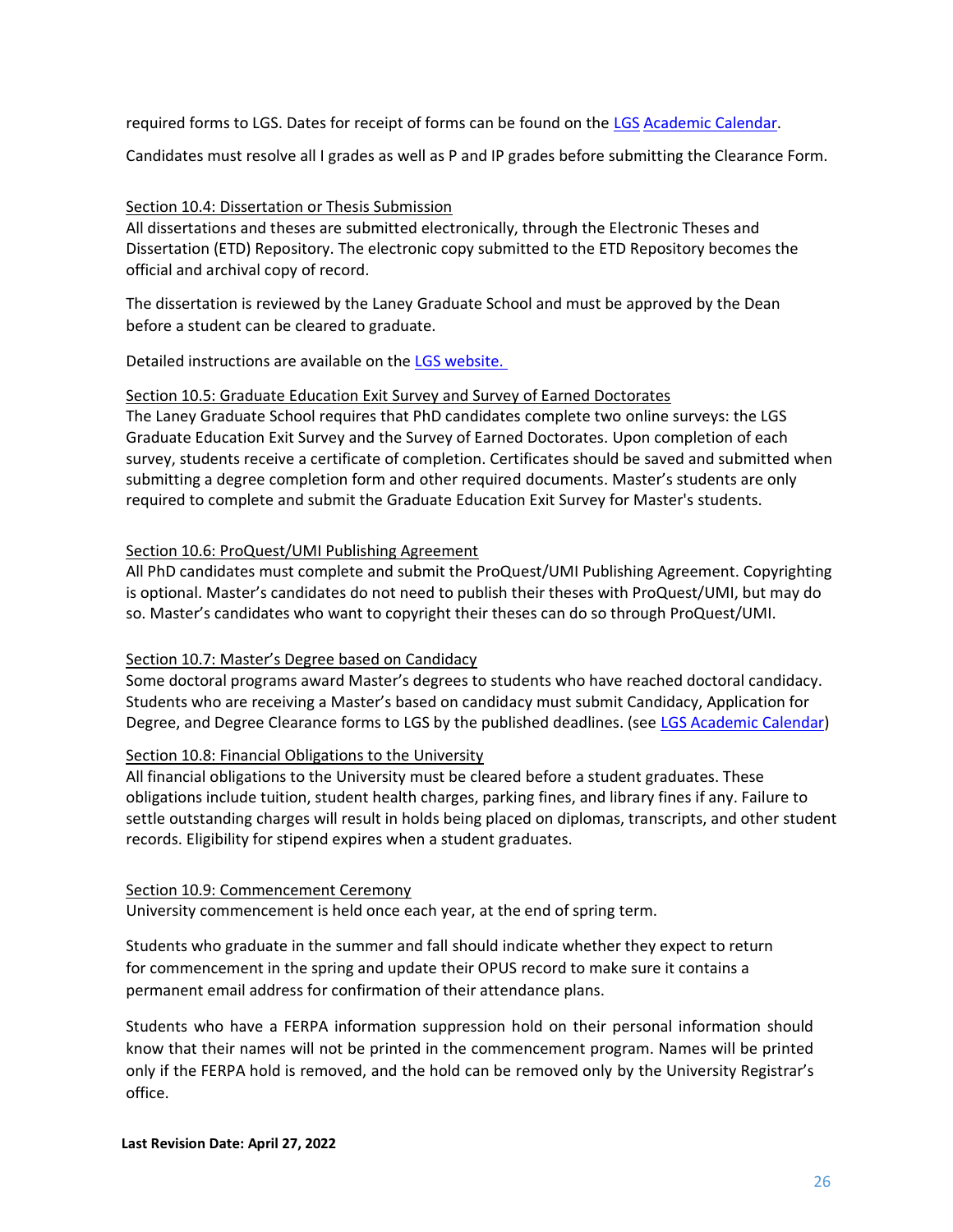required forms to LGS. Dates for receipt of forms can be found on the LGS Academic Calendar.

Candidates must resolve all I grades as well as P and IP grades before submitting the Clearance Form.

### Section 10.4: Dissertation or Thesis Submission

All dissertations and theses are submitted electronically, through the Electronic Theses and Dissertation (ETD) Repository. The electronic copy submitted to the ETD Repository becomes the official and archival copy of record.

The dissertation is reviewed by the Laney Graduate School and must be approved by the Dean before a student can be cleared to graduate.

Detailed instructions are available on the LGS website.

### Section 10.5: Graduate Education Exit Survey and Survey of Earned Doctorates

The Laney Graduate School requires that PhD candidates complete two online surveys: the LGS Graduate Education Exit Survey and the Survey of Earned Doctorates. Upon completion of each survey, students receive a certificate of completion. Certificates should be saved and submitted when submitting a degree completion form and other required documents. Master's students are only required to complete and submit the Graduate Education Exit Survey for Master's students.

### Section 10.6: ProQuest/UMI Publishing Agreement

All PhD candidates must complete and submit the ProQuest/UMI Publishing Agreement. Copyrighting is optional. Master's candidates do not need to publish their theses with ProQuest/UMI, but may do so. Master's candidates who want to copyright their theses can do so through ProQuest/UMI.

### Section 10.7: Master's Degree based on Candidacy

Some doctoral programs award Master's degrees to students who have reached doctoral candidacy. Students who are receiving a Master's based on candidacy must submit Candidacy, Application for Degree, and Degree Clearance forms to LGS by the published deadlines. (see LGS Academic Calendar)

### Section 10.8: Financial Obligations to the University

All financial obligations to the University must be cleared before a student graduates. These obligations include tuition, student health charges, parking fines, and library fines if any. Failure to settle outstanding charges will result in holds being placed on diplomas, transcripts, and other student records. Eligibility for stipend expires when a student graduates.

### Section 10.9: Commencement Ceremony

University commencement is held once each year, at the end of spring term.

Students who graduate in the summer and fall should indicate whether they expect to return for commencement in the spring and update their OPUS record to make sure it contains a permanent email address for confirmation of their attendance plans.

Students who have a FERPA information suppression hold on their personal information should know that their names will not be printed in the commencement program. Names will be printed only if the FERPA hold is removed, and the hold can be removed only by the University Registrar's office.

**Last Revision Date: April 27, 2022**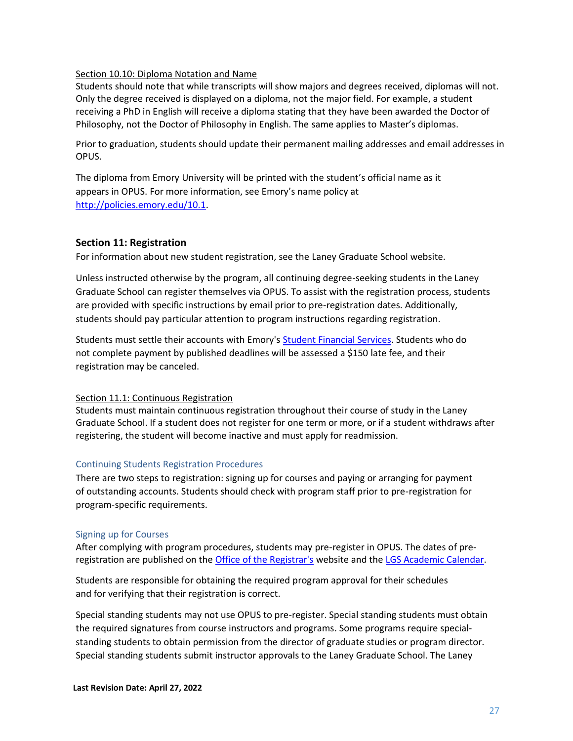### Section 10.10: Diploma Notation and Name

Students should note that while transcripts will show majors and degrees received, diplomas will not. Only the degree received is displayed on a diploma, not the major field. For example, a student receiving a PhD in English will receive a diploma stating that they have been awarded the Doctor of Philosophy, not the Doctor of Philosophy in English. The same applies to Master's diplomas.

Prior to graduation, students should update their permanent mailing addresses and email addresses in OPUS.

The diploma from Emory University will be printed with the student's official name as it appears in OPUS. For more information, see Emory's name policy at [http://policies.emory.edu/10.1](http://policies.emory.edu/10.1).

## Section 11: Registration

For information about new student registration, see the Laney Graduate School website.

Unless instructed otherwise by the program, all continuing degree-seeking students in the Laney Graduate School can register themselves via OPUS. To assist with the registration process, students are provided with specific instructions by email prior to pre-registration dates. Additionally, students should pay particular attention to program instructions regarding registration.

Students must settle their accounts with Emory's Student Financial Services. Students who do not complete payment by published deadlines will be assessed a $150 late fee, and their registration may be canceled.

### Section 11.1: Continuous Registration

Students must maintain continuous registration throughout their course of study in the Laney Graduate School. If a student does not register for one term or more, or if a student withdraws after registering, the student will become inactive and must apply for readmission.

#### Continuing Students Registration Procedures

There are two steps to registration: signing up for courses and paying or arranging for payment of outstanding accounts. Students should check with program staff prior to pre-registration for program-specific requirements.

#### Signing up for Courses

After complying with program procedures, students may pre-register in OPUS. The dates of pre-registration are published on the Office of the Registrar's website and the LGS Academic Calendar.

Students are responsible for obtaining the required program approval for their schedules and for verifying that their registration is correct.

Special standing students may not use OPUS to pre-register. Special standing students must obtain the required signatures from course instructors and programs. Some programs require special-standing students to obtain permission from the director of graduate studies or program director. Special standing students submit instructor approvals to the Laney Graduate School. The Laney

**Last Revision Date: April 27, 2022**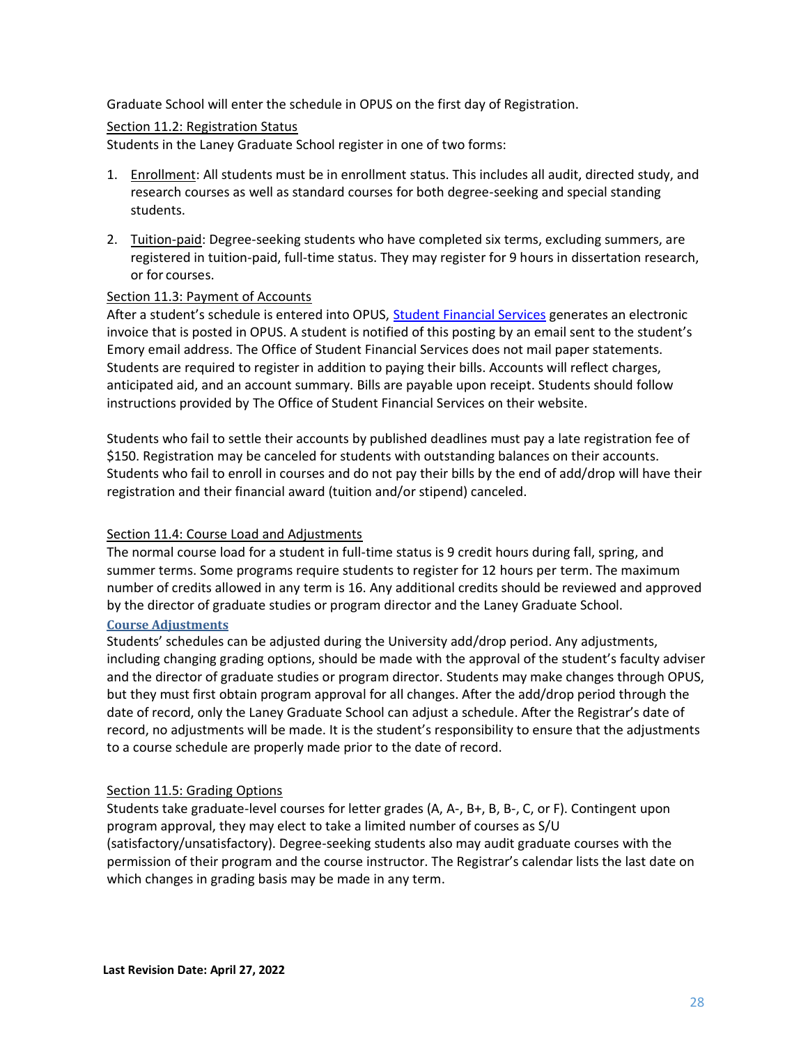Graduate School will enter the schedule in OPUS on the first day of Registration.

## Section 11.2: Registration Status

Students in the Laney Graduate School register in one of two forms:

1. Enrollment: All students must be in enrollment status. This includes all audit, directed study, and research courses as well as standard courses for both degree-seeking and special standing students.

2. Tuition-paid: Degree-seeking students who have completed six terms, excluding summers, are registered in tuition-paid, full-time status. They may register for 9 hours in dissertation research, or for courses.

## Section 11.3: Payment of Accounts

After a student's schedule is entered into OPUS, Student Financial Services generates an electronic invoice that is posted in OPUS. A student is notified of this posting by an email sent to the student's Emory email address. The Office of Student Financial Services does not mail paper statements. Students are required to register in addition to paying their bills. Accounts will reflect charges, anticipated aid, and an account summary. Bills are payable upon receipt. Students should follow instructions provided by The Office of Student Financial Services on their website.

Students who fail to settle their accounts by published deadlines must pay a late registration fee of $150. Registration may be canceled for students with outstanding balances on their accounts. Students who fail to enroll in courses and do not pay their bills by the end of add/drop will have their registration and their financial award (tuition and/or stipend) canceled.

## Section 11.4: Course Load and Adjustments

The normal course load for a student in full-time status is 9 credit hours during fall, spring, and summer terms. Some programs require students to register for 12 hours per term. The maximum number of credits allowed in any term is 16. Any additional credits should be reviewed and approved by the director of graduate studies or program director and the Laney Graduate School.

### Course Adjustments

Students' schedules can be adjusted during the University add/drop period. Any adjustments, including changing grading options, should be made with the approval of the student's faculty adviser and the director of graduate studies or program director. Students may make changes through OPUS, but they must first obtain program approval for all changes. After the add/drop period through the date of record, only the Laney Graduate School can adjust a schedule. After the Registrar's date of record, no adjustments will be made. It is the student's responsibility to ensure that the adjustments to a course schedule are properly made prior to the date of record.

## Section 11.5: Grading Options

Students take graduate-level courses for letter grades (A, A-, B+, B, B-, C, or F). Contingent upon program approval, they may elect to take a limited number of courses as S/U (satisfactory/unsatisfactory). Degree-seeking students also may audit graduate courses with the permission of their program and the course instructor. The Registrar's calendar lists the last date on which changes in grading basis may be made in any term.

**Last Revision Date: April 27, 2022**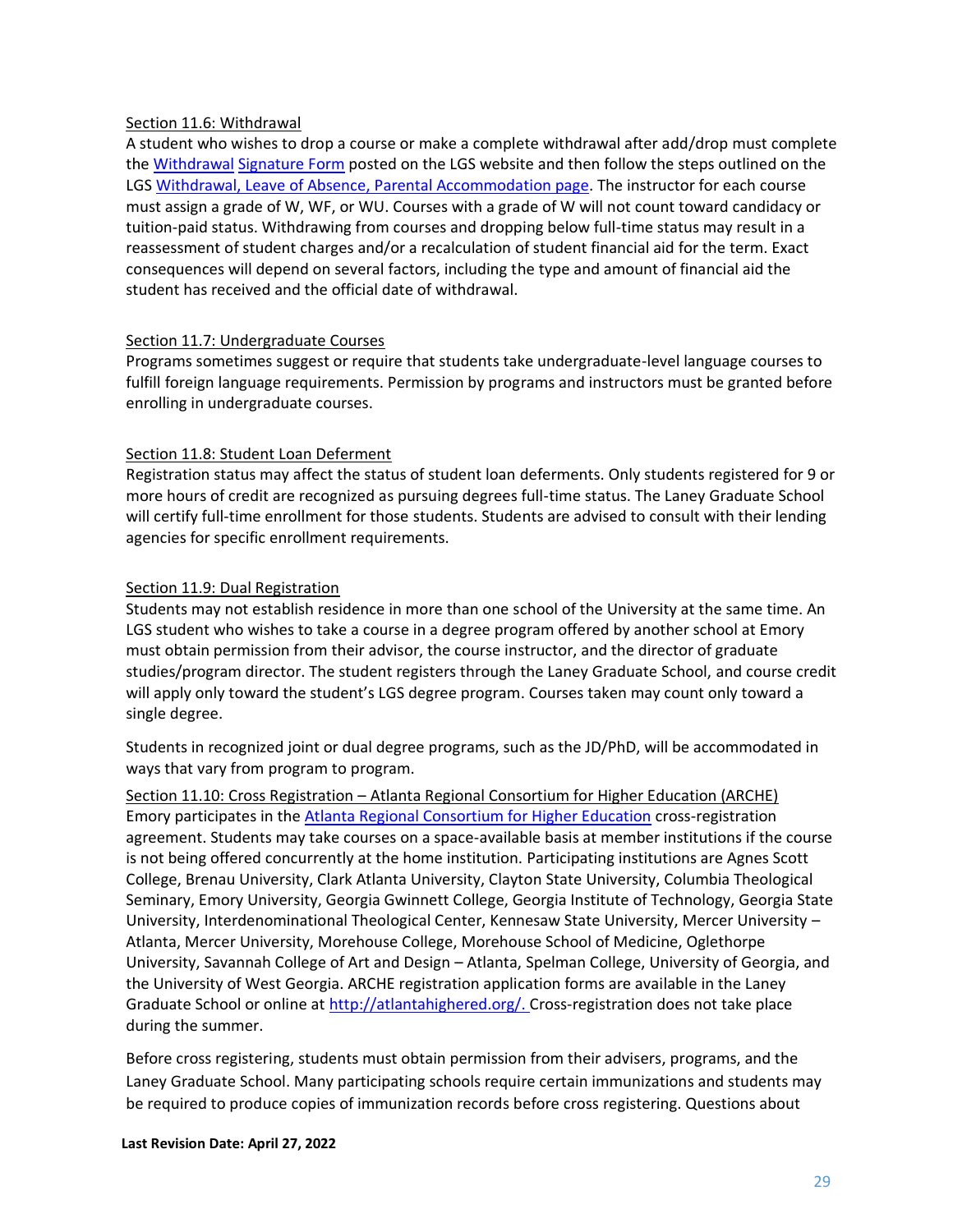Section 11.6: Withdrawal

A student who wishes to drop a course or make a complete withdrawal after add/drop must complete the Withdrawal Signature Form posted on the LGS website and then follow the steps outlined on the LGS Withdrawal, Leave of Absence, Parental Accommodation page. The instructor for each course must assign a grade of W, WF, or WU. Courses with a grade of W will not count toward candidacy or tuition-paid status. Withdrawing from courses and dropping below full-time status may result in a reassessment of student charges and/or a recalculation of student financial aid for the term. Exact consequences will depend on several factors, including the type and amount of financial aid the student has received and the official date of withdrawal.

Section 11.7: Undergraduate Courses

Programs sometimes suggest or require that students take undergraduate-level language courses to fulfill foreign language requirements. Permission by programs and instructors must be granted before enrolling in undergraduate courses.

Section 11.8: Student Loan Deferment

Registration status may affect the status of student loan deferments. Only students registered for 9 or more hours of credit are recognized as pursuing degrees full-time status. The Laney Graduate School will certify full-time enrollment for those students. Students are advised to consult with their lending agencies for specific enrollment requirements.

Section 11.9: Dual Registration

Students may not establish residence in more than one school of the University at the same time. An LGS student who wishes to take a course in a degree program offered by another school at Emory must obtain permission from their advisor, the course instructor, and the director of graduate studies/program director. The student registers through the Laney Graduate School, and course credit will apply only toward the student's LGS degree program. Courses taken may count only toward a single degree.

Students in recognized joint or dual degree programs, such as the JD/PhD, will be accommodated in ways that vary from program to program.

Section 11.10: Cross Registration – Atlanta Regional Consortium for Higher Education (ARCHE)

Emory participates in the Atlanta Regional Consortium for Higher Education cross-registration agreement. Students may take courses on a space-available basis at member institutions if the course is not being offered concurrently at the home institution. Participating institutions are Agnes Scott College, Brenau University, Clark Atlanta University, Clayton State University, Columbia Theological Seminary, Emory University, Georgia Gwinnett College, Georgia Institute of Technology, Georgia State University, Interdenominational Theological Center, Kennesaw State University, Mercer University – Atlanta, Mercer University, Morehouse College, Morehouse School of Medicine, Oglethorpe University, Savannah College of Art and Design – Atlanta, Spelman College, University of Georgia, and the University of West Georgia. ARCHE registration application forms are available in the Laney Graduate School or online at http://atlantahighered.org/. Cross-registration does not take place during the summer.

Before cross registering, students must obtain permission from their advisers, programs, and the Laney Graduate School. Many participating schools require certain immunizations and students may be required to produce copies of immunization records before cross registering. Questions about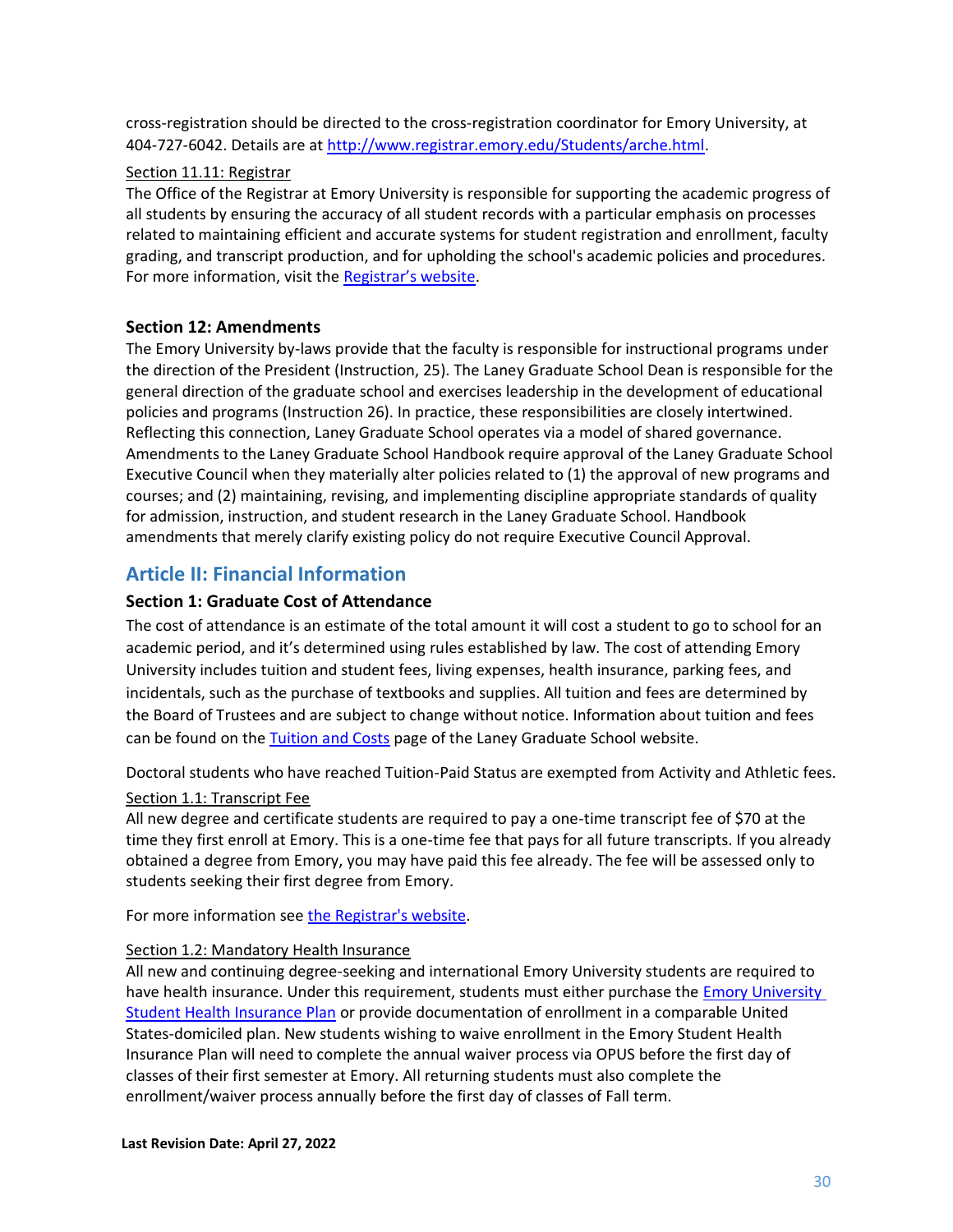cross-registration should be directed to the cross-registration coordinator for Emory University, at 404-727-6042. Details are at [http://www.registrar.emory.edu/Students/arche.html](http://www.registrar.emory.edu/Students/arche.html).

Section 11.11: Registrar

The Office of the Registrar at Emory University is responsible for supporting the academic progress of all students by ensuring the accuracy of all student records with a particular emphasis on processes related to maintaining efficient and accurate systems for student registration and enrollment, faculty grading, and transcript production, and for upholding the school's academic policies and procedures. For more information, visit the Registrar's website.

### Section 12: Amendments

The Emory University by-laws provide that the faculty is responsible for instructional programs under the direction of the President (Instruction, 25). The Laney Graduate School Dean is responsible for the general direction of the graduate school and exercises leadership in the development of educational policies and programs (Instruction 26). In practice, these responsibilities are closely intertwined. Reflecting this connection, Laney Graduate School operates via a model of shared governance. Amendments to the Laney Graduate School Handbook require approval of the Laney Graduate School Executive Council when they materially alter policies related to (1) the approval of new programs and courses; and (2) maintaining, revising, and implementing discipline appropriate standards of quality for admission, instruction, and student research in the Laney Graduate School. Handbook amendments that merely clarify existing policy do not require Executive Council Approval.

## Article II: Financial Information

### Section 1: Graduate Cost of Attendance

The cost of attendance is an estimate of the total amount it will cost a student to go to school for an academic period, and it's determined using rules established by law. The cost of attending Emory University includes tuition and student fees, living expenses, health insurance, parking fees, and incidentals, such as the purchase of textbooks and supplies. All tuition and fees are determined by the Board of Trustees and are subject to change without notice. Information about tuition and fees can be found on the Tuition and Costs page of the Laney Graduate School website.

Doctoral students who have reached Tuition-Paid Status are exempted from Activity and Athletic fees.

Section 1.1: Transcript Fee

All new degree and certificate students are required to pay a one-time transcript fee of $70 at the time they first enroll at Emory. This is a one-time fee that pays for all future transcripts. If you already obtained a degree from Emory, you may have paid this fee already. The fee will be assessed only to students seeking their first degree from Emory.

For more information see the Registrar's website.

Section 1.2: Mandatory Health Insurance

All new and continuing degree-seeking and international Emory University students are required to have health insurance. Under this requirement, students must either purchase the Emory University Student Health Insurance Plan or provide documentation of enrollment in a comparable United States-domiciled plan. New students wishing to waive enrollment in the Emory Student Health Insurance Plan will need to complete the annual waiver process via OPUS before the first day of classes of their first semester at Emory. All returning students must also complete the enrollment/waiver process annually before the first day of classes of Fall term.

**Last Revision Date: April 27, 2022**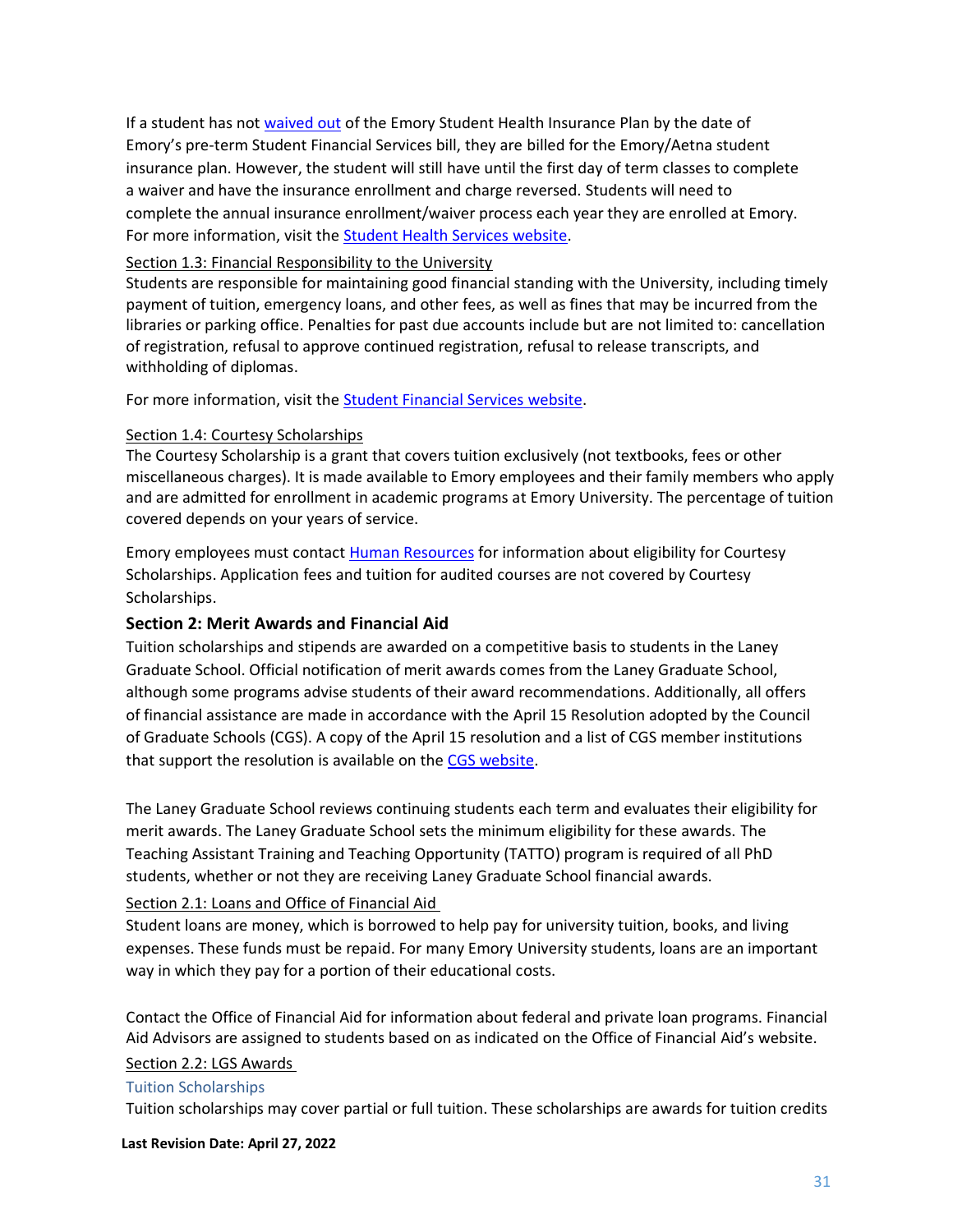If a student has not waived out of the Emory Student Health Insurance Plan by the date of Emory's pre-term Student Financial Services bill, they are billed for the Emory/Aetna student insurance plan. However, the student will still have until the first day of term classes to complete a waiver and have the insurance enrollment and charge reversed. Students will need to complete the annual insurance enrollment/waiver process each year they are enrolled at Emory. For more information, visit the Student Health Services website.

### Section 1.3: Financial Responsibility to the University

Students are responsible for maintaining good financial standing with the University, including timely payment of tuition, emergency loans, and other fees, as well as fines that may be incurred from the libraries or parking office. Penalties for past due accounts include but are not limited to: cancellation of registration, refusal to approve continued registration, refusal to release transcripts, and withholding of diplomas.

For more information, visit the Student Financial Services website.

### Section 1.4: Courtesy Scholarships

The Courtesy Scholarship is a grant that covers tuition exclusively (not textbooks, fees or other miscellaneous charges). It is made available to Emory employees and their family members who apply and are admitted for enrollment in academic programs at Emory University. The percentage of tuition covered depends on your years of service.

Emory employees must contact Human Resources for information about eligibility for Courtesy Scholarships. Application fees and tuition for audited courses are not covered by Courtesy Scholarships.

## Section 2: Merit Awards and Financial Aid

Tuition scholarships and stipends are awarded on a competitive basis to students in the Laney Graduate School. Official notification of merit awards comes from the Laney Graduate School, although some programs advise students of their award recommendations. Additionally, all offers of financial assistance are made in accordance with the April 15 Resolution adopted by the Council of Graduate Schools (CGS). A copy of the April 15 resolution and a list of CGS member institutions that support the resolution is available on the CGS website.

The Laney Graduate School reviews continuing students each term and evaluates their eligibility for merit awards. The Laney Graduate School sets the minimum eligibility for these awards. The Teaching Assistant Training and Teaching Opportunity (TATTO) program is required of all PhD students, whether or not they are receiving Laney Graduate School financial awards.

### Section 2.1: Loans and Office of Financial Aid

Student loans are money, which is borrowed to help pay for university tuition, books, and living expenses. These funds must be repaid. For many Emory University students, loans are an important way in which they pay for a portion of their educational costs.

Contact the Office of Financial Aid for information about federal and private loan programs. Financial Aid Advisors are assigned to students based on as indicated on the Office of Financial Aid's website.

### Section 2.2: LGS Awards

#### Tuition Scholarships

Tuition scholarships may cover partial or full tuition. These scholarships are awards for tuition credits

**Last Revision Date: April 27, 2022**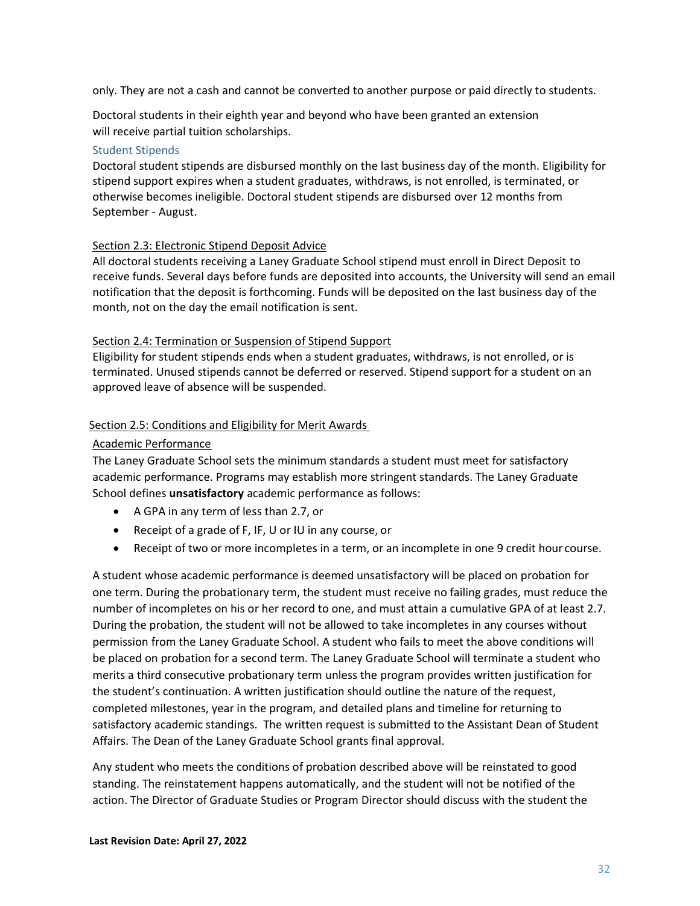only. They are not a cash and cannot be converted to another purpose or paid directly to students.

Doctoral students in their eighth year and beyond who have been granted an extension will receive partial tuition scholarships.

### Student Stipends

Doctoral student stipends are disbursed monthly on the last business day of the month. Eligibility for stipend support expires when a student graduates, withdraws, is not enrolled, is terminated, or otherwise becomes ineligible. Doctoral student stipends are disbursed over 12 months from September - August.

### Section 2.3: Electronic Stipend Deposit Advice

All doctoral students receiving a Laney Graduate School stipend must enroll in Direct Deposit to receive funds. Several days before funds are deposited into accounts, the University will send an email notification that the deposit is forthcoming. Funds will be deposited on the last business day of the month, not on the day the email notification is sent.

### Section 2.4: Termination or Suspension of Stipend Support

Eligibility for student stipends ends when a student graduates, withdraws, is not enrolled, or is terminated. Unused stipends cannot be deferred or reserved. Stipend support for a student on an approved leave of absence will be suspended.

### Section 2.5: Conditions and Eligibility for Merit Awards

#### Academic Performance

The Laney Graduate School sets the minimum standards a student must meet for satisfactory academic performance. Programs may establish more stringent standards. The Laney Graduate School defines **unsatisfactory** academic performance as follows:

- A GPA in any term of less than 2.7, or
- Receipt of a grade of F, IF, U or IU in any course, or
- Receipt of two or more incompletes in a term, or an incomplete in one 9 credit hour course.

A student whose academic performance is deemed unsatisfactory will be placed on probation for one term. During the probationary term, the student must receive no failing grades, must reduce the number of incompletes on his or her record to one, and must attain a cumulative GPA of at least 2.7. During the probation, the student will not be allowed to take incompletes in any courses without permission from the Laney Graduate School. A student who fails to meet the above conditions will be placed on probation for a second term. The Laney Graduate School will terminate a student who merits a third consecutive probationary term unless the program provides written justification for the student's continuation. A written justification should outline the nature of the request, completed milestones, year in the program, and detailed plans and timeline for returning to satisfactory academic standings. The written request is submitted to the Assistant Dean of Student Affairs. The Dean of the Laney Graduate School grants final approval.

Any student who meets the conditions of probation described above will be reinstated to good standing. The reinstatement happens automatically, and the student will not be notified of the action. The Director of Graduate Studies or Program Director should discuss with the student the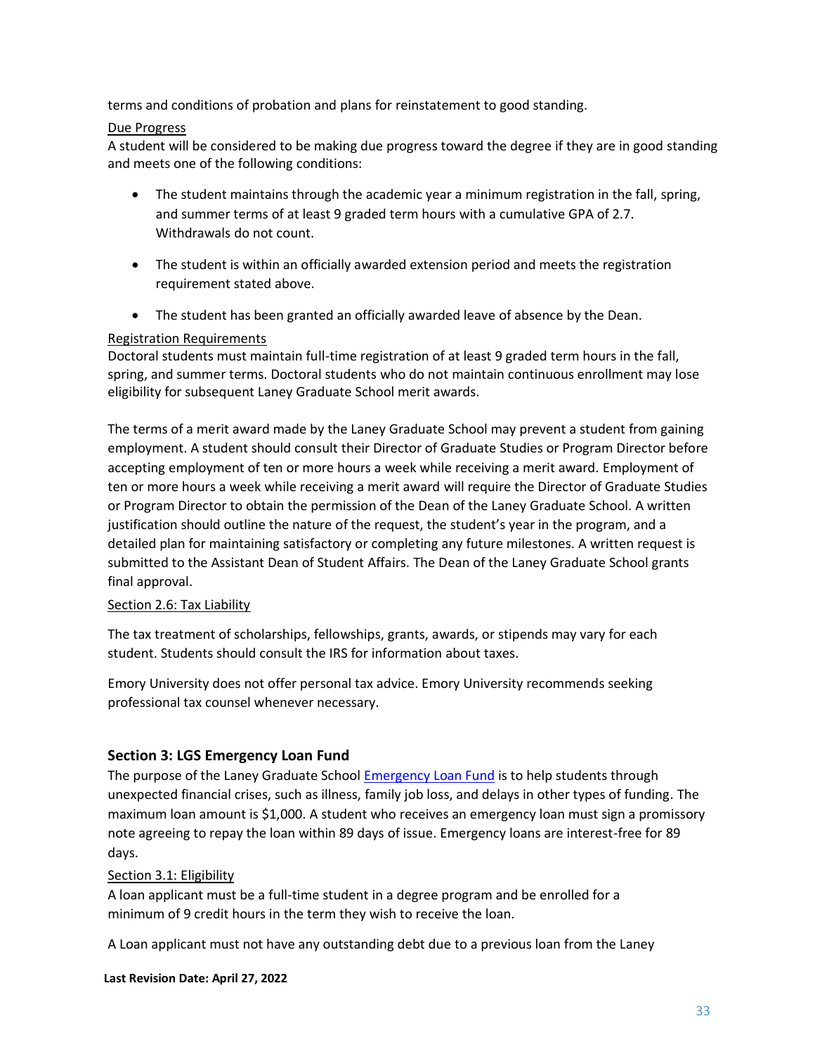terms and conditions of probation and plans for reinstatement to good standing.

Due Progress

A student will be considered to be making due progress toward the degree if they are in good standing and meets one of the following conditions:

- The student maintains through the academic year a minimum registration in the fall, spring, and summer terms of at least 9 graded term hours with a cumulative GPA of 2.7. Withdrawals do not count.
- The student is within an officially awarded extension period and meets the registration requirement stated above.
- The student has been granted an officially awarded leave of absence by the Dean.

Registration Requirements

Doctoral students must maintain full-time registration of at least 9 graded term hours in the fall, spring, and summer terms. Doctoral students who do not maintain continuous enrollment may lose eligibility for subsequent Laney Graduate School merit awards.

The terms of a merit award made by the Laney Graduate School may prevent a student from gaining employment. A student should consult their Director of Graduate Studies or Program Director before accepting employment of ten or more hours a week while receiving a merit award. Employment of ten or more hours a week while receiving a merit award will require the Director of Graduate Studies or Program Director to obtain the permission of the Dean of the Laney Graduate School. A written justification should outline the nature of the request, the student's year in the program, and a detailed plan for maintaining satisfactory or completing any future milestones. A written request is submitted to the Assistant Dean of Student Affairs. The Dean of the Laney Graduate School grants final approval.

Section 2.6: Tax Liability

The tax treatment of scholarships, fellowships, grants, awards, or stipends may vary for each student. Students should consult the IRS for information about taxes.

Emory University does not offer personal tax advice. Emory University recommends seeking professional tax counsel whenever necessary.

## Section 3: LGS Emergency Loan Fund

The purpose of the Laney Graduate School Emergency Loan Fund is to help students through unexpected financial crises, such as illness, family job loss, and delays in other types of funding. The maximum loan amount is $1,000. A student who receives an emergency loan must sign a promissory note agreeing to repay the loan within 89 days of issue. Emergency loans are interest-free for 89 days.

Section 3.1: Eligibility

A loan applicant must be a full-time student in a degree program and be enrolled for a minimum of 9 credit hours in the term they wish to receive the loan.

A Loan applicant must not have any outstanding debt due to a previous loan from the Laney

**Last Revision Date: April 27, 2022**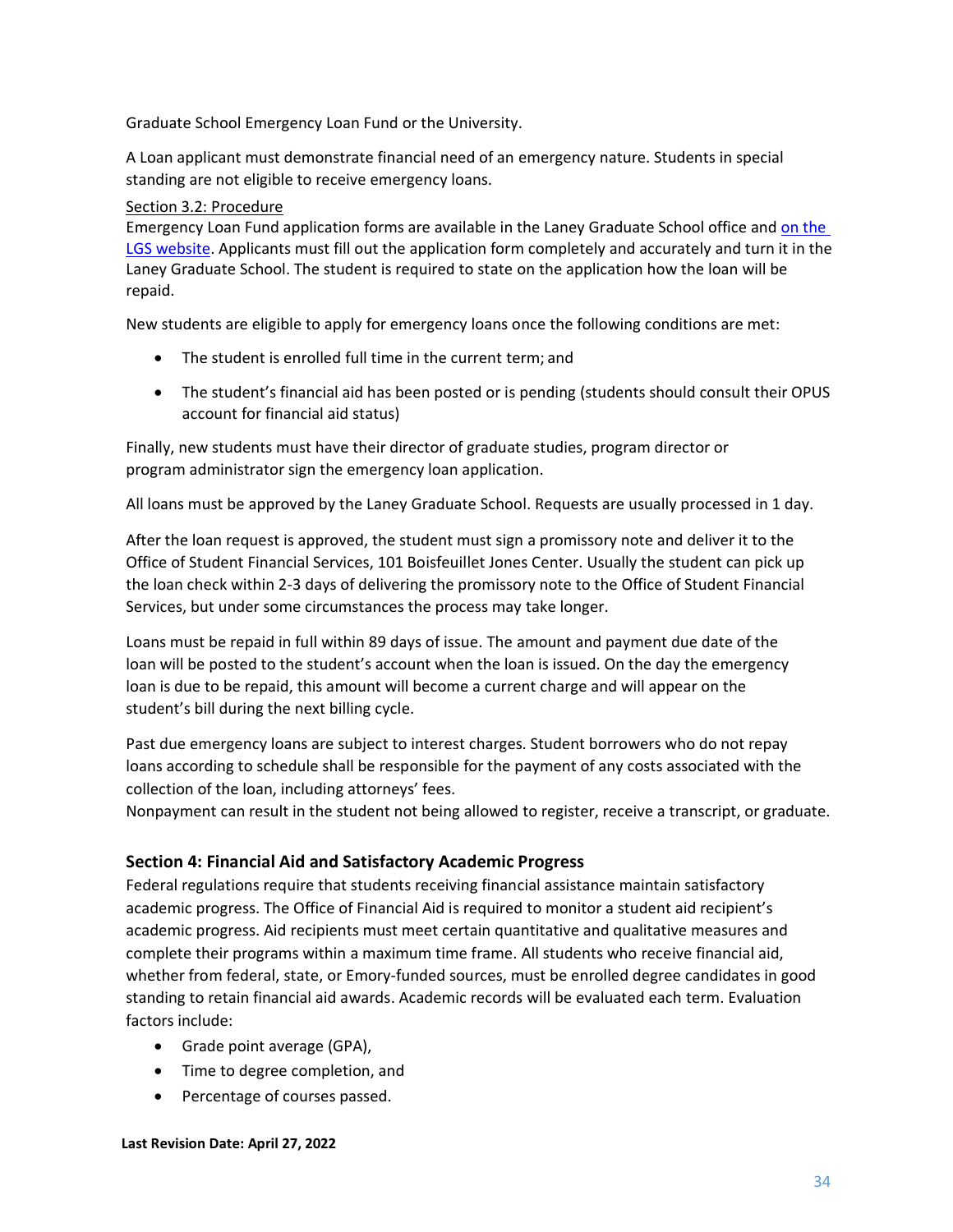Graduate School Emergency Loan Fund or the University.

A Loan applicant must demonstrate financial need of an emergency nature. Students in special standing are not eligible to receive emergency loans.

Section 3.2: Procedure

Emergency Loan Fund application forms are available in the Laney Graduate School office and on the LGS website. Applicants must fill out the application form completely and accurately and turn it in the Laney Graduate School. The student is required to state on the application how the loan will be repaid.

New students are eligible to apply for emergency loans once the following conditions are met:

- The student is enrolled full time in the current term; and
- The student's financial aid has been posted or is pending (students should consult their OPUS account for financial aid status)

Finally, new students must have their director of graduate studies, program director or program administrator sign the emergency loan application.

All loans must be approved by the Laney Graduate School. Requests are usually processed in 1 day.

After the loan request is approved, the student must sign a promissory note and deliver it to the Office of Student Financial Services, 101 Boisfeuillet Jones Center. Usually the student can pick up the loan check within 2-3 days of delivering the promissory note to the Office of Student Financial Services, but under some circumstances the process may take longer.

Loans must be repaid in full within 89 days of issue. The amount and payment due date of the loan will be posted to the student's account when the loan is issued. On the day the emergency loan is due to be repaid, this amount will become a current charge and will appear on the student's bill during the next billing cycle.

Past due emergency loans are subject to interest charges. Student borrowers who do not repay loans according to schedule shall be responsible for the payment of any costs associated with the collection of the loan, including attorneys' fees.
Nonpayment can result in the student not being allowed to register, receive a transcript, or graduate.

### Section 4: Financial Aid and Satisfactory Academic Progress

Federal regulations require that students receiving financial assistance maintain satisfactory academic progress. The Office of Financial Aid is required to monitor a student aid recipient's academic progress. Aid recipients must meet certain quantitative and qualitative measures and complete their programs within a maximum time frame. All students who receive financial aid, whether from federal, state, or Emory-funded sources, must be enrolled degree candidates in good standing to retain financial aid awards. Academic records will be evaluated each term. Evaluation factors include:

- Grade point average (GPA),
- Time to degree completion, and
- Percentage of courses passed.

**Last Revision Date: April 27, 2022**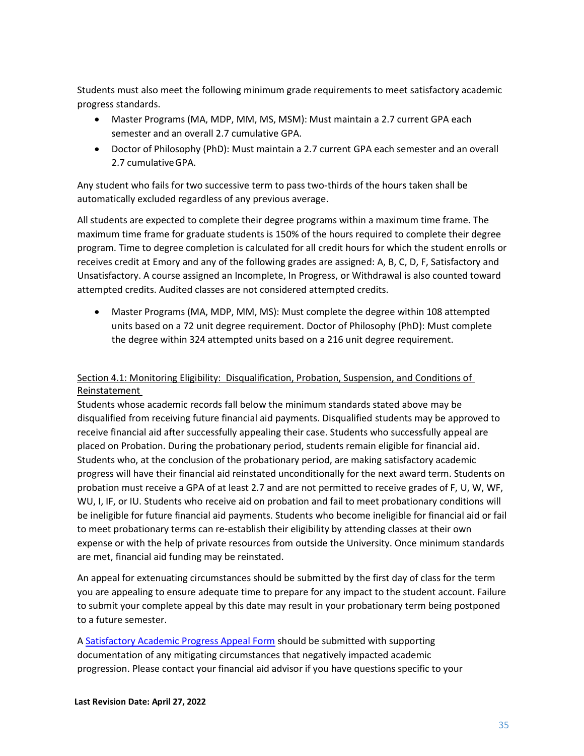Students must also meet the following minimum grade requirements to meet satisfactory academic progress standards.

- Master Programs (MA, MDP, MM, MS, MSM): Must maintain a 2.7 current GPA each semester and an overall 2.7 cumulative GPA.
- Doctor of Philosophy (PhD): Must maintain a 2.7 current GPA each semester and an overall 2.7 cumulative GPA.

Any student who fails for two successive term to pass two-thirds of the hours taken shall be automatically excluded regardless of any previous average.

All students are expected to complete their degree programs within a maximum time frame. The maximum time frame for graduate students is 150% of the hours required to complete their degree program. Time to degree completion is calculated for all credit hours for which the student enrolls or receives credit at Emory and any of the following grades are assigned: A, B, C, D, F, Satisfactory and Unsatisfactory. A course assigned an Incomplete, In Progress, or Withdrawal is also counted toward attempted credits. Audited classes are not considered attempted credits.

- Master Programs (MA, MDP, MM, MS): Must complete the degree within 108 attempted units based on a 72 unit degree requirement. Doctor of Philosophy (PhD): Must complete the degree within 324 attempted units based on a 216 unit degree requirement.

### Section 4.1: Monitoring Eligibility: Disqualification, Probation, Suspension, and Conditions of Reinstatement

Students whose academic records fall below the minimum standards stated above may be disqualified from receiving future financial aid payments. Disqualified students may be approved to receive financial aid after successfully appealing their case. Students who successfully appeal are placed on Probation. During the probationary period, students remain eligible for financial aid. Students who, at the conclusion of the probationary period, are making satisfactory academic progress will have their financial aid reinstated unconditionally for the next award term. Students on probation must receive a GPA of at least 2.7 and are not permitted to receive grades of F, U, W, WF, WU, I, IF, or IU. Students who receive aid on probation and fail to meet probationary conditions will be ineligible for future financial aid payments. Students who become ineligible for financial aid or fail to meet probationary terms can re-establish their eligibility by attending classes at their own expense or with the help of private resources from outside the University. Once minimum standards are met, financial aid funding may be reinstated.

An appeal for extenuating circumstances should be submitted by the first day of class for the term you are appealing to ensure adequate time to prepare for any impact to the student account. Failure to submit your complete appeal by this date may result in your probationary term being postponed to a future semester.

A Satisfactory Academic Progress Appeal Form should be submitted with supporting documentation of any mitigating circumstances that negatively impacted academic progression. Please contact your financial aid advisor if you have questions specific to your

**Last Revision Date: April 27, 2022**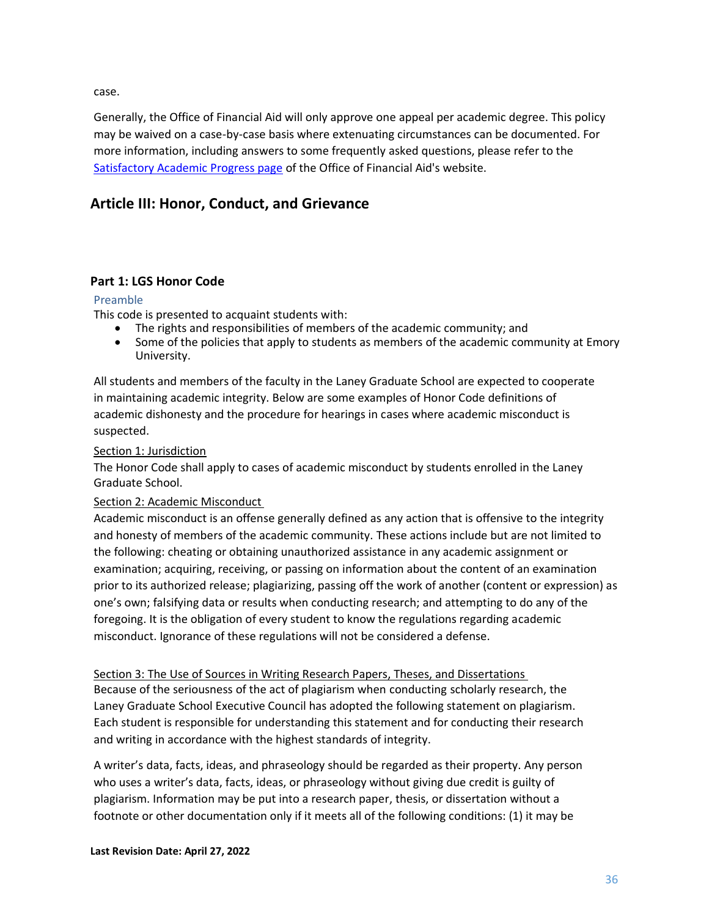case.

Generally, the Office of Financial Aid will only approve one appeal per academic degree. This policy may be waived on a case-by-case basis where extenuating circumstances can be documented. For more information, including answers to some frequently asked questions, please refer to the [Satisfactory Academic Progress page](#) of the Office of Financial Aid's website.

## Article III: Honor, Conduct, and Grievance

### Part 1: LGS Honor Code

#### Preamble

This code is presented to acquaint students with:

- The rights and responsibilities of members of the academic community; and
- Some of the policies that apply to students as members of the academic community at Emory University.

All students and members of the faculty in the Laney Graduate School are expected to cooperate in maintaining academic integrity. Below are some examples of Honor Code definitions of academic dishonesty and the procedure for hearings in cases where academic misconduct is suspected.

Section 1: Jurisdiction

The Honor Code shall apply to cases of academic misconduct by students enrolled in the Laney Graduate School.

Section 2: Academic Misconduct

Academic misconduct is an offense generally defined as any action that is offensive to the integrity and honesty of members of the academic community. These actions include but are not limited to the following: cheating or obtaining unauthorized assistance in any academic assignment or examination; acquiring, receiving, or passing on information about the content of an examination prior to its authorized release; plagiarizing, passing off the work of another (content or expression) as one's own; falsifying data or results when conducting research; and attempting to do any of the foregoing. It is the obligation of every student to know the regulations regarding academic misconduct. Ignorance of these regulations will not be considered a defense.

Section 3: The Use of Sources in Writing Research Papers, Theses, and Dissertations

Because of the seriousness of the act of plagiarism when conducting scholarly research, the Laney Graduate School Executive Council has adopted the following statement on plagiarism. Each student is responsible for understanding this statement and for conducting their research and writing in accordance with the highest standards of integrity.

A writer's data, facts, ideas, and phraseology should be regarded as their property. Any person who uses a writer's data, facts, ideas, or phraseology without giving due credit is guilty of plagiarism. Information may be put into a research paper, thesis, or dissertation without a footnote or other documentation only if it meets all of the following conditions: (1) it may be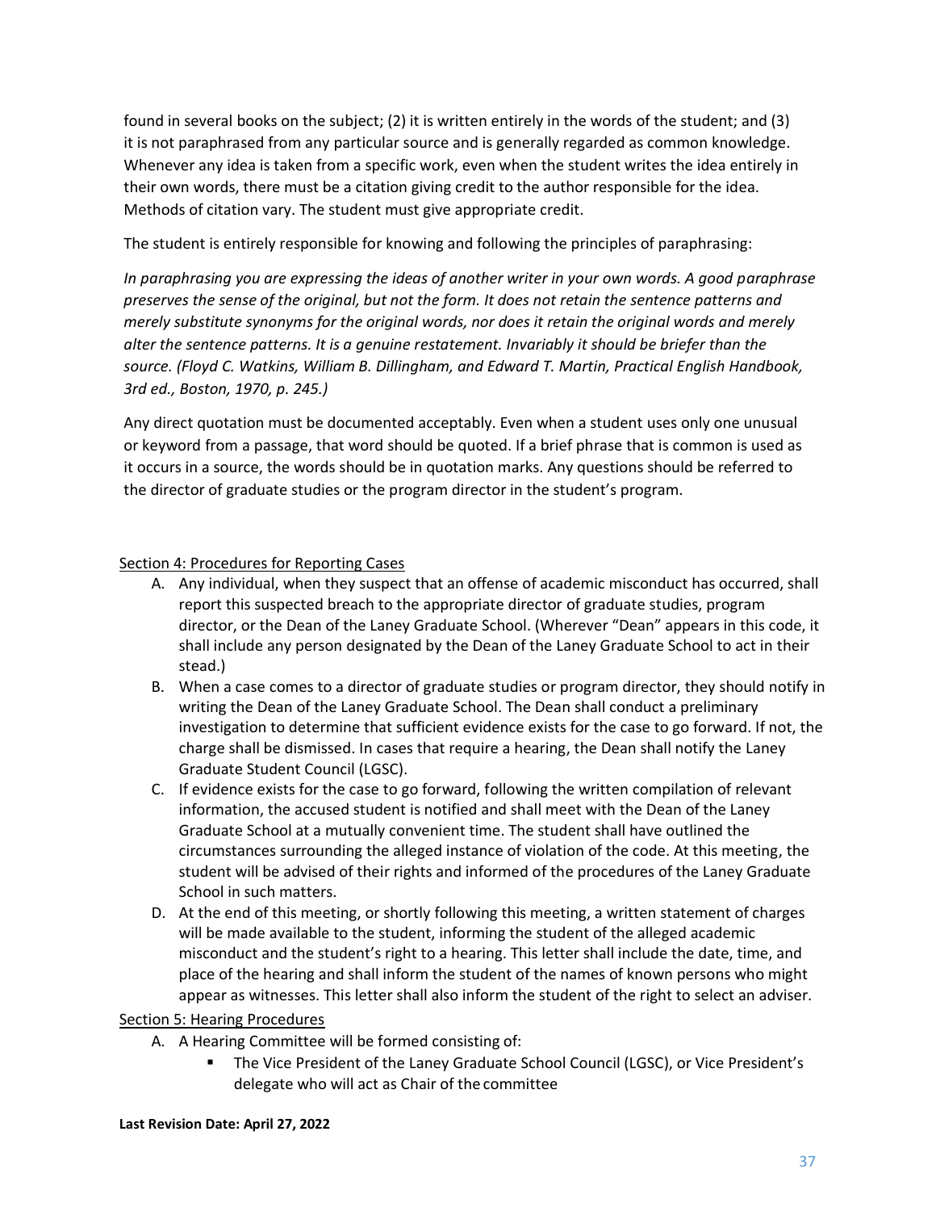found in several books on the subject; (2) it is written entirely in the words of the student; and (3) it is not paraphrased from any particular source and is generally regarded as common knowledge. Whenever any idea is taken from a specific work, even when the student writes the idea entirely in their own words, there must be a citation giving credit to the author responsible for the idea. Methods of citation vary. The student must give appropriate credit.

The student is entirely responsible for knowing and following the principles of paraphrasing:

*In paraphrasing you are expressing the ideas of another writer in your own words. A good paraphrase preserves the sense of the original, but not the form. It does not retain the sentence patterns and merely substitute synonyms for the original words, nor does it retain the original words and merely alter the sentence patterns. It is a genuine restatement. Invariably it should be briefer than the source. (Floyd C. Watkins, William B. Dillingham, and Edward T. Martin, Practical English Handbook, 3rd ed., Boston, 1970, p. 245.)*

Any direct quotation must be documented acceptably. Even when a student uses only one unusual or keyword from a passage, that word should be quoted. If a brief phrase that is common is used as it occurs in a source, the words should be in quotation marks. Any questions should be referred to the director of graduate studies or the program director in the student's program.

Section 4: Procedures for Reporting Cases

A. Any individual, when they suspect that an offense of academic misconduct has occurred, shall report this suspected breach to the appropriate director of graduate studies, program director, or the Dean of the Laney Graduate School. (Wherever "Dean" appears in this code, it shall include any person designated by the Dean of the Laney Graduate School to act in their stead.)
B. When a case comes to a director of graduate studies or program director, they should notify in writing the Dean of the Laney Graduate School. The Dean shall conduct a preliminary investigation to determine that sufficient evidence exists for the case to go forward. If not, the charge shall be dismissed. In cases that require a hearing, the Dean shall notify the Laney Graduate Student Council (LGSC).
C. If evidence exists for the case to go forward, following the written compilation of relevant information, the accused student is notified and shall meet with the Dean of the Laney Graduate School at a mutually convenient time. The student shall have outlined the circumstances surrounding the alleged instance of violation of the code. At this meeting, the student will be advised of their rights and informed of the procedures of the Laney Graduate School in such matters.
D. At the end of this meeting, or shortly following this meeting, a written statement of charges will be made available to the student, informing the student of the alleged academic misconduct and the student's right to a hearing. This letter shall include the date, time, and place of the hearing and shall inform the student of the names of known persons who might appear as witnesses. This letter shall also inform the student of the right to select an adviser.

Section 5: Hearing Procedures

A. A Hearing Committee will be formed consisting of:
   - The Vice President of the Laney Graduate School Council (LGSC), or Vice President's delegate who will act as Chair of the committee

**Last Revision Date: April 27, 2022**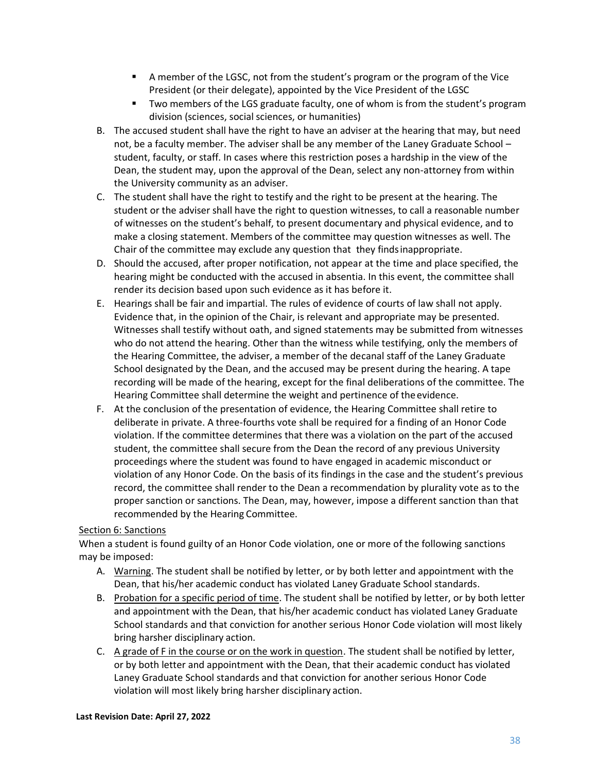- A member of the LGSC, not from the student's program or the program of the Vice President (or their delegate), appointed by the Vice President of the LGSC
- Two members of the LGS graduate faculty, one of whom is from the student's program division (sciences, social sciences, or humanities)

B. The accused student shall have the right to have an adviser at the hearing that may, but need not, be a faculty member. The adviser shall be any member of the Laney Graduate School – student, faculty, or staff. In cases where this restriction poses a hardship in the view of the Dean, the student may, upon the approval of the Dean, select any non-attorney from within the University community as an adviser.

C. The student shall have the right to testify and the right to be present at the hearing. The student or the adviser shall have the right to question witnesses, to call a reasonable number of witnesses on the student's behalf, to present documentary and physical evidence, and to make a closing statement. Members of the committee may question witnesses as well. The Chair of the committee may exclude any question that they finds inappropriate.

D. Should the accused, after proper notification, not appear at the time and place specified, the hearing might be conducted with the accused in absentia. In this event, the committee shall render its decision based upon such evidence as it has before it.

E. Hearings shall be fair and impartial. The rules of evidence of courts of law shall not apply. Evidence that, in the opinion of the Chair, is relevant and appropriate may be presented. Witnesses shall testify without oath, and signed statements may be submitted from witnesses who do not attend the hearing. Other than the witness while testifying, only the members of the Hearing Committee, the adviser, a member of the decanal staff of the Laney Graduate School designated by the Dean, and the accused may be present during the hearing. A tape recording will be made of the hearing, except for the final deliberations of the committee. The Hearing Committee shall determine the weight and pertinence of the evidence.

F. At the conclusion of the presentation of evidence, the Hearing Committee shall retire to deliberate in private. A three-fourths vote shall be required for a finding of an Honor Code violation. If the committee determines that there was a violation on the part of the accused student, the committee shall secure from the Dean the record of any previous University proceedings where the student was found to have engaged in academic misconduct or violation of any Honor Code. On the basis of its findings in the case and the student's previous record, the committee shall render to the Dean a recommendation by plurality vote as to the proper sanction or sanctions. The Dean, may, however, impose a different sanction than that recommended by the Hearing Committee.

Section 6: Sanctions

When a student is found guilty of an Honor Code violation, one or more of the following sanctions may be imposed:

A. Warning. The student shall be notified by letter, or by both letter and appointment with the Dean, that his/her academic conduct has violated Laney Graduate School standards.

B. Probation for a specific period of time. The student shall be notified by letter, or by both letter and appointment with the Dean, that his/her academic conduct has violated Laney Graduate School standards and that conviction for another serious Honor Code violation will most likely bring harsher disciplinary action.

C. A grade of F in the course or on the work in question. The student shall be notified by letter, or by both letter and appointment with the Dean, that their academic conduct has violated Laney Graduate School standards and that conviction for another serious Honor Code violation will most likely bring harsher disciplinary action.

**Last Revision Date: April 27, 2022**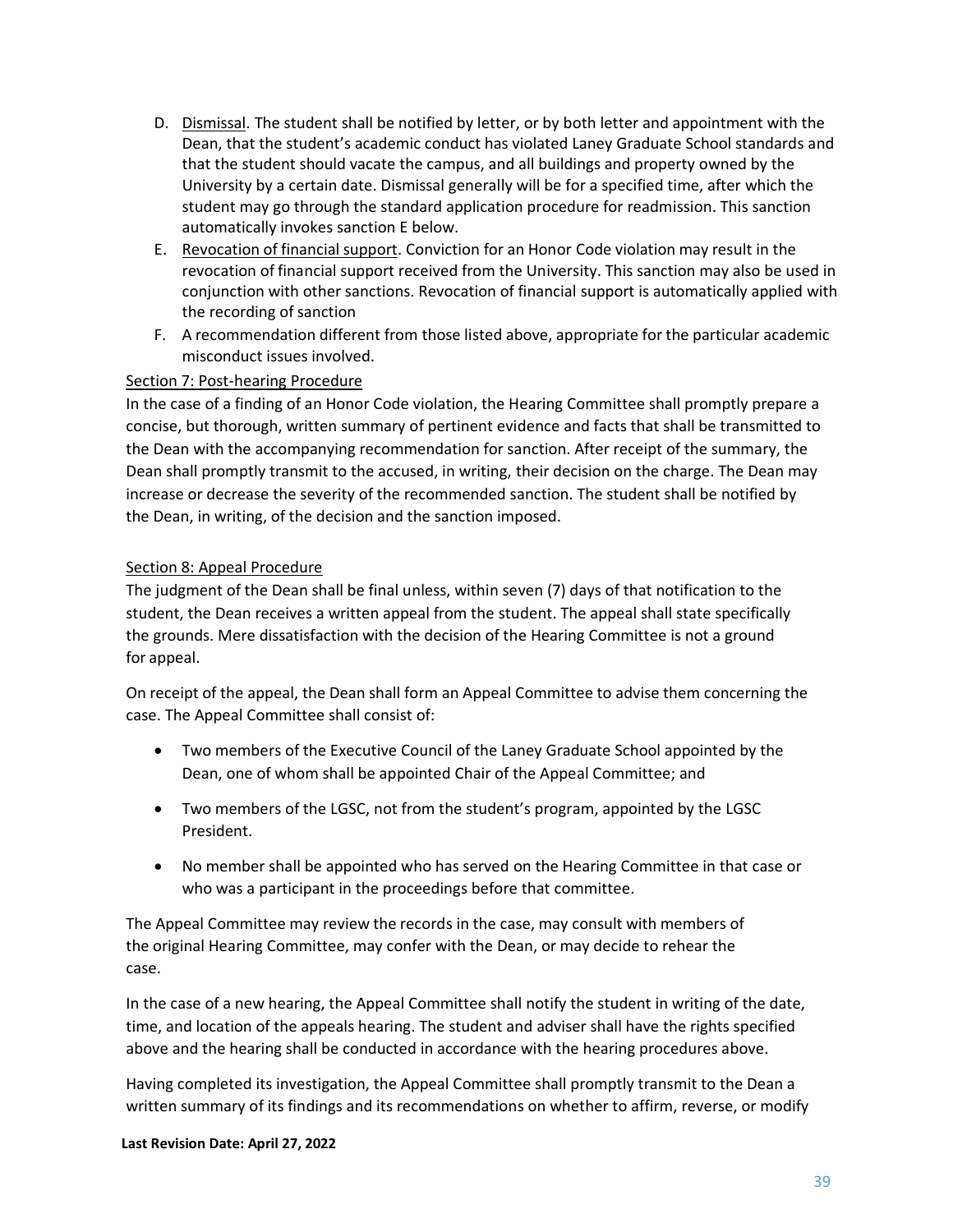D. <u>Dismissal</u>. The student shall be notified by letter, or by both letter and appointment with the Dean, that the student's academic conduct has violated Laney Graduate School standards and that the student should vacate the campus, and all buildings and property owned by the University by a certain date. Dismissal generally will be for a specified time, after which the student may go through the standard application procedure for readmission. This sanction automatically invokes sanction E below.

E. <u>Revocation of financial support</u>. Conviction for an Honor Code violation may result in the revocation of financial support received from the University. This sanction may also be used in conjunction with other sanctions. Revocation of financial support is automatically applied with the recording of sanction

F. A recommendation different from those listed above, appropriate for the particular academic misconduct issues involved.

<u>Section 7: Post-hearing Procedure</u>

In the case of a finding of an Honor Code violation, the Hearing Committee shall promptly prepare a concise, but thorough, written summary of pertinent evidence and facts that shall be transmitted to the Dean with the accompanying recommendation for sanction. After receipt of the summary, the Dean shall promptly transmit to the accused, in writing, their decision on the charge. The Dean may increase or decrease the severity of the recommended sanction. The student shall be notified by the Dean, in writing, of the decision and the sanction imposed.

<u>Section 8: Appeal Procedure</u>

The judgment of the Dean shall be final unless, within seven (7) days of that notification to the student, the Dean receives a written appeal from the student. The appeal shall state specifically the grounds. Mere dissatisfaction with the decision of the Hearing Committee is not a ground for appeal.

On receipt of the appeal, the Dean shall form an Appeal Committee to advise them concerning the case. The Appeal Committee shall consist of:

- Two members of the Executive Council of the Laney Graduate School appointed by the Dean, one of whom shall be appointed Chair of the Appeal Committee; and
- Two members of the LGSC, not from the student's program, appointed by the LGSC President.
- No member shall be appointed who has served on the Hearing Committee in that case or who was a participant in the proceedings before that committee.

The Appeal Committee may review the records in the case, may consult with members of the original Hearing Committee, may confer with the Dean, or may decide to rehear the case.

In the case of a new hearing, the Appeal Committee shall notify the student in writing of the date, time, and location of the appeals hearing. The student and adviser shall have the rights specified above and the hearing shall be conducted in accordance with the hearing procedures above.

Having completed its investigation, the Appeal Committee shall promptly transmit to the Dean a written summary of its findings and its recommendations on whether to affirm, reverse, or modify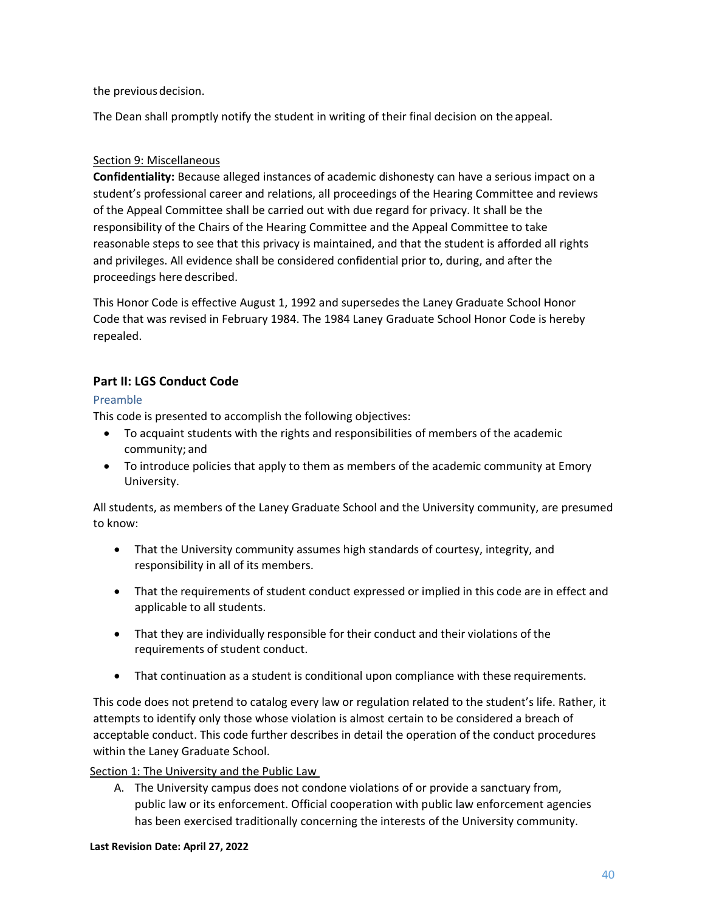the previous decision.

The Dean shall promptly notify the student in writing of their final decision on the appeal.

Section 9: Miscellaneous

**Confidentiality:** Because alleged instances of academic dishonesty can have a serious impact on a student's professional career and relations, all proceedings of the Hearing Committee and reviews of the Appeal Committee shall be carried out with due regard for privacy. It shall be the responsibility of the Chairs of the Hearing Committee and the Appeal Committee to take reasonable steps to see that this privacy is maintained, and that the student is afforded all rights and privileges. All evidence shall be considered confidential prior to, during, and after the proceedings here described.

This Honor Code is effective August 1, 1992 and supersedes the Laney Graduate School Honor Code that was revised in February 1984. The 1984 Laney Graduate School Honor Code is hereby repealed.

## Part II: LGS Conduct Code

### Preamble

This code is presented to accomplish the following objectives:

- To acquaint students with the rights and responsibilities of members of the academic community; and
- To introduce policies that apply to them as members of the academic community at Emory University.

All students, as members of the Laney Graduate School and the University community, are presumed to know:

- That the University community assumes high standards of courtesy, integrity, and responsibility in all of its members.
- That the requirements of student conduct expressed or implied in this code are in effect and applicable to all students.
- That they are individually responsible for their conduct and their violations of the requirements of student conduct.
- That continuation as a student is conditional upon compliance with these requirements.

This code does not pretend to catalog every law or regulation related to the student's life. Rather, it attempts to identify only those whose violation is almost certain to be considered a breach of acceptable conduct. This code further describes in detail the operation of the conduct procedures within the Laney Graduate School.

Section 1: The University and the Public Law

A. The University campus does not condone violations of or provide a sanctuary from, public law or its enforcement. Official cooperation with public law enforcement agencies has been exercised traditionally concerning the interests of the University community.

Last Revision Date: April 27, 2022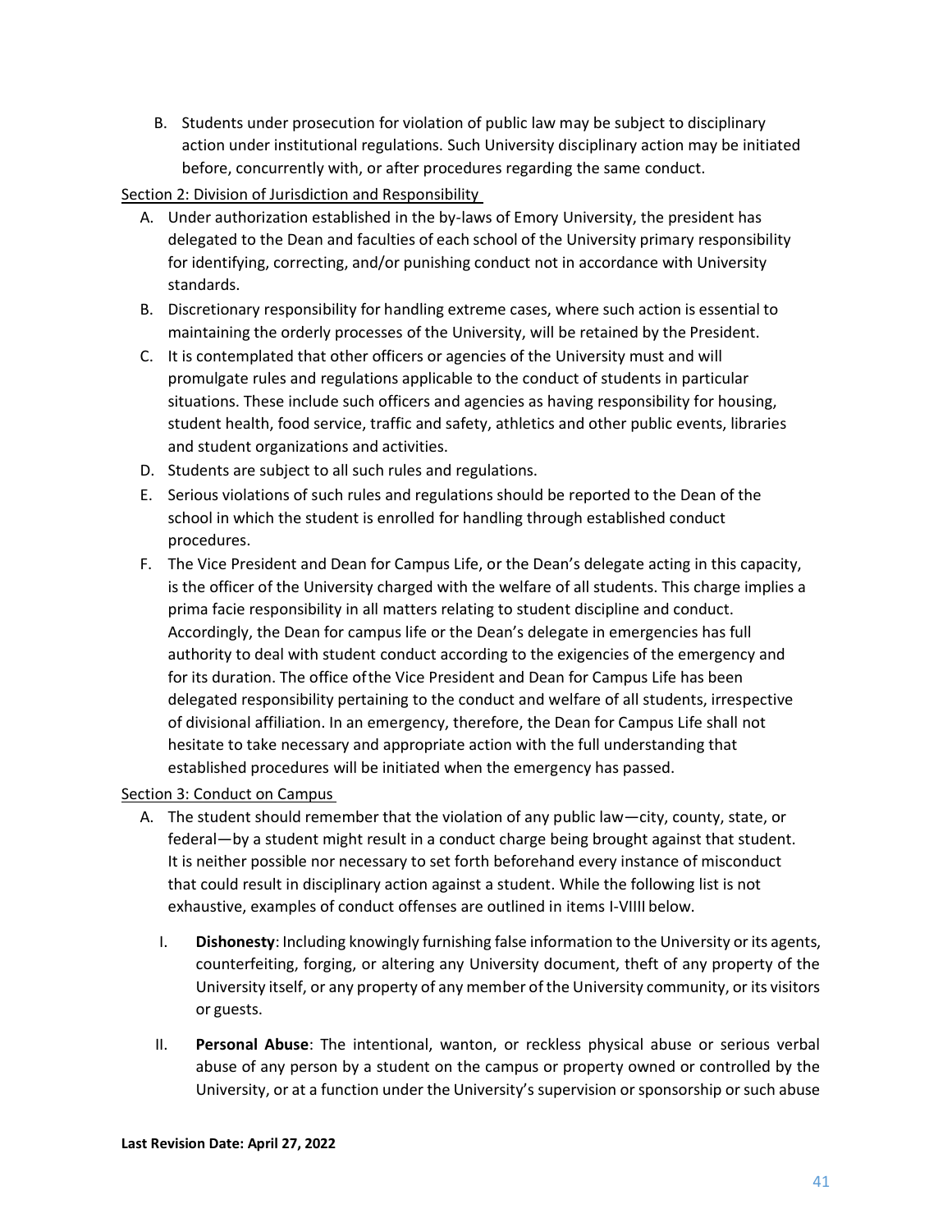B. Students under prosecution for violation of public law may be subject to disciplinary action under institutional regulations. Such University disciplinary action may be initiated before, concurrently with, or after procedures regarding the same conduct.

Section 2: Division of Jurisdiction and Responsibility

A. Under authorization established in the by-laws of Emory University, the president has delegated to the Dean and faculties of each school of the University primary responsibility for identifying, correcting, and/or punishing conduct not in accordance with University standards.
B. Discretionary responsibility for handling extreme cases, where such action is essential to maintaining the orderly processes of the University, will be retained by the President.
C. It is contemplated that other officers or agencies of the University must and will promulgate rules and regulations applicable to the conduct of students in particular situations. These include such officers and agencies as having responsibility for housing, student health, food service, traffic and safety, athletics and other public events, libraries and student organizations and activities.
D. Students are subject to all such rules and regulations.
E. Serious violations of such rules and regulations should be reported to the Dean of the school in which the student is enrolled for handling through established conduct procedures.
F. The Vice President and Dean for Campus Life, or the Dean's delegate acting in this capacity, is the officer of the University charged with the welfare of all students. This charge implies a prima facie responsibility in all matters relating to student discipline and conduct. Accordingly, the Dean for campus life or the Dean's delegate in emergencies has full authority to deal with student conduct according to the exigencies of the emergency and for its duration. The office ofthe Vice President and Dean for Campus Life has been delegated responsibility pertaining to the conduct and welfare of all students, irrespective of divisional affiliation. In an emergency, therefore, the Dean for Campus Life shall not hesitate to take necessary and appropriate action with the full understanding that established procedures will be initiated when the emergency has passed.

Section 3: Conduct on Campus

A. The student should remember that the violation of any public law—city, county, state, or federal—by a student might result in a conduct charge being brought against that student. It is neither possible nor necessary to set forth beforehand every instance of misconduct that could result in disciplinary action against a student. While the following list is not exhaustive, examples of conduct offenses are outlined in items I-VIIII below.

   I. **Dishonesty**: Including knowingly furnishing false information to the University or its agents, counterfeiting, forging, or altering any University document, theft of any property of the University itself, or any property of any member of the University community, or its visitors or guests.

   II. **Personal Abuse**: The intentional, wanton, or reckless physical abuse or serious verbal abuse of any person by a student on the campus or property owned or controlled by the University, or at a function under the University's supervision or sponsorship or such abuse

**Last Revision Date: April 27, 2022**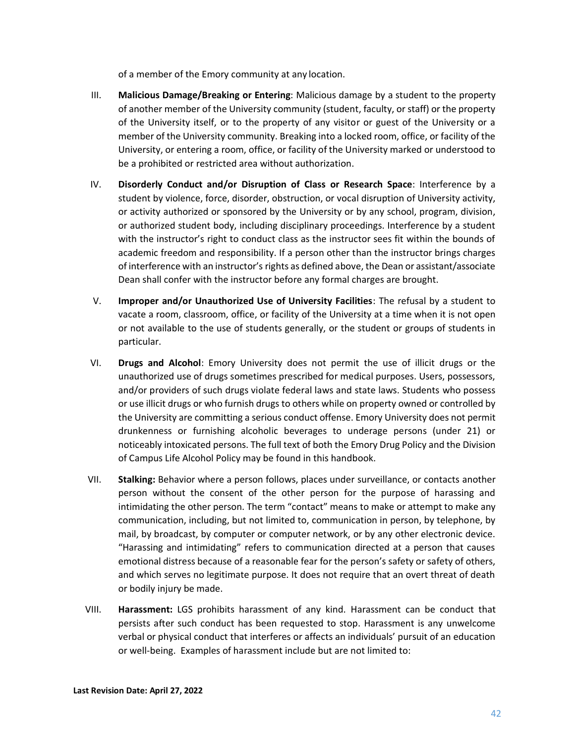of a member of the Emory community at any location.

III. **Malicious Damage/Breaking or Entering**: Malicious damage by a student to the property of another member of the University community (student, faculty, or staff) or the property of the University itself, or to the property of any visitor or guest of the University or a member of the University community. Breaking into a locked room, office, or facility of the University, or entering a room, office, or facility of the University marked or understood to be a prohibited or restricted area without authorization.

IV. **Disorderly Conduct and/or Disruption of Class or Research Space**: Interference by a student by violence, force, disorder, obstruction, or vocal disruption of University activity, or activity authorized or sponsored by the University or by any school, program, division, or authorized student body, including disciplinary proceedings. Interference by a student with the instructor's right to conduct class as the instructor sees fit within the bounds of academic freedom and responsibility. If a person other than the instructor brings charges of interference with an instructor's rights as defined above, the Dean or assistant/associate Dean shall confer with the instructor before any formal charges are brought.

V. **Improper and/or Unauthorized Use of University Facilities**: The refusal by a student to vacate a room, classroom, office, or facility of the University at a time when it is not open or not available to the use of students generally, or the student or groups of students in particular.

VI. **Drugs and Alcohol**: Emory University does not permit the use of illicit drugs or the unauthorized use of drugs sometimes prescribed for medical purposes. Users, possessors, and/or providers of such drugs violate federal laws and state laws. Students who possess or use illicit drugs or who furnish drugs to others while on property owned or controlled by the University are committing a serious conduct offense. Emory University does not permit drunkenness or furnishing alcoholic beverages to underage persons (under 21) or noticeably intoxicated persons. The full text of both the Emory Drug Policy and the Division of Campus Life Alcohol Policy may be found in this handbook.

VII. **Stalking:** Behavior where a person follows, places under surveillance, or contacts another person without the consent of the other person for the purpose of harassing and intimidating the other person. The term "contact" means to make or attempt to make any communication, including, but not limited to, communication in person, by telephone, by mail, by broadcast, by computer or computer network, or by any other electronic device. "Harassing and intimidating" refers to communication directed at a person that causes emotional distress because of a reasonable fear for the person's safety or safety of others, and which serves no legitimate purpose. It does not require that an overt threat of death or bodily injury be made.

VIII. **Harassment:** LGS prohibits harassment of any kind. Harassment can be conduct that persists after such conduct has been requested to stop. Harassment is any unwelcome verbal or physical conduct that interferes or affects an individuals' pursuit of an education or well-being. Examples of harassment include but are not limited to:

**Last Revision Date: April 27, 2022**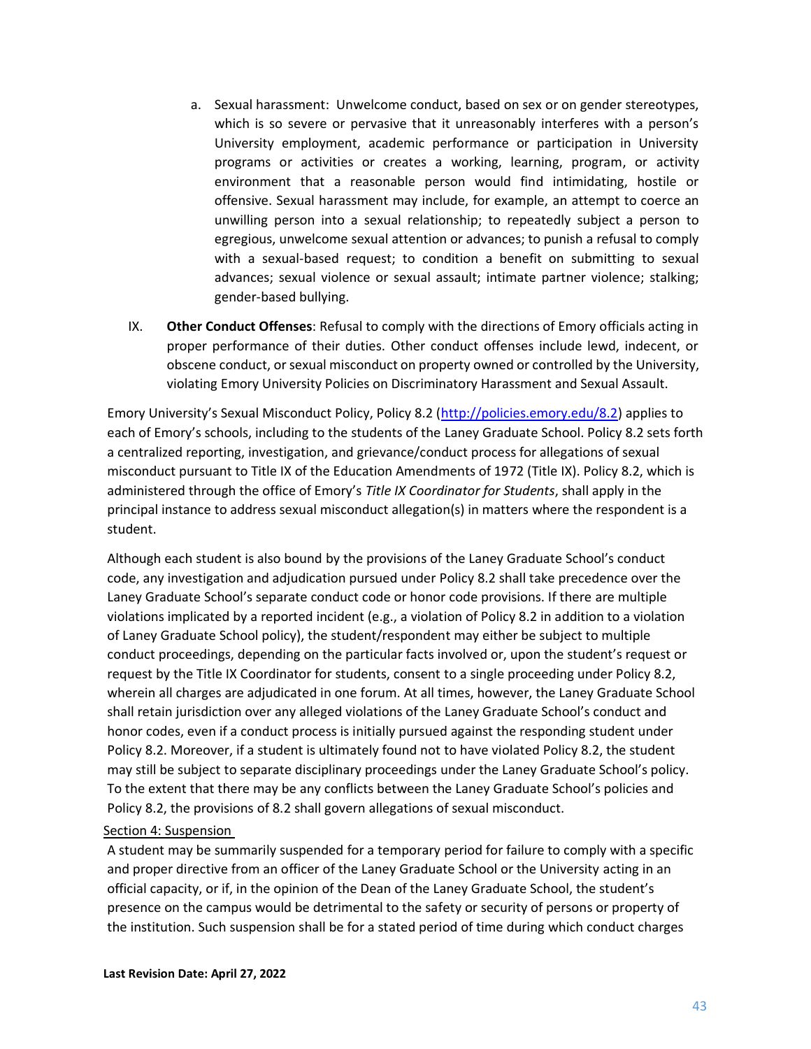a. Sexual harassment: Unwelcome conduct, based on sex or on gender stereotypes, which is so severe or pervasive that it unreasonably interferes with a person's University employment, academic performance or participation in University programs or activities or creates a working, learning, program, or activity environment that a reasonable person would find intimidating, hostile or offensive. Sexual harassment may include, for example, an attempt to coerce an unwilling person into a sexual relationship; to repeatedly subject a person to egregious, unwelcome sexual attention or advances; to punish a refusal to comply with a sexual-based request; to condition a benefit on submitting to sexual advances; sexual violence or sexual assault; intimate partner violence; stalking; gender-based bullying.

IX. **Other Conduct Offenses**: Refusal to comply with the directions of Emory officials acting in proper performance of their duties. Other conduct offenses include lewd, indecent, or obscene conduct, or sexual misconduct on property owned or controlled by the University, violating Emory University Policies on Discriminatory Harassment and Sexual Assault.

Emory University's Sexual Misconduct Policy, Policy 8.2 (http://policies.emory.edu/8.2) applies to each of Emory's schools, including to the students of the Laney Graduate School. Policy 8.2 sets forth a centralized reporting, investigation, and grievance/conduct process for allegations of sexual misconduct pursuant to Title IX of the Education Amendments of 1972 (Title IX). Policy 8.2, which is administered through the office of Emory's *Title IX Coordinator for Students*, shall apply in the principal instance to address sexual misconduct allegation(s) in matters where the respondent is a student.

Although each student is also bound by the provisions of the Laney Graduate School's conduct code, any investigation and adjudication pursued under Policy 8.2 shall take precedence over the Laney Graduate School's separate conduct code or honor code provisions. If there are multiple violations implicated by a reported incident (e.g., a violation of Policy 8.2 in addition to a violation of Laney Graduate School policy), the student/respondent may either be subject to multiple conduct proceedings, depending on the particular facts involved or, upon the student's request or request by the Title IX Coordinator for students, consent to a single proceeding under Policy 8.2, wherein all charges are adjudicated in one forum. At all times, however, the Laney Graduate School shall retain jurisdiction over any alleged violations of the Laney Graduate School's conduct and honor codes, even if a conduct process is initially pursued against the responding student under Policy 8.2. Moreover, if a student is ultimately found not to have violated Policy 8.2, the student may still be subject to separate disciplinary proceedings under the Laney Graduate School's policy. To the extent that there may be any conflicts between the Laney Graduate School's policies and Policy 8.2, the provisions of 8.2 shall govern allegations of sexual misconduct.

Section 4: Suspension

A student may be summarily suspended for a temporary period for failure to comply with a specific and proper directive from an officer of the Laney Graduate School or the University acting in an official capacity, or if, in the opinion of the Dean of the Laney Graduate School, the student's presence on the campus would be detrimental to the safety or security of persons or property of the institution. Such suspension shall be for a stated period of time during which conduct charges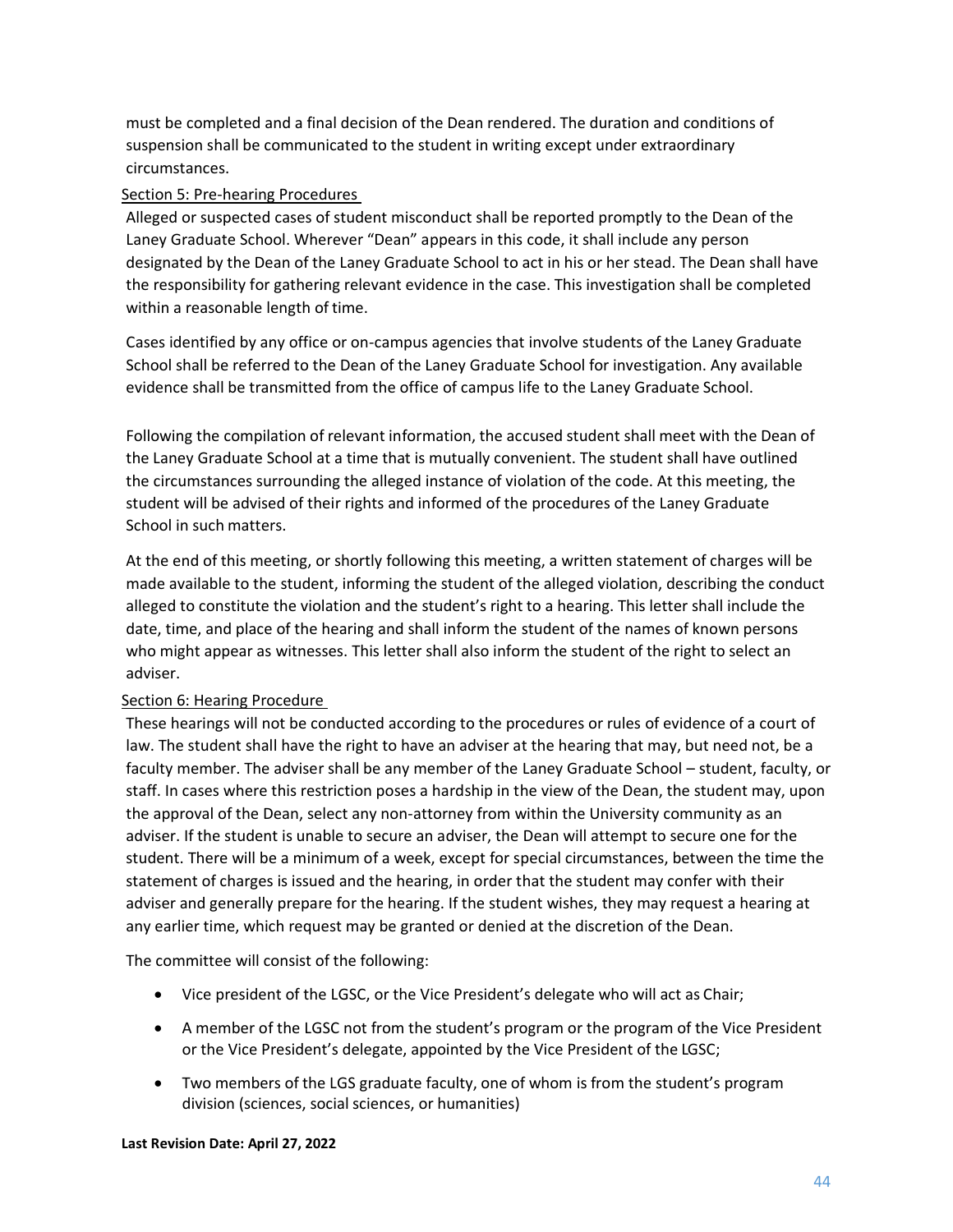must be completed and a final decision of the Dean rendered. The duration and conditions of suspension shall be communicated to the student in writing except under extraordinary circumstances.

## Section 5: Pre-hearing Procedures

Alleged or suspected cases of student misconduct shall be reported promptly to the Dean of the Laney Graduate School. Wherever "Dean" appears in this code, it shall include any person designated by the Dean of the Laney Graduate School to act in his or her stead. The Dean shall have the responsibility for gathering relevant evidence in the case. This investigation shall be completed within a reasonable length of time.

Cases identified by any office or on-campus agencies that involve students of the Laney Graduate School shall be referred to the Dean of the Laney Graduate School for investigation. Any available evidence shall be transmitted from the office of campus life to the Laney Graduate School.

Following the compilation of relevant information, the accused student shall meet with the Dean of the Laney Graduate School at a time that is mutually convenient. The student shall have outlined the circumstances surrounding the alleged instance of violation of the code. At this meeting, the student will be advised of their rights and informed of the procedures of the Laney Graduate School in such matters.

At the end of this meeting, or shortly following this meeting, a written statement of charges will be made available to the student, informing the student of the alleged violation, describing the conduct alleged to constitute the violation and the student's right to a hearing. This letter shall include the date, time, and place of the hearing and shall inform the student of the names of known persons who might appear as witnesses. This letter shall also inform the student of the right to select an adviser.

## Section 6: Hearing Procedure

These hearings will not be conducted according to the procedures or rules of evidence of a court of law. The student shall have the right to have an adviser at the hearing that may, but need not, be a faculty member. The adviser shall be any member of the Laney Graduate School – student, faculty, or staff. In cases where this restriction poses a hardship in the view of the Dean, the student may, upon the approval of the Dean, select any non-attorney from within the University community as an adviser. If the student is unable to secure an adviser, the Dean will attempt to secure one for the student. There will be a minimum of a week, except for special circumstances, between the time the statement of charges is issued and the hearing, in order that the student may confer with their adviser and generally prepare for the hearing. If the student wishes, they may request a hearing at any earlier time, which request may be granted or denied at the discretion of the Dean.

The committee will consist of the following:

- Vice president of the LGSC, or the Vice President's delegate who will act as Chair;
- A member of the LGSC not from the student's program or the program of the Vice President or the Vice President's delegate, appointed by the Vice President of the LGSC;
- Two members of the LGS graduate faculty, one of whom is from the student's program division (sciences, social sciences, or humanities)

**Last Revision Date: April 27, 2022**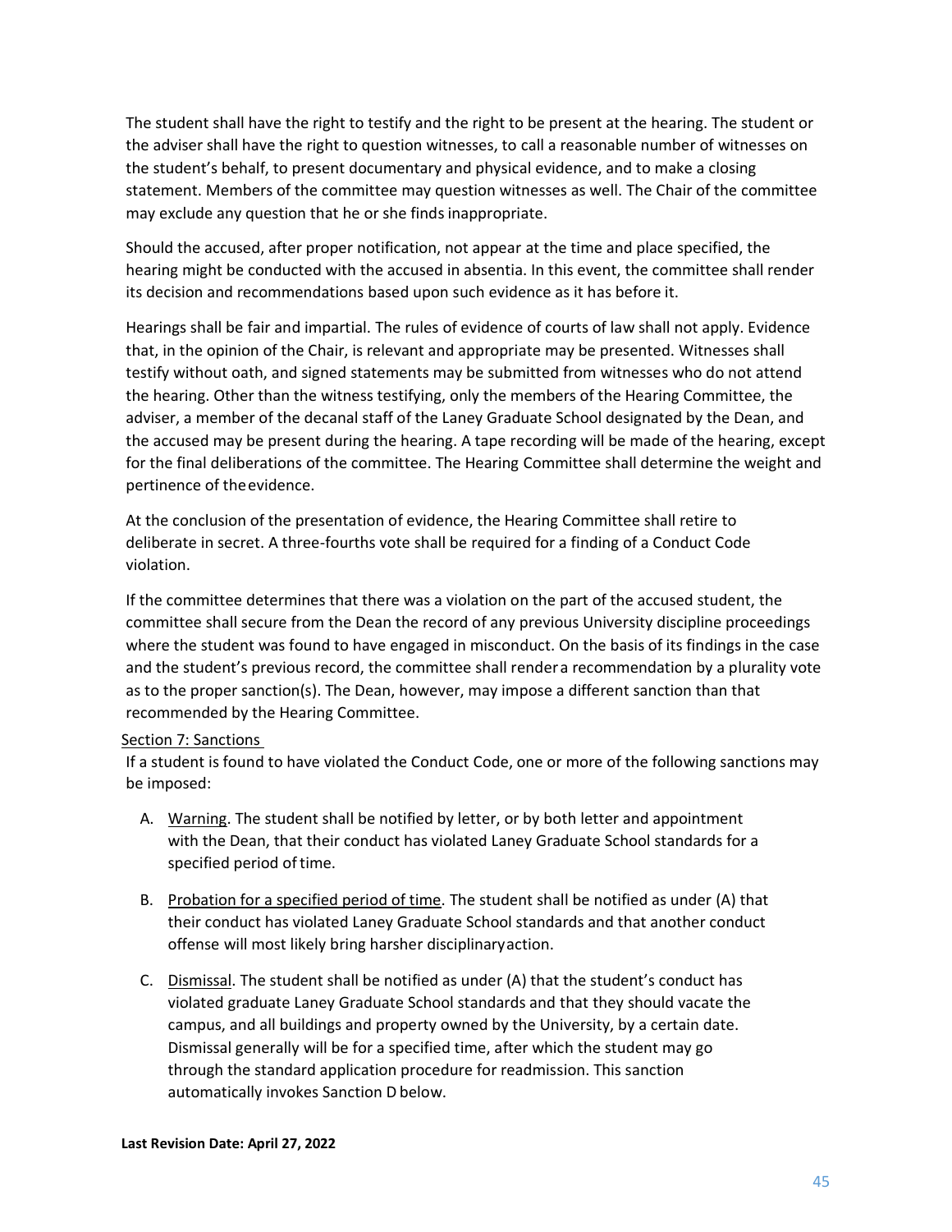The student shall have the right to testify and the right to be present at the hearing. The student or the adviser shall have the right to question witnesses, to call a reasonable number of witnesses on the student's behalf, to present documentary and physical evidence, and to make a closing statement. Members of the committee may question witnesses as well. The Chair of the committee may exclude any question that he or she finds inappropriate.

Should the accused, after proper notification, not appear at the time and place specified, the hearing might be conducted with the accused in absentia. In this event, the committee shall render its decision and recommendations based upon such evidence as it has before it.

Hearings shall be fair and impartial. The rules of evidence of courts of law shall not apply. Evidence that, in the opinion of the Chair, is relevant and appropriate may be presented. Witnesses shall testify without oath, and signed statements may be submitted from witnesses who do not attend the hearing. Other than the witness testifying, only the members of the Hearing Committee, the adviser, a member of the decanal staff of the Laney Graduate School designated by the Dean, and the accused may be present during the hearing. A tape recording will be made of the hearing, except for the final deliberations of the committee. The Hearing Committee shall determine the weight and pertinence of the evidence.

At the conclusion of the presentation of evidence, the Hearing Committee shall retire to deliberate in secret. A three-fourths vote shall be required for a finding of a Conduct Code violation.

If the committee determines that there was a violation on the part of the accused student, the committee shall secure from the Dean the record of any previous University discipline proceedings where the student was found to have engaged in misconduct. On the basis of its findings in the case and the student's previous record, the committee shall render a recommendation by a plurality vote as to the proper sanction(s). The Dean, however, may impose a different sanction than that recommended by the Hearing Committee.

Section 7: Sanctions

If a student is found to have violated the Conduct Code, one or more of the following sanctions may be imposed:

A. Warning. The student shall be notified by letter, or by both letter and appointment with the Dean, that their conduct has violated Laney Graduate School standards for a specified period of time.

B. Probation for a specified period of time. The student shall be notified as under (A) that their conduct has violated Laney Graduate School standards and that another conduct offense will most likely bring harsher disciplinary action.

C. Dismissal. The student shall be notified as under (A) that the student's conduct has violated graduate Laney Graduate School standards and that they should vacate the campus, and all buildings and property owned by the University, by a certain date. Dismissal generally will be for a specified time, after which the student may go through the standard application procedure for readmission. This sanction automatically invokes Sanction D below.

**Last Revision Date: April 27, 2022**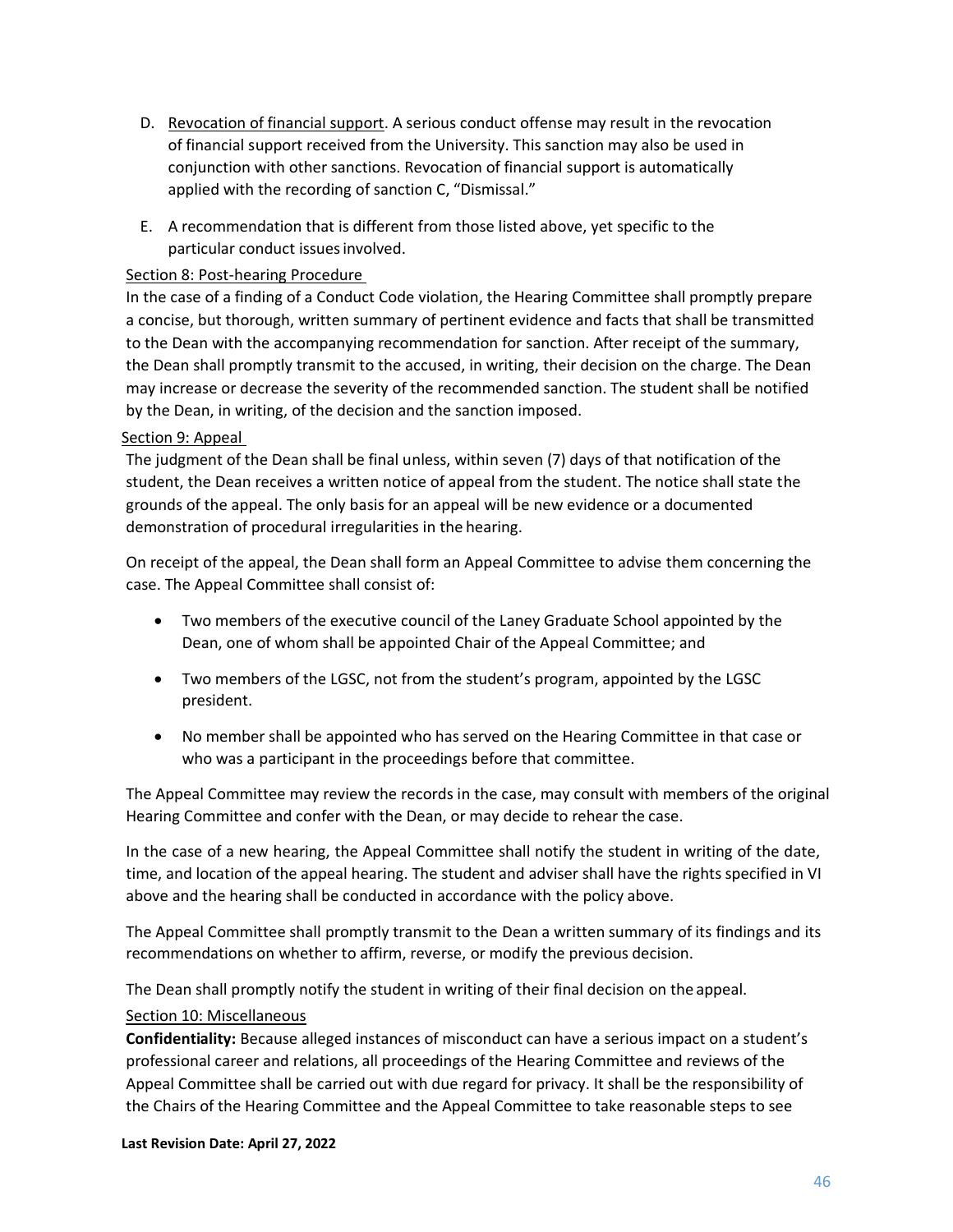D. Revocation of financial support. A serious conduct offense may result in the revocation of financial support received from the University. This sanction may also be used in conjunction with other sanctions. Revocation of financial support is automatically applied with the recording of sanction C, "Dismissal."

E. A recommendation that is different from those listed above, yet specific to the particular conduct issues involved.

### Section 8: Post-hearing Procedure

In the case of a finding of a Conduct Code violation, the Hearing Committee shall promptly prepare a concise, but thorough, written summary of pertinent evidence and facts that shall be transmitted to the Dean with the accompanying recommendation for sanction. After receipt of the summary, the Dean shall promptly transmit to the accused, in writing, their decision on the charge. The Dean may increase or decrease the severity of the recommended sanction. The student shall be notified by the Dean, in writing, of the decision and the sanction imposed.

### Section 9: Appeal

The judgment of the Dean shall be final unless, within seven (7) days of that notification of the student, the Dean receives a written notice of appeal from the student. The notice shall state the grounds of the appeal. The only basis for an appeal will be new evidence or a documented demonstration of procedural irregularities in the hearing.

On receipt of the appeal, the Dean shall form an Appeal Committee to advise them concerning the case. The Appeal Committee shall consist of:

- Two members of the executive council of the Laney Graduate School appointed by the Dean, one of whom shall be appointed Chair of the Appeal Committee; and
- Two members of the LGSC, not from the student's program, appointed by the LGSC president.
- No member shall be appointed who has served on the Hearing Committee in that case or who was a participant in the proceedings before that committee.

The Appeal Committee may review the records in the case, may consult with members of the original Hearing Committee and confer with the Dean, or may decide to rehear the case.

In the case of a new hearing, the Appeal Committee shall notify the student in writing of the date, time, and location of the appeal hearing. The student and adviser shall have the rights specified in VI above and the hearing shall be conducted in accordance with the policy above.

The Appeal Committee shall promptly transmit to the Dean a written summary of its findings and its recommendations on whether to affirm, reverse, or modify the previous decision.

The Dean shall promptly notify the student in writing of their final decision on the appeal.

### Section 10: Miscellaneous

**Confidentiality:** Because alleged instances of misconduct can have a serious impact on a student's professional career and relations, all proceedings of the Hearing Committee and reviews of the Appeal Committee shall be carried out with due regard for privacy. It shall be the responsibility of the Chairs of the Hearing Committee and the Appeal Committee to take reasonable steps to see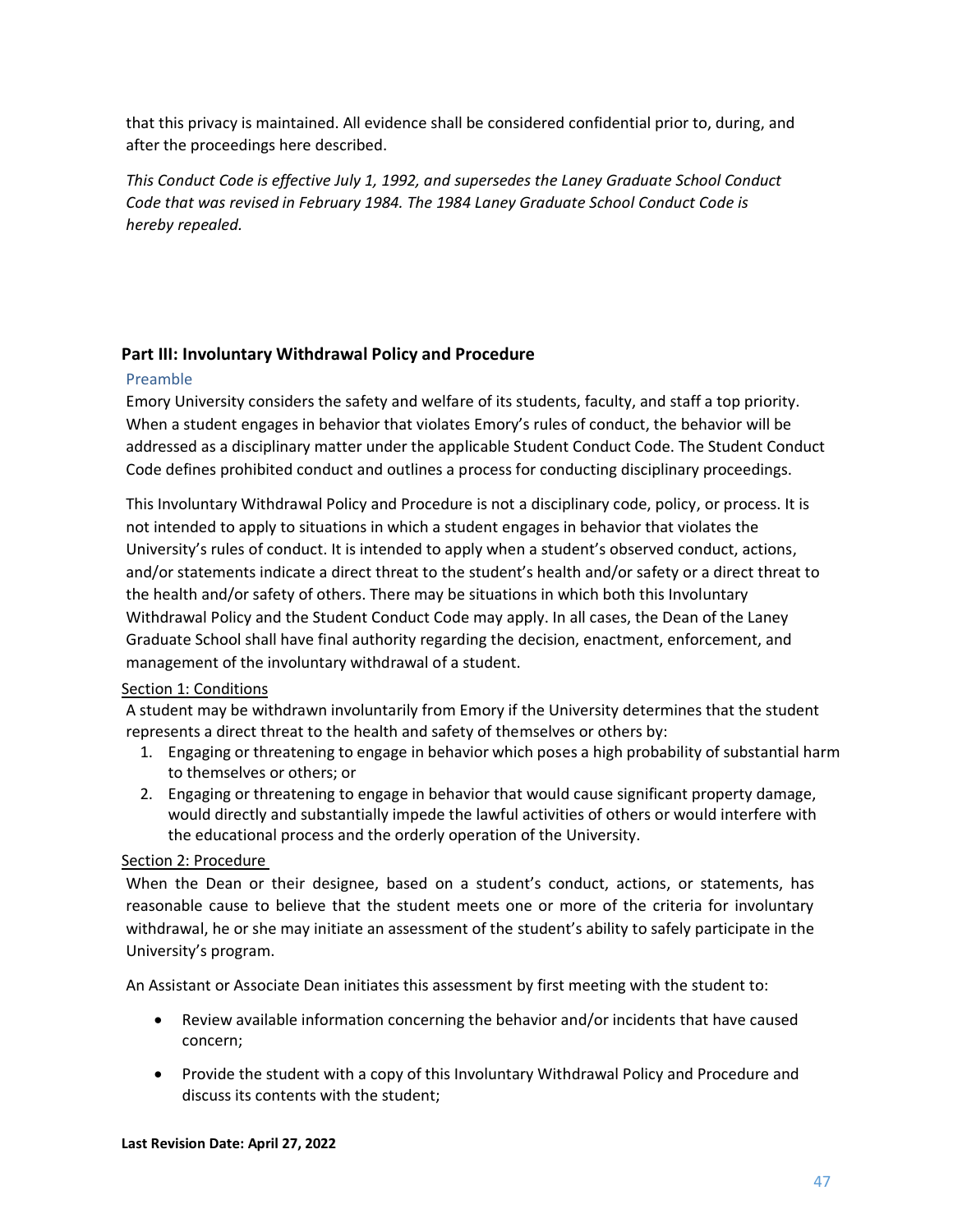that this privacy is maintained. All evidence shall be considered confidential prior to, during, and after the proceedings here described.

*This Conduct Code is effective July 1, 1992, and supersedes the Laney Graduate School Conduct Code that was revised in February 1984. The 1984 Laney Graduate School Conduct Code is hereby repealed.*

## Part III: Involuntary Withdrawal Policy and Procedure

### Preamble

Emory University considers the safety and welfare of its students, faculty, and staff a top priority. When a student engages in behavior that violates Emory's rules of conduct, the behavior will be addressed as a disciplinary matter under the applicable Student Conduct Code. The Student Conduct Code defines prohibited conduct and outlines a process for conducting disciplinary proceedings.

This Involuntary Withdrawal Policy and Procedure is not a disciplinary code, policy, or process. It is not intended to apply to situations in which a student engages in behavior that violates the University's rules of conduct. It is intended to apply when a student's observed conduct, actions, and/or statements indicate a direct threat to the student's health and/or safety or a direct threat to the health and/or safety of others. There may be situations in which both this Involuntary Withdrawal Policy and the Student Conduct Code may apply. In all cases, the Dean of the Laney Graduate School shall have final authority regarding the decision, enactment, enforcement, and management of the involuntary withdrawal of a student.

### Section 1: Conditions

A student may be withdrawn involuntarily from Emory if the University determines that the student represents a direct threat to the health and safety of themselves or others by:

1. Engaging or threatening to engage in behavior which poses a high probability of substantial harm to themselves or others; or
2. Engaging or threatening to engage in behavior that would cause significant property damage, would directly and substantially impede the lawful activities of others or would interfere with the educational process and the orderly operation of the University.

### Section 2: Procedure

When the Dean or their designee, based on a student's conduct, actions, or statements, has reasonable cause to believe that the student meets one or more of the criteria for involuntary withdrawal, he or she may initiate an assessment of the student's ability to safely participate in the University's program.

An Assistant or Associate Dean initiates this assessment by first meeting with the student to:

- Review available information concerning the behavior and/or incidents that have caused concern;
- Provide the student with a copy of this Involuntary Withdrawal Policy and Procedure and discuss its contents with the student;

**Last Revision Date: April 27, 2022**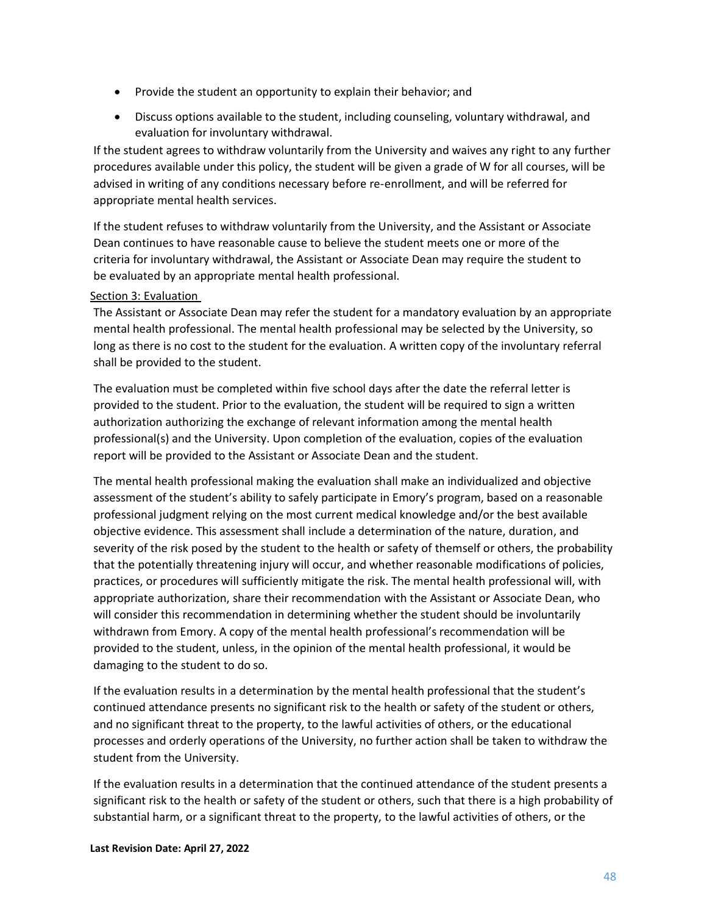- Provide the student an opportunity to explain their behavior; and
- Discuss options available to the student, including counseling, voluntary withdrawal, and evaluation for involuntary withdrawal.

If the student agrees to withdraw voluntarily from the University and waives any right to any further procedures available under this policy, the student will be given a grade of W for all courses, will be advised in writing of any conditions necessary before re-enrollment, and will be referred for appropriate mental health services.

If the student refuses to withdraw voluntarily from the University, and the Assistant or Associate Dean continues to have reasonable cause to believe the student meets one or more of the criteria for involuntary withdrawal, the Assistant or Associate Dean may require the student to be evaluated by an appropriate mental health professional.

Section 3: Evaluation

The Assistant or Associate Dean may refer the student for a mandatory evaluation by an appropriate mental health professional. The mental health professional may be selected by the University, so long as there is no cost to the student for the evaluation. A written copy of the involuntary referral shall be provided to the student.

The evaluation must be completed within five school days after the date the referral letter is provided to the student. Prior to the evaluation, the student will be required to sign a written authorization authorizing the exchange of relevant information among the mental health professional(s) and the University. Upon completion of the evaluation, copies of the evaluation report will be provided to the Assistant or Associate Dean and the student.

The mental health professional making the evaluation shall make an individualized and objective assessment of the student's ability to safely participate in Emory's program, based on a reasonable professional judgment relying on the most current medical knowledge and/or the best available objective evidence. This assessment shall include a determination of the nature, duration, and severity of the risk posed by the student to the health or safety of themself or others, the probability that the potentially threatening injury will occur, and whether reasonable modifications of policies, practices, or procedures will sufficiently mitigate the risk. The mental health professional will, with appropriate authorization, share their recommendation with the Assistant or Associate Dean, who will consider this recommendation in determining whether the student should be involuntarily withdrawn from Emory. A copy of the mental health professional's recommendation will be provided to the student, unless, in the opinion of the mental health professional, it would be damaging to the student to do so.

If the evaluation results in a determination by the mental health professional that the student's continued attendance presents no significant risk to the health or safety of the student or others, and no significant threat to the property, to the lawful activities of others, or the educational processes and orderly operations of the University, no further action shall be taken to withdraw the student from the University.

If the evaluation results in a determination that the continued attendance of the student presents a significant risk to the health or safety of the student or others, such that there is a high probability of substantial harm, or a significant threat to the property, to the lawful activities of others, or the

**Last Revision Date: April 27, 2022**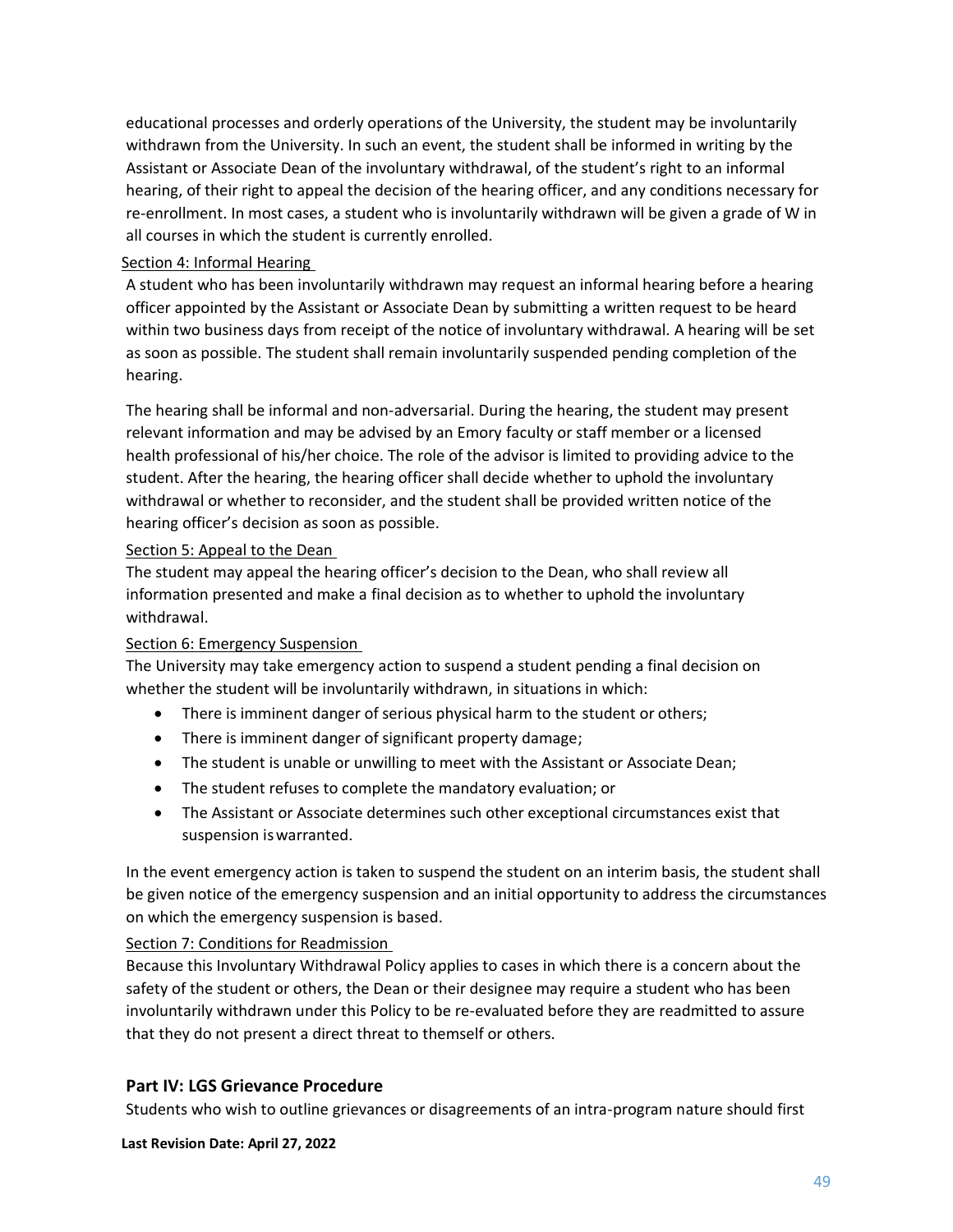educational processes and orderly operations of the University, the student may be involuntarily withdrawn from the University. In such an event, the student shall be informed in writing by the Assistant or Associate Dean of the involuntary withdrawal, of the student's right to an informal hearing, of their right to appeal the decision of the hearing officer, and any conditions necessary for re-enrollment. In most cases, a student who is involuntarily withdrawn will be given a grade of W in all courses in which the student is currently enrolled.

Section 4: Informal Hearing

A student who has been involuntarily withdrawn may request an informal hearing before a hearing officer appointed by the Assistant or Associate Dean by submitting a written request to be heard within two business days from receipt of the notice of involuntary withdrawal. A hearing will be set as soon as possible. The student shall remain involuntarily suspended pending completion of the hearing.

The hearing shall be informal and non-adversarial. During the hearing, the student may present relevant information and may be advised by an Emory faculty or staff member or a licensed health professional of his/her choice. The role of the advisor is limited to providing advice to the student. After the hearing, the hearing officer shall decide whether to uphold the involuntary withdrawal or whether to reconsider, and the student shall be provided written notice of the hearing officer's decision as soon as possible.

Section 5: Appeal to the Dean

The student may appeal the hearing officer's decision to the Dean, who shall review all information presented and make a final decision as to whether to uphold the involuntary withdrawal.

Section 6: Emergency Suspension

The University may take emergency action to suspend a student pending a final decision on whether the student will be involuntarily withdrawn, in situations in which:

- There is imminent danger of serious physical harm to the student or others;
- There is imminent danger of significant property damage;
- The student is unable or unwilling to meet with the Assistant or Associate Dean;
- The student refuses to complete the mandatory evaluation; or
- The Assistant or Associate determines such other exceptional circumstances exist that suspension is warranted.

In the event emergency action is taken to suspend the student on an interim basis, the student shall be given notice of the emergency suspension and an initial opportunity to address the circumstances on which the emergency suspension is based.

Section 7: Conditions for Readmission

Because this Involuntary Withdrawal Policy applies to cases in which there is a concern about the safety of the student or others, the Dean or their designee may require a student who has been involuntarily withdrawn under this Policy to be re-evaluated before they are readmitted to assure that they do not present a direct threat to themself or others.

### Part IV: LGS Grievance Procedure

Students who wish to outline grievances or disagreements of an intra-program nature should first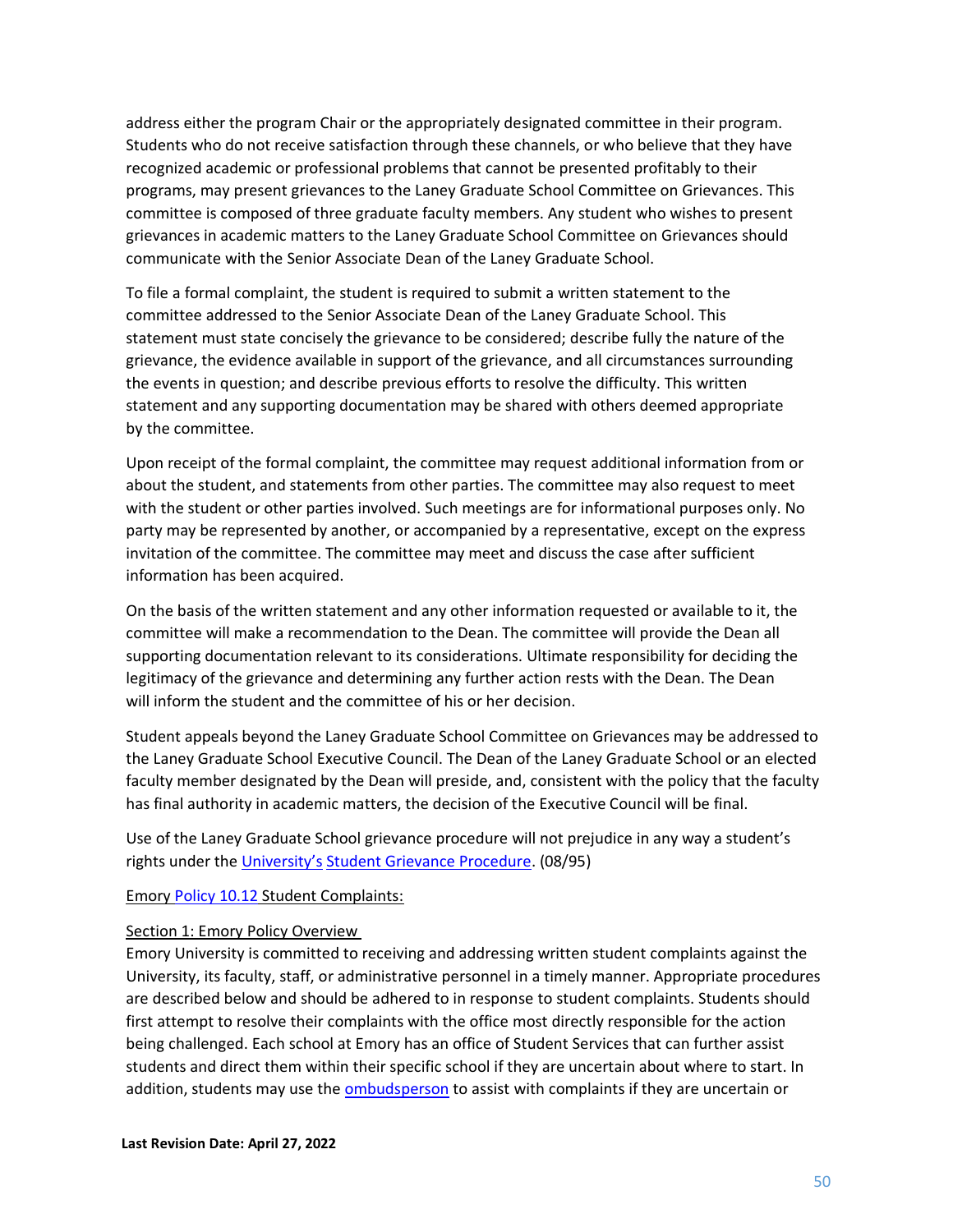address either the program Chair or the appropriately designated committee in their program. Students who do not receive satisfaction through these channels, or who believe that they have recognized academic or professional problems that cannot be presented profitably to their programs, may present grievances to the Laney Graduate School Committee on Grievances. This committee is composed of three graduate faculty members. Any student who wishes to present grievances in academic matters to the Laney Graduate School Committee on Grievances should communicate with the Senior Associate Dean of the Laney Graduate School.

To file a formal complaint, the student is required to submit a written statement to the committee addressed to the Senior Associate Dean of the Laney Graduate School. This statement must state concisely the grievance to be considered; describe fully the nature of the grievance, the evidence available in support of the grievance, and all circumstances surrounding the events in question; and describe previous efforts to resolve the difficulty. This written statement and any supporting documentation may be shared with others deemed appropriate by the committee.

Upon receipt of the formal complaint, the committee may request additional information from or about the student, and statements from other parties. The committee may also request to meet with the student or other parties involved. Such meetings are for informational purposes only. No party may be represented by another, or accompanied by a representative, except on the express invitation of the committee. The committee may meet and discuss the case after sufficient information has been acquired.

On the basis of the written statement and any other information requested or available to it, the committee will make a recommendation to the Dean. The committee will provide the Dean all supporting documentation relevant to its considerations. Ultimate responsibility for deciding the legitimacy of the grievance and determining any further action rests with the Dean. The Dean will inform the student and the committee of his or her decision.

Student appeals beyond the Laney Graduate School Committee on Grievances may be addressed to the Laney Graduate School Executive Council. The Dean of the Laney Graduate School or an elected faculty member designated by the Dean will preside, and, consistent with the policy that the faculty has final authority in academic matters, the decision of the Executive Council will be final.

Use of the Laney Graduate School grievance procedure will not prejudice in any way a student's rights under the University's Student Grievance Procedure. (08/95)

Emory Policy 10.12 Student Complaints:

Section 1: Emory Policy Overview

Emory University is committed to receiving and addressing written student complaints against the University, its faculty, staff, or administrative personnel in a timely manner. Appropriate procedures are described below and should be adhered to in response to student complaints. Students should first attempt to resolve their complaints with the office most directly responsible for the action being challenged. Each school at Emory has an office of Student Services that can further assist students and direct them within their specific school if they are uncertain about where to start. In addition, students may use the ombudsperson to assist with complaints if they are uncertain or

**Last Revision Date: April 27, 2022**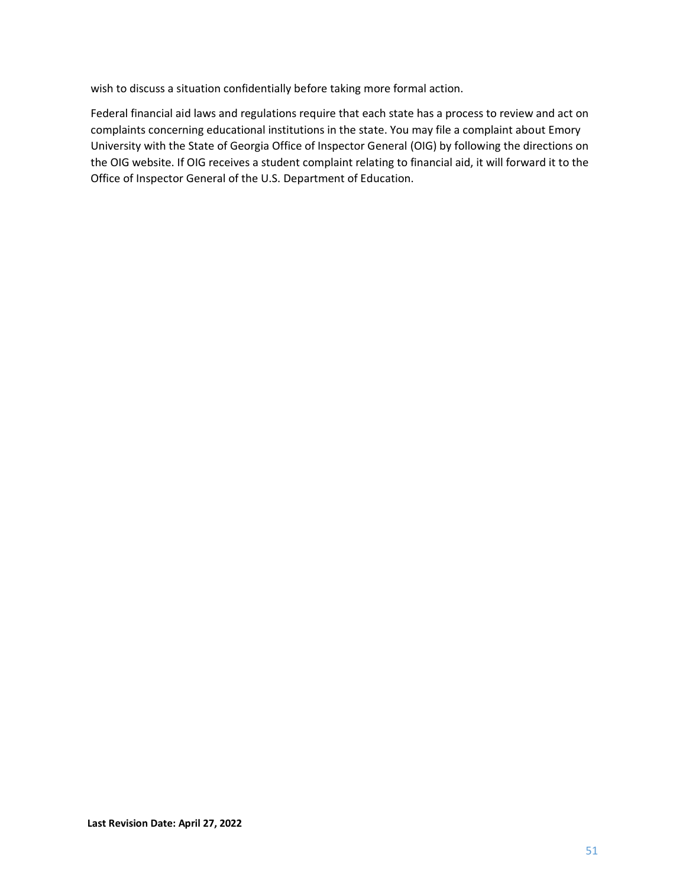wish to discuss a situation confidentially before taking more formal action.

Federal financial aid laws and regulations require that each state has a process to review and act on complaints concerning educational institutions in the state. You may file a complaint about Emory University with the State of Georgia Office of Inspector General (OIG) by following the directions on the OIG website. If OIG receives a student complaint relating to financial aid, it will forward it to the Office of Inspector General of the U.S. Department of Education.

**Last Revision Date: April 27, 2022**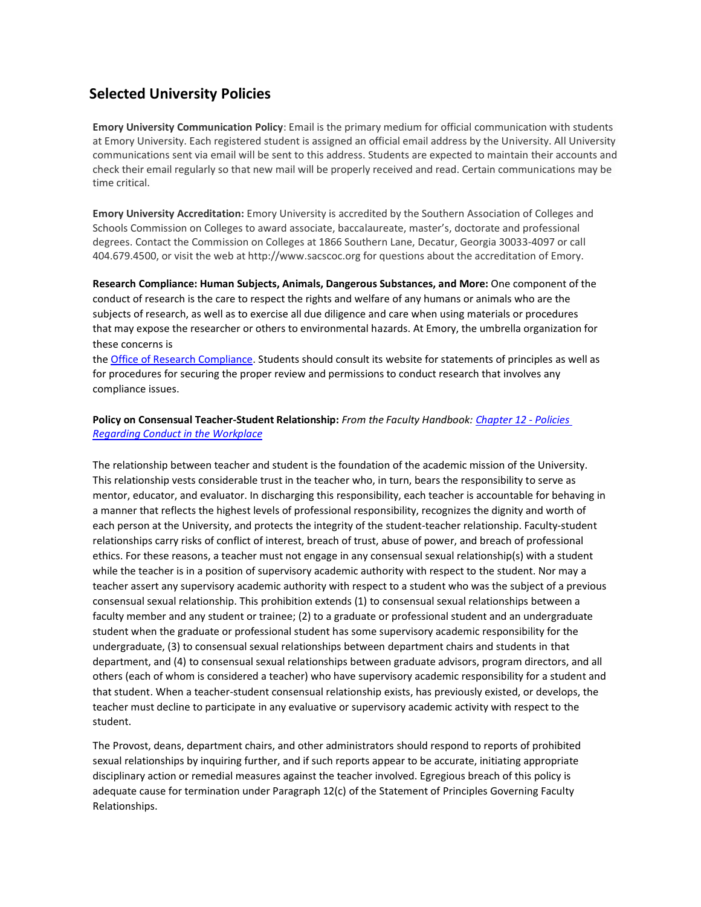## Selected University Policies

**Emory University Communication Policy**: Email is the primary medium for official communication with students at Emory University. Each registered student is assigned an official email address by the University. All University communications sent via email will be sent to this address. Students are expected to maintain their accounts and check their email regularly so that new mail will be properly received and read. Certain communications may be time critical.

**Emory University Accreditation:** Emory University is accredited by the Southern Association of Colleges and Schools Commission on Colleges to award associate, baccalaureate, master's, doctorate and professional degrees. Contact the Commission on Colleges at 1866 Southern Lane, Decatur, Georgia 30033-4097 or call 404.679.4500, or visit the web at http://www.sacscoc.org for questions about the accreditation of Emory.

**Research Compliance: Human Subjects, Animals, Dangerous Substances, and More:** One component of the conduct of research is the care to respect the rights and welfare of any humans or animals who are the subjects of research, as well as to exercise all due diligence and care when using materials or procedures that may expose the researcher or others to environmental hazards. At Emory, the umbrella organization for these concerns is the Office of Research Compliance. Students should consult its website for statements of principles as well as for procedures for securing the proper review and permissions to conduct research that involves any compliance issues.

**Policy on Consensual Teacher-Student Relationship:** *From the Faculty Handbook: Chapter 12 - Policies Regarding Conduct in the Workplace*

The relationship between teacher and student is the foundation of the academic mission of the University. This relationship vests considerable trust in the teacher who, in turn, bears the responsibility to serve as mentor, educator, and evaluator. In discharging this responsibility, each teacher is accountable for behaving in a manner that reflects the highest levels of professional responsibility, recognizes the dignity and worth of each person at the University, and protects the integrity of the student-teacher relationship. Faculty-student relationships carry risks of conflict of interest, breach of trust, abuse of power, and breach of professional ethics. For these reasons, a teacher must not engage in any consensual sexual relationship(s) with a student while the teacher is in a position of supervisory academic authority with respect to the student. Nor may a teacher assert any supervisory academic authority with respect to a student who was the subject of a previous consensual sexual relationship. This prohibition extends (1) to consensual sexual relationships between a faculty member and any student or trainee; (2) to a graduate or professional student and an undergraduate student when the graduate or professional student has some supervisory academic responsibility for the undergraduate, (3) to consensual sexual relationships between department chairs and students in that department, and (4) to consensual sexual relationships between graduate advisors, program directors, and all others (each of whom is considered a teacher) who have supervisory academic responsibility for a student and that student. When a teacher-student consensual relationship exists, has previously existed, or develops, the teacher must decline to participate in any evaluative or supervisory academic activity with respect to the student.

The Provost, deans, department chairs, and other administrators should respond to reports of prohibited sexual relationships by inquiring further, and if such reports appear to be accurate, initiating appropriate disciplinary action or remedial measures against the teacher involved. Egregious breach of this policy is adequate cause for termination under Paragraph 12(c) of the Statement of Principles Governing Faculty Relationships.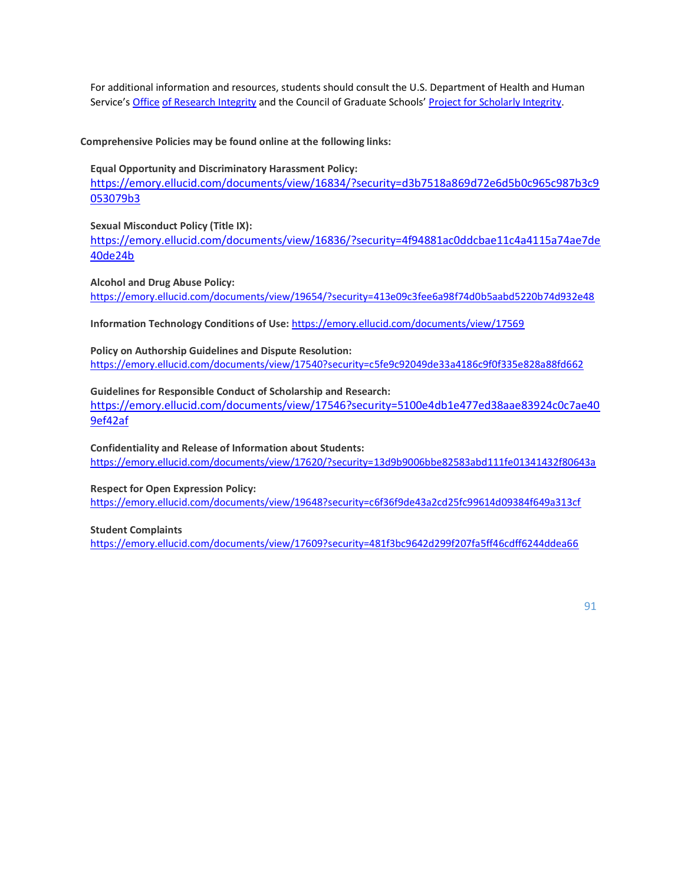For additional information and resources, students should consult the U.S. Department of Health and Human Service's Office of Research Integrity and the Council of Graduate Schools' Project for Scholarly Integrity.

**Comprehensive Policies may be found online at the following links:**

**Equal Opportunity and Discriminatory Harassment Policy:**
https://emory.ellucid.com/documents/view/16834/?security=d3b7518a869d72e6d5b0c965c987b3c9053079b3

**Sexual Misconduct Policy (Title IX):**
https://emory.ellucid.com/documents/view/16836/?security=4f94881ac0ddcbae11c4a4115a74ae7de40de24b

**Alcohol and Drug Abuse Policy:**
https://emory.ellucid.com/documents/view/19654/?security=413e09c3fee6a98f74d0b5aabd5220b74d932e48

**Information Technology Conditions of Use:** https://emory.ellucid.com/documents/view/17569

**Policy on Authorship Guidelines and Dispute Resolution:**
https://emory.ellucid.com/documents/view/17540?security=c5fe9c92049de33a4186c9f0f335e828a88fd662

**Guidelines for Responsible Conduct of Scholarship and Research:**
https://emory.ellucid.com/documents/view/17546?security=5100e4db1e477ed38aae83924c0c7ae409ef42af

**Confidentiality and Release of Information about Students:**
https://emory.ellucid.com/documents/view/17620/?security=13d9b9006bbe82583abd111fe01341432f80643a

**Respect for Open Expression Policy:**
https://emory.ellucid.com/documents/view/19648?security=c6f36f9de43a2cd25fc99614d09384f649a313cf

**Student Complaints**
https://emory.ellucid.com/documents/view/17609?security=481f3bc9642d299f207fa5ff46cdff6244ddea66